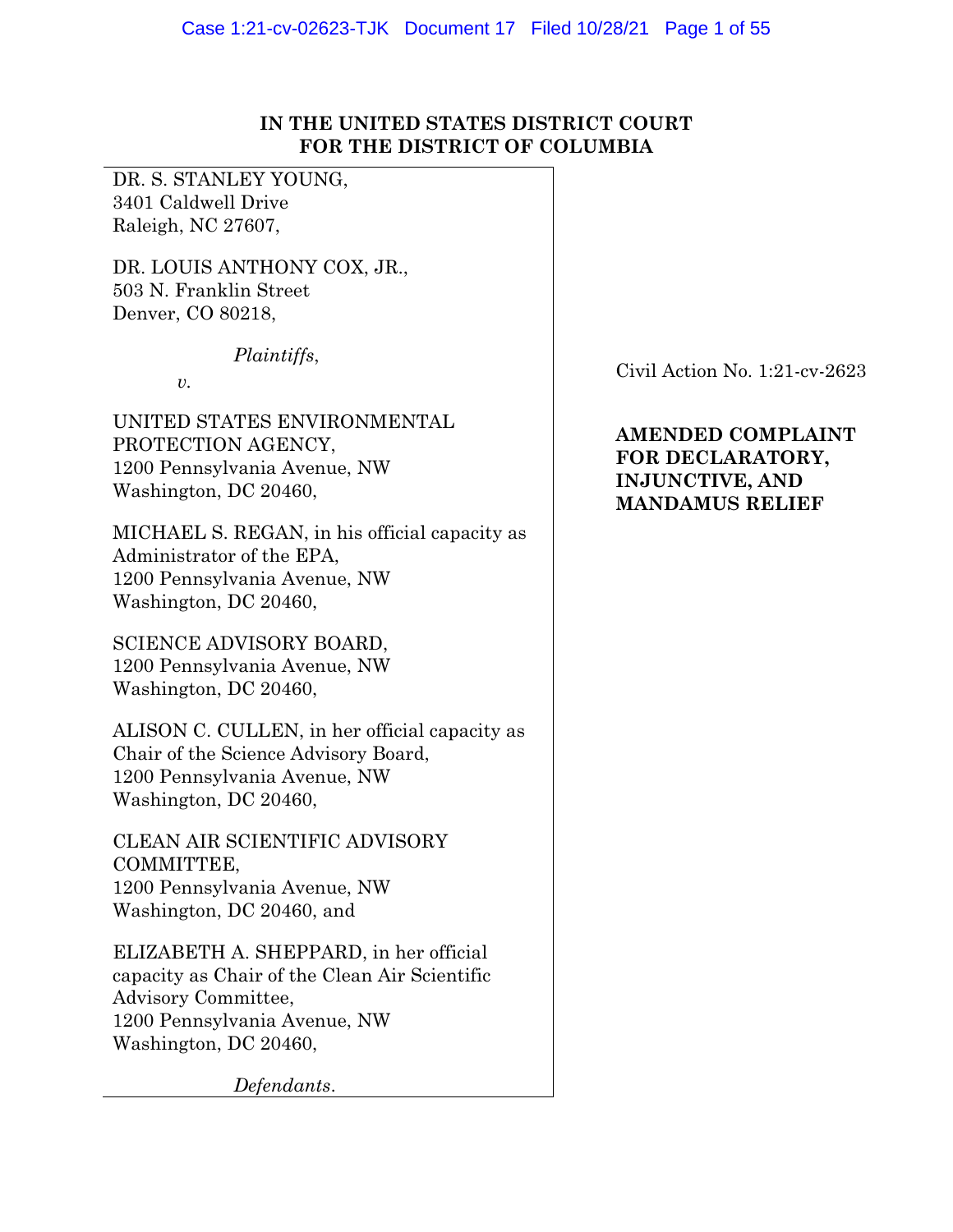**IN THE UNITED STATES DISTRICT COURT**
**FOR THE DISTRICT OF COLUMBIA**

DR. S. STANLEY YOUNG,
3401 Caldwell Drive
Raleigh, NC 27607,

DR. LOUIS ANTHONY COX, JR.,
503 N. Franklin Street
Denver, CO 80218,

*Plaintiffs*,

*v.*

UNITED STATES ENVIRONMENTAL PROTECTION AGENCY,
1200 Pennsylvania Avenue, NW
Washington, DC 20460,

MICHAEL S. REGAN, in his official capacity as Administrator of the EPA,
1200 Pennsylvania Avenue, NW
Washington, DC 20460,

SCIENCE ADVISORY BOARD,
1200 Pennsylvania Avenue, NW
Washington, DC 20460,

ALISON C. CULLEN, in her official capacity as Chair of the Science Advisory Board,
1200 Pennsylvania Avenue, NW
Washington, DC 20460,

CLEAN AIR SCIENTIFIC ADVISORY COMMITTEE,
1200 Pennsylvania Avenue, NW
Washington, DC 20460, and

ELIZABETH A. SHEPPARD, in her official capacity as Chair of the Clean Air Scientific Advisory Committee,
1200 Pennsylvania Avenue, NW
Washington, DC 20460,

*Defendants*.

Civil Action No. 1:21-cv-2623

**AMENDED COMPLAINT FOR DECLARATORY, INJUNCTIVE, AND MANDAMUS RELIEF**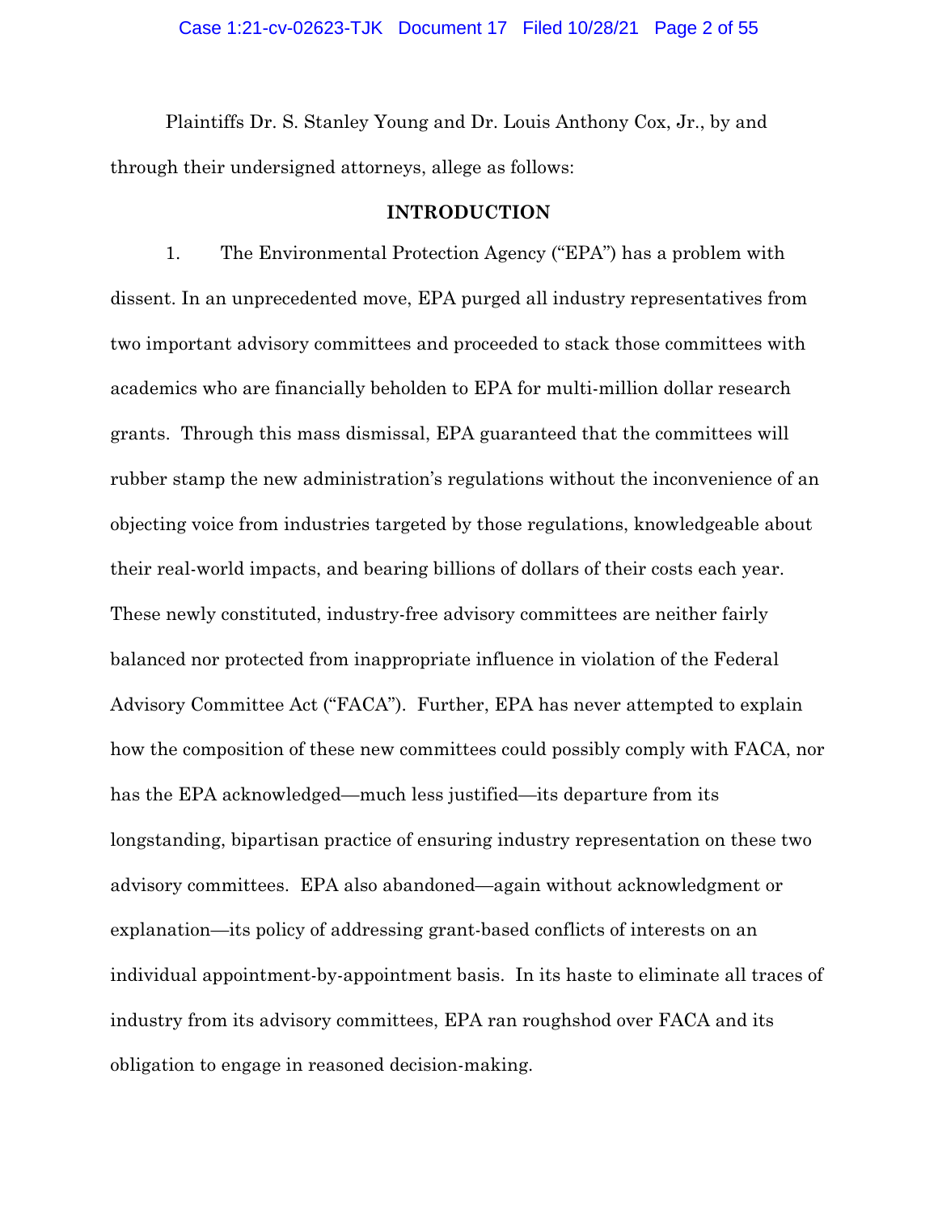Plaintiffs Dr. S. Stanley Young and Dr. Louis Anthony Cox, Jr., by and through their undersigned attorneys, allege as follows:

## INTRODUCTION

1. The Environmental Protection Agency ("EPA") has a problem with dissent. In an unprecedented move, EPA purged all industry representatives from two important advisory committees and proceeded to stack those committees with academics who are financially beholden to EPA for multi-million dollar research grants. Through this mass dismissal, EPA guaranteed that the committees will rubber stamp the new administration's regulations without the inconvenience of an objecting voice from industries targeted by those regulations, knowledgeable about their real-world impacts, and bearing billions of dollars of their costs each year. These newly constituted, industry-free advisory committees are neither fairly balanced nor protected from inappropriate influence in violation of the Federal Advisory Committee Act ("FACA"). Further, EPA has never attempted to explain how the composition of these new committees could possibly comply with FACA, nor has the EPA acknowledged—much less justified—its departure from its longstanding, bipartisan practice of ensuring industry representation on these two advisory committees. EPA also abandoned—again without acknowledgment or explanation—its policy of addressing grant-based conflicts of interests on an individual appointment-by-appointment basis. In its haste to eliminate all traces of industry from its advisory committees, EPA ran roughshod over FACA and its obligation to engage in reasoned decision-making.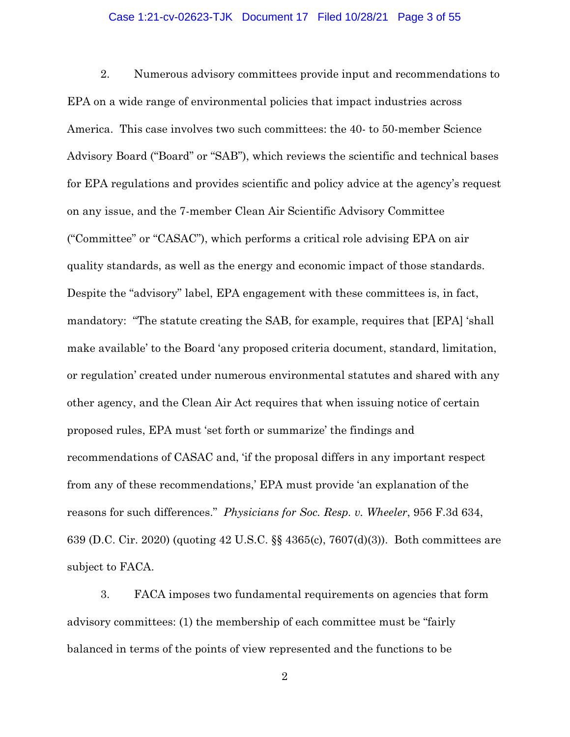2. Numerous advisory committees provide input and recommendations to EPA on a wide range of environmental policies that impact industries across America. This case involves two such committees: the 40- to 50-member Science Advisory Board ("Board" or "SAB"), which reviews the scientific and technical bases for EPA regulations and provides scientific and policy advice at the agency's request on any issue, and the 7-member Clean Air Scientific Advisory Committee ("Committee" or "CASAC"), which performs a critical role advising EPA on air quality standards, as well as the energy and economic impact of those standards. Despite the "advisory" label, EPA engagement with these committees is, in fact, mandatory: "The statute creating the SAB, for example, requires that [EPA] 'shall make available' to the Board 'any proposed criteria document, standard, limitation, or regulation' created under numerous environmental statutes and shared with any other agency, and the Clean Air Act requires that when issuing notice of certain proposed rules, EPA must 'set forth or summarize' the findings and recommendations of CASAC and, 'if the proposal differs in any important respect from any of these recommendations,' EPA must provide 'an explanation of the reasons for such differences." *Physicians for Soc. Resp. v. Wheeler*, 956 F.3d 634, 639 (D.C. Cir. 2020) (quoting 42 U.S.C. §§ 4365(c), 7607(d)(3)). Both committees are subject to FACA.

3. FACA imposes two fundamental requirements on agencies that form advisory committees: (1) the membership of each committee must be "fairly balanced in terms of the points of view represented and the functions to be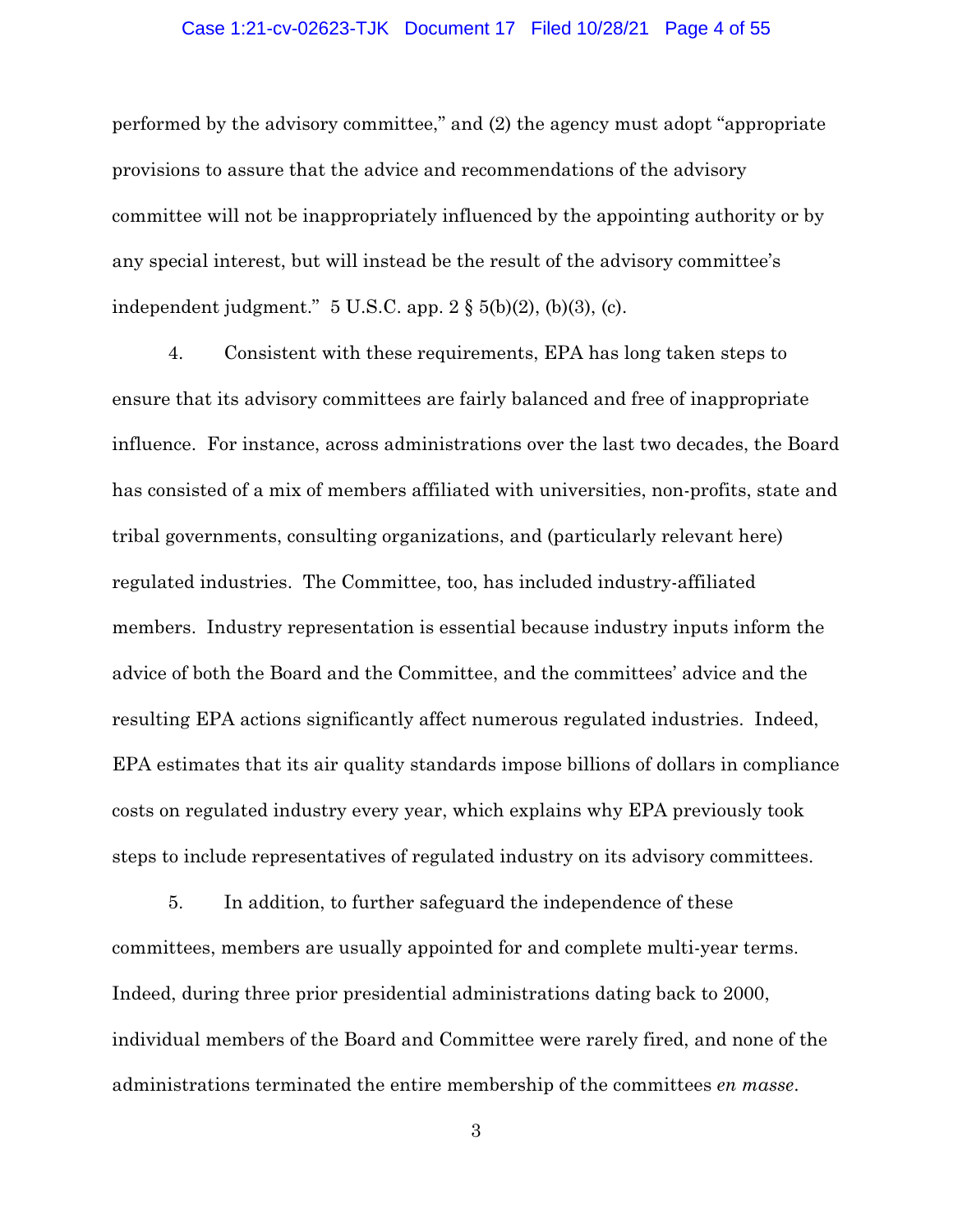performed by the advisory committee," and (2) the agency must adopt "appropriate provisions to assure that the advice and recommendations of the advisory committee will not be inappropriately influenced by the appointing authority or by any special interest, but will instead be the result of the advisory committee's independent judgment." 5 U.S.C. app. 2 § 5(b)(2), (b)(3), (c).

4. Consistent with these requirements, EPA has long taken steps to ensure that its advisory committees are fairly balanced and free of inappropriate influence. For instance, across administrations over the last two decades, the Board has consisted of a mix of members affiliated with universities, non-profits, state and tribal governments, consulting organizations, and (particularly relevant here) regulated industries. The Committee, too, has included industry-affiliated members. Industry representation is essential because industry inputs inform the advice of both the Board and the Committee, and the committees' advice and the resulting EPA actions significantly affect numerous regulated industries. Indeed, EPA estimates that its air quality standards impose billions of dollars in compliance costs on regulated industry every year, which explains why EPA previously took steps to include representatives of regulated industry on its advisory committees.

5. In addition, to further safeguard the independence of these committees, members are usually appointed for and complete multi-year terms. Indeed, during three prior presidential administrations dating back to 2000, individual members of the Board and Committee were rarely fired, and none of the administrations terminated the entire membership of the committees *en masse*.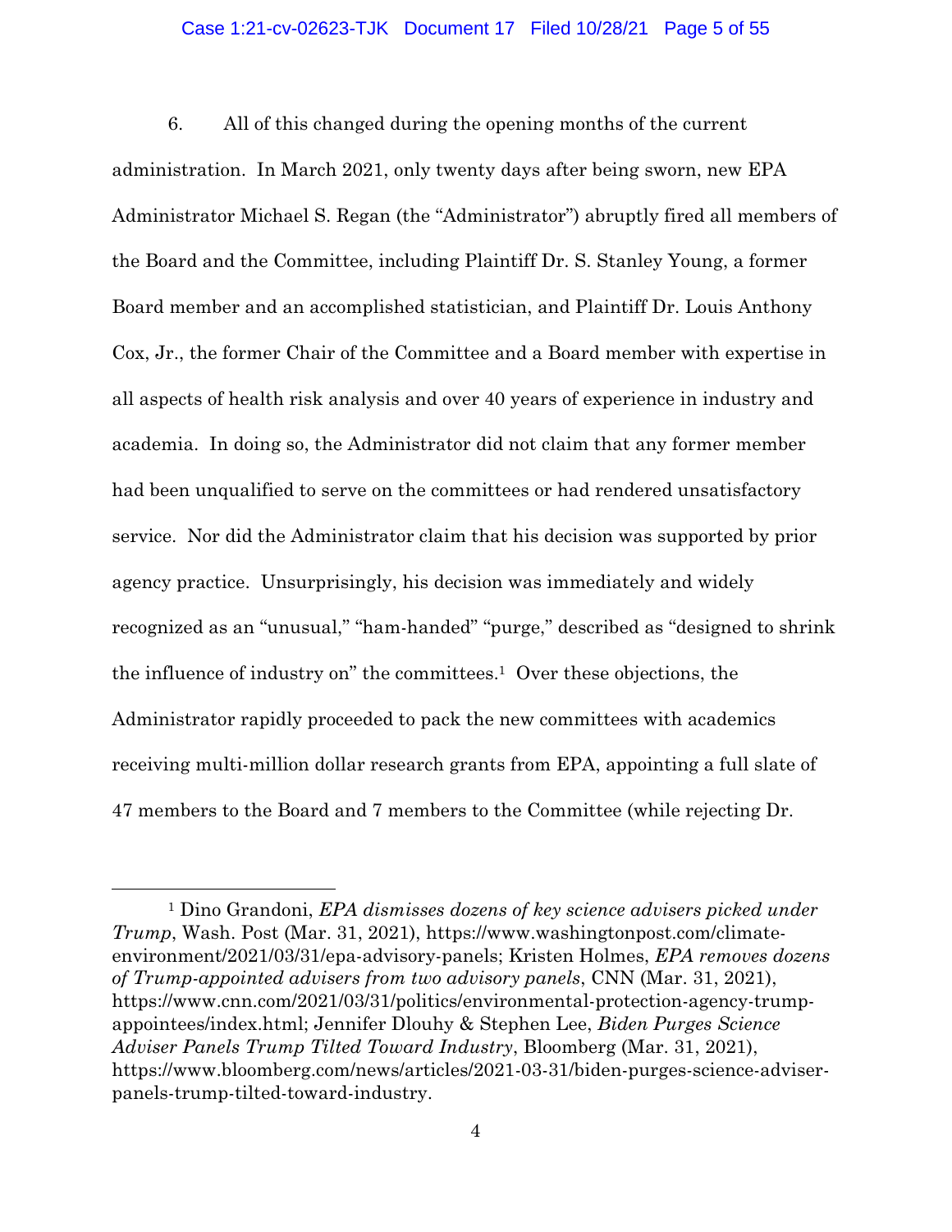6. All of this changed during the opening months of the current administration. In March 2021, only twenty days after being sworn, new EPA Administrator Michael S. Regan (the "Administrator") abruptly fired all members of the Board and the Committee, including Plaintiff Dr. S. Stanley Young, a former Board member and an accomplished statistician, and Plaintiff Dr. Louis Anthony Cox, Jr., the former Chair of the Committee and a Board member with expertise in all aspects of health risk analysis and over 40 years of experience in industry and academia. In doing so, the Administrator did not claim that any former member had been unqualified to serve on the committees or had rendered unsatisfactory service. Nor did the Administrator claim that his decision was supported by prior agency practice. Unsurprisingly, his decision was immediately and widely recognized as an "unusual," "ham-handed" "purge," described as "designed to shrink the influence of industry on" the committees.[1] Over these objections, the Administrator rapidly proceeded to pack the new committees with academics receiving multi-million dollar research grants from EPA, appointing a full slate of 47 members to the Board and 7 members to the Committee (while rejecting Dr.

---

[1] Dino Grandoni, *EPA dismisses dozens of key science advisers picked under Trump*, Wash. Post (Mar. 31, 2021), https://www.washingtonpost.com/climate-environment/2021/03/31/epa-advisory-panels; Kristen Holmes, *EPA removes dozens of Trump-appointed advisers from two advisory panels*, CNN (Mar. 31, 2021), https://www.cnn.com/2021/03/31/politics/environmental-protection-agency-trump-appointees/index.html; Jennifer Dlouhy & Stephen Lee, *Biden Purges Science Adviser Panels Trump Tilted Toward Industry*, Bloomberg (Mar. 31, 2021), https://www.bloomberg.com/news/articles/2021-03-31/biden-purges-science-adviser-panels-trump-tilted-toward-industry.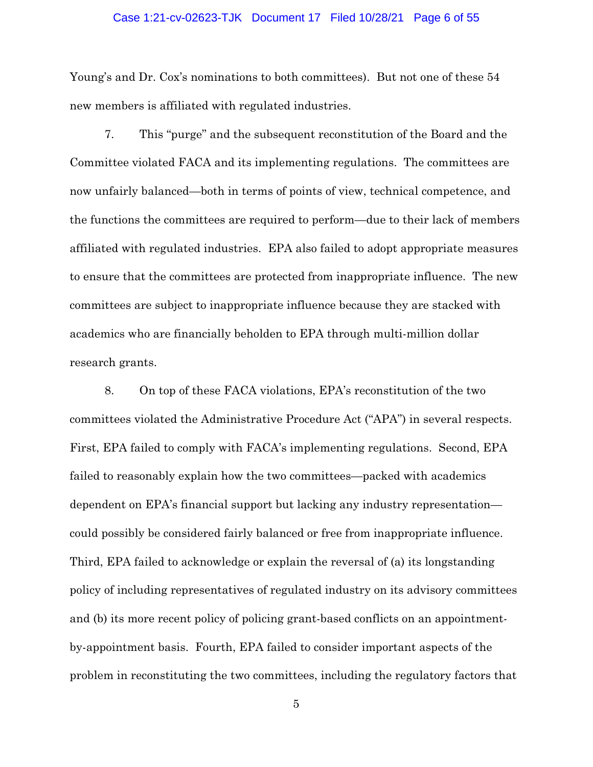Young's and Dr. Cox's nominations to both committees). But not one of these 54 new members is affiliated with regulated industries.

7. This "purge" and the subsequent reconstitution of the Board and the Committee violated FACA and its implementing regulations. The committees are now unfairly balanced—both in terms of points of view, technical competence, and the functions the committees are required to perform—due to their lack of members affiliated with regulated industries. EPA also failed to adopt appropriate measures to ensure that the committees are protected from inappropriate influence. The new committees are subject to inappropriate influence because they are stacked with academics who are financially beholden to EPA through multi-million dollar research grants.

8. On top of these FACA violations, EPA's reconstitution of the two committees violated the Administrative Procedure Act ("APA") in several respects. First, EPA failed to comply with FACA's implementing regulations. Second, EPA failed to reasonably explain how the two committees—packed with academics dependent on EPA's financial support but lacking any industry representation—could possibly be considered fairly balanced or free from inappropriate influence. Third, EPA failed to acknowledge or explain the reversal of (a) its longstanding policy of including representatives of regulated industry on its advisory committees and (b) its more recent policy of policing grant-based conflicts on an appointment-by-appointment basis. Fourth, EPA failed to consider important aspects of the problem in reconstituting the two committees, including the regulatory factors that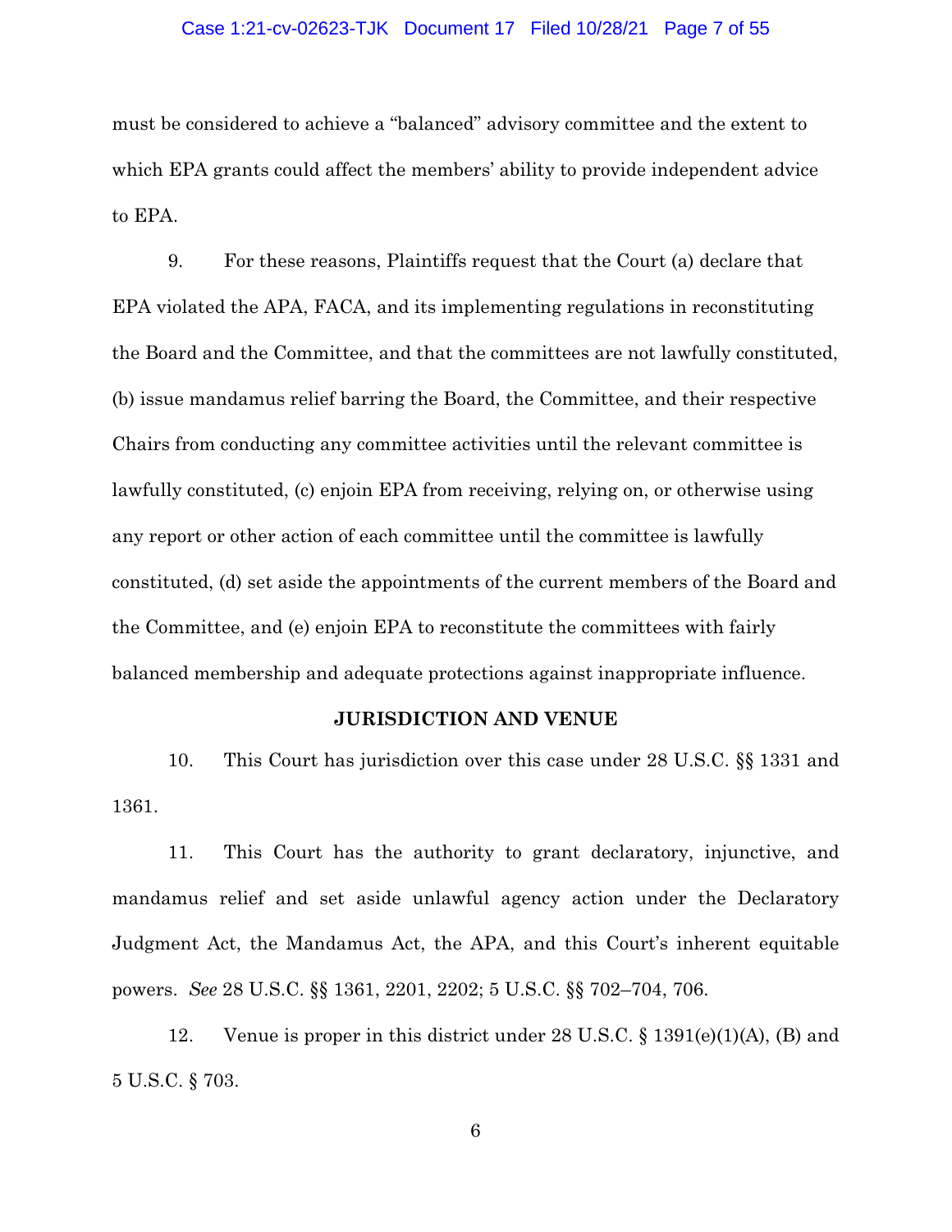must be considered to achieve a "balanced" advisory committee and the extent to which EPA grants could affect the members' ability to provide independent advice to EPA.

9. For these reasons, Plaintiffs request that the Court (a) declare that EPA violated the APA, FACA, and its implementing regulations in reconstituting the Board and the Committee, and that the committees are not lawfully constituted, (b) issue mandamus relief barring the Board, the Committee, and their respective Chairs from conducting any committee activities until the relevant committee is lawfully constituted, (c) enjoin EPA from receiving, relying on, or otherwise using any report or other action of each committee until the committee is lawfully constituted, (d) set aside the appointments of the current members of the Board and the Committee, and (e) enjoin EPA to reconstitute the committees with fairly balanced membership and adequate protections against inappropriate influence.

## JURISDICTION AND VENUE

10. This Court has jurisdiction over this case under 28 U.S.C. §§ 1331 and 1361.

11. This Court has the authority to grant declaratory, injunctive, and mandamus relief and set aside unlawful agency action under the Declaratory Judgment Act, the Mandamus Act, the APA, and this Court's inherent equitable powers. *See* 28 U.S.C. §§ 1361, 2201, 2202; 5 U.S.C. §§ 702–704, 706.

12. Venue is proper in this district under 28 U.S.C. § 1391(e)(1)(A), (B) and 5 U.S.C. § 703.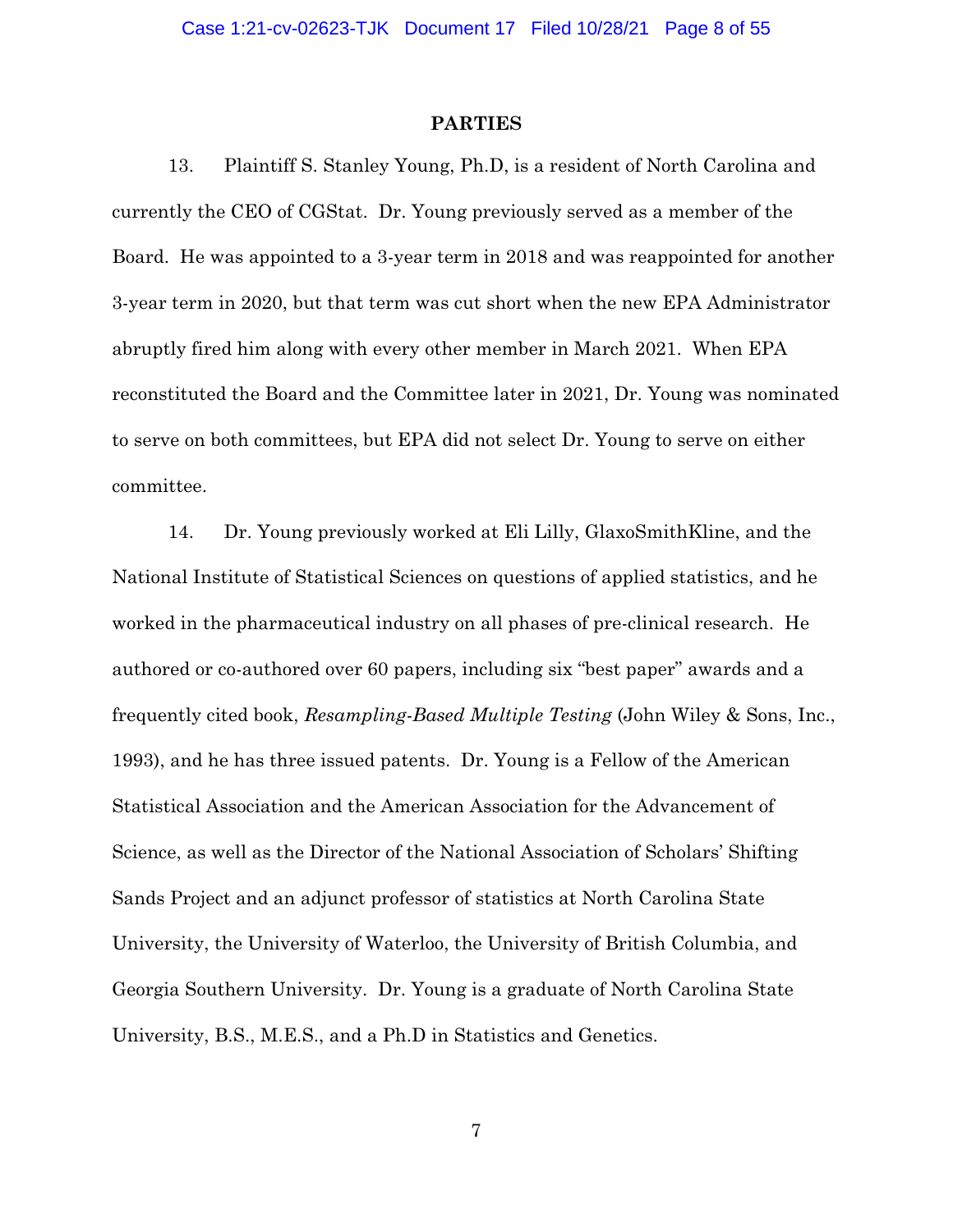## PARTIES

13. Plaintiff S. Stanley Young, Ph.D, is a resident of North Carolina and currently the CEO of CGStat. Dr. Young previously served as a member of the Board. He was appointed to a 3-year term in 2018 and was reappointed for another 3-year term in 2020, but that term was cut short when the new EPA Administrator abruptly fired him along with every other member in March 2021. When EPA reconstituted the Board and the Committee later in 2021, Dr. Young was nominated to serve on both committees, but EPA did not select Dr. Young to serve on either committee.

14. Dr. Young previously worked at Eli Lilly, GlaxoSmithKline, and the National Institute of Statistical Sciences on questions of applied statistics, and he worked in the pharmaceutical industry on all phases of pre-clinical research. He authored or co-authored over 60 papers, including six "best paper" awards and a frequently cited book, *Resampling-Based Multiple Testing* (John Wiley & Sons, Inc., 1993), and he has three issued patents. Dr. Young is a Fellow of the American Statistical Association and the American Association for the Advancement of Science, as well as the Director of the National Association of Scholars' Shifting Sands Project and an adjunct professor of statistics at North Carolina State University, the University of Waterloo, the University of British Columbia, and Georgia Southern University. Dr. Young is a graduate of North Carolina State University, B.S., M.E.S., and a Ph.D in Statistics and Genetics.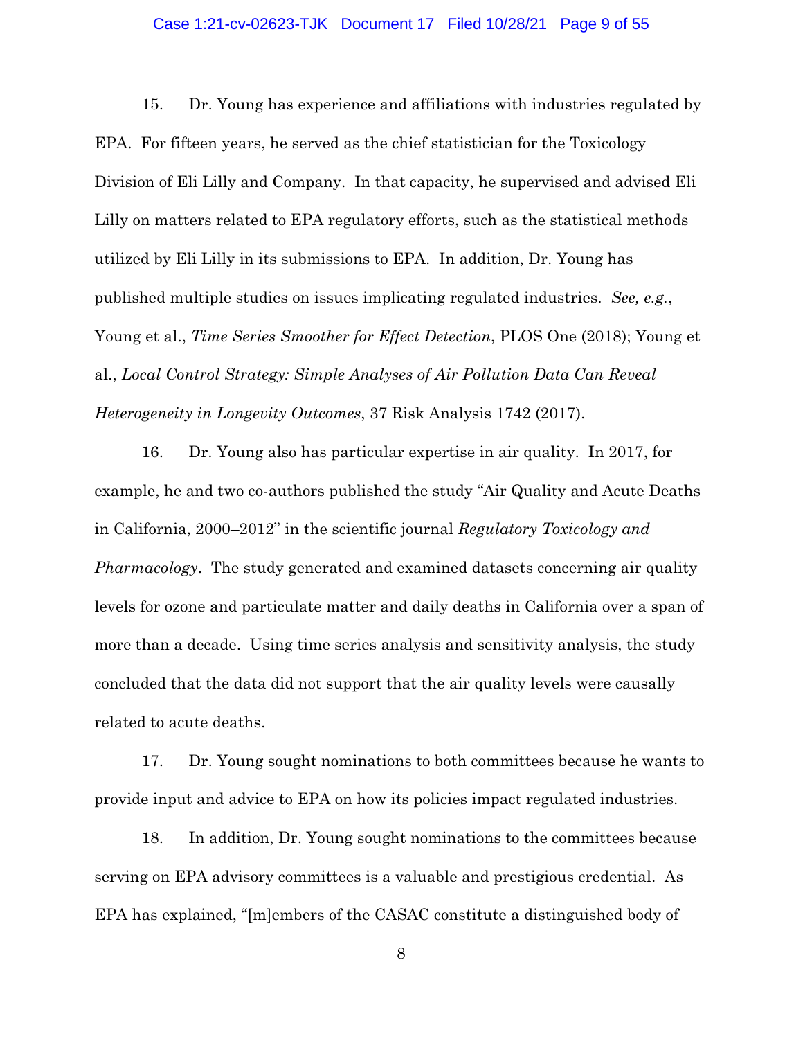15. Dr. Young has experience and affiliations with industries regulated by EPA. For fifteen years, he served as the chief statistician for the Toxicology Division of Eli Lilly and Company. In that capacity, he supervised and advised Eli Lilly on matters related to EPA regulatory efforts, such as the statistical methods utilized by Eli Lilly in its submissions to EPA. In addition, Dr. Young has published multiple studies on issues implicating regulated industries. *See, e.g.*, Young et al., *Time Series Smoother for Effect Detection*, PLOS One (2018); Young et al., *Local Control Strategy: Simple Analyses of Air Pollution Data Can Reveal Heterogeneity in Longevity Outcomes*, 37 Risk Analysis 1742 (2017).

16. Dr. Young also has particular expertise in air quality. In 2017, for example, he and two co-authors published the study "Air Quality and Acute Deaths in California, 2000–2012" in the scientific journal *Regulatory Toxicology and Pharmacology*. The study generated and examined datasets concerning air quality levels for ozone and particulate matter and daily deaths in California over a span of more than a decade. Using time series analysis and sensitivity analysis, the study concluded that the data did not support that the air quality levels were causally related to acute deaths.

17. Dr. Young sought nominations to both committees because he wants to provide input and advice to EPA on how its policies impact regulated industries.

18. In addition, Dr. Young sought nominations to the committees because serving on EPA advisory committees is a valuable and prestigious credential. As EPA has explained, "[m]embers of the CASAC constitute a distinguished body of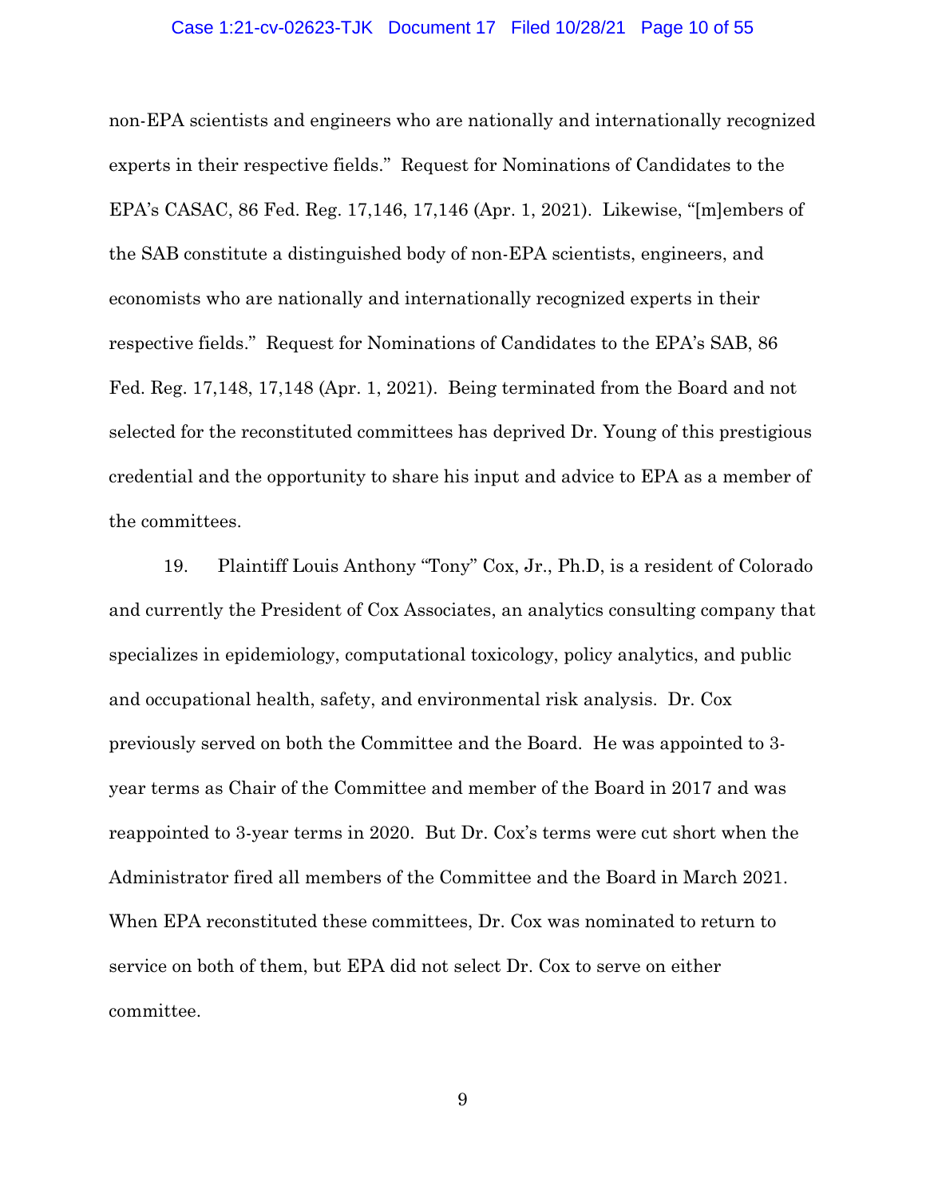non-EPA scientists and engineers who are nationally and internationally recognized experts in their respective fields." Request for Nominations of Candidates to the EPA's CASAC, 86 Fed. Reg. 17,146, 17,146 (Apr. 1, 2021). Likewise, "[m]embers of the SAB constitute a distinguished body of non-EPA scientists, engineers, and economists who are nationally and internationally recognized experts in their respective fields." Request for Nominations of Candidates to the EPA's SAB, 86 Fed. Reg. 17,148, 17,148 (Apr. 1, 2021). Being terminated from the Board and not selected for the reconstituted committees has deprived Dr. Young of this prestigious credential and the opportunity to share his input and advice to EPA as a member of the committees.

19. Plaintiff Louis Anthony "Tony" Cox, Jr., Ph.D, is a resident of Colorado and currently the President of Cox Associates, an analytics consulting company that specializes in epidemiology, computational toxicology, policy analytics, and public and occupational health, safety, and environmental risk analysis. Dr. Cox previously served on both the Committee and the Board. He was appointed to 3-year terms as Chair of the Committee and member of the Board in 2017 and was reappointed to 3-year terms in 2020. But Dr. Cox's terms were cut short when the Administrator fired all members of the Committee and the Board in March 2021. When EPA reconstituted these committees, Dr. Cox was nominated to return to service on both of them, but EPA did not select Dr. Cox to serve on either committee.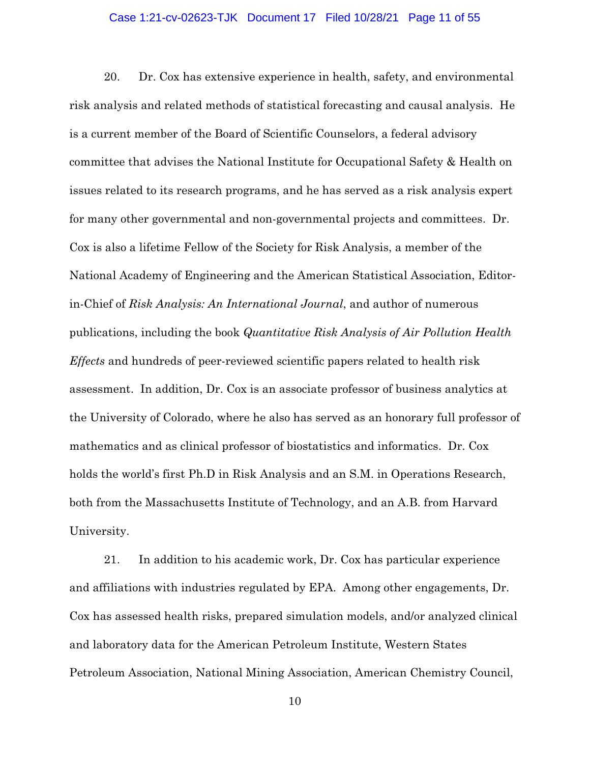20. Dr. Cox has extensive experience in health, safety, and environmental risk analysis and related methods of statistical forecasting and causal analysis. He is a current member of the Board of Scientific Counselors, a federal advisory committee that advises the National Institute for Occupational Safety & Health on issues related to its research programs, and he has served as a risk analysis expert for many other governmental and non-governmental projects and committees. Dr. Cox is also a lifetime Fellow of the Society for Risk Analysis, a member of the National Academy of Engineering and the American Statistical Association, Editor-in-Chief of *Risk Analysis: An International Journal*, and author of numerous publications, including the book *Quantitative Risk Analysis of Air Pollution Health Effects* and hundreds of peer-reviewed scientific papers related to health risk assessment. In addition, Dr. Cox is an associate professor of business analytics at the University of Colorado, where he also has served as an honorary full professor of mathematics and as clinical professor of biostatistics and informatics. Dr. Cox holds the world's first Ph.D in Risk Analysis and an S.M. in Operations Research, both from the Massachusetts Institute of Technology, and an A.B. from Harvard University.

21. In addition to his academic work, Dr. Cox has particular experience and affiliations with industries regulated by EPA. Among other engagements, Dr. Cox has assessed health risks, prepared simulation models, and/or analyzed clinical and laboratory data for the American Petroleum Institute, Western States Petroleum Association, National Mining Association, American Chemistry Council,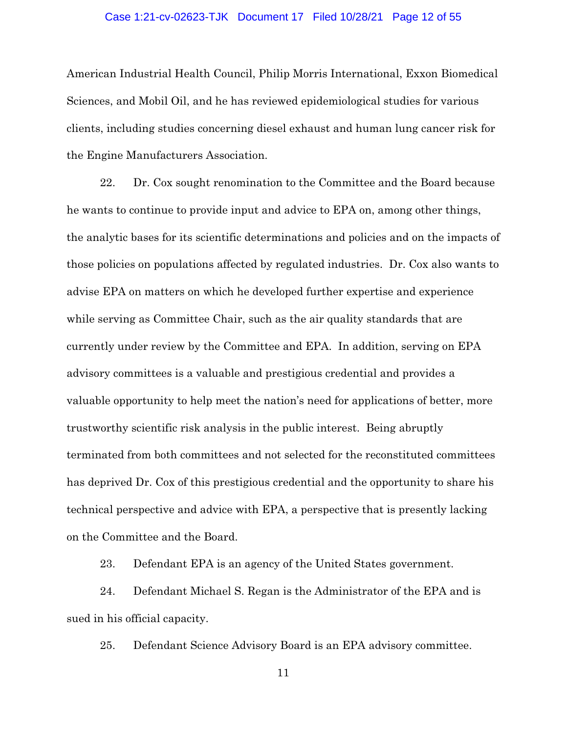American Industrial Health Council, Philip Morris International, Exxon Biomedical Sciences, and Mobil Oil, and he has reviewed epidemiological studies for various clients, including studies concerning diesel exhaust and human lung cancer risk for the Engine Manufacturers Association.

22. Dr. Cox sought renomination to the Committee and the Board because he wants to continue to provide input and advice to EPA on, among other things, the analytic bases for its scientific determinations and policies and on the impacts of those policies on populations affected by regulated industries. Dr. Cox also wants to advise EPA on matters on which he developed further expertise and experience while serving as Committee Chair, such as the air quality standards that are currently under review by the Committee and EPA. In addition, serving on EPA advisory committees is a valuable and prestigious credential and provides a valuable opportunity to help meet the nation's need for applications of better, more trustworthy scientific risk analysis in the public interest. Being abruptly terminated from both committees and not selected for the reconstituted committees has deprived Dr. Cox of this prestigious credential and the opportunity to share his technical perspective and advice with EPA, a perspective that is presently lacking on the Committee and the Board.

23. Defendant EPA is an agency of the United States government.

24. Defendant Michael S. Regan is the Administrator of the EPA and is sued in his official capacity.

25. Defendant Science Advisory Board is an EPA advisory committee.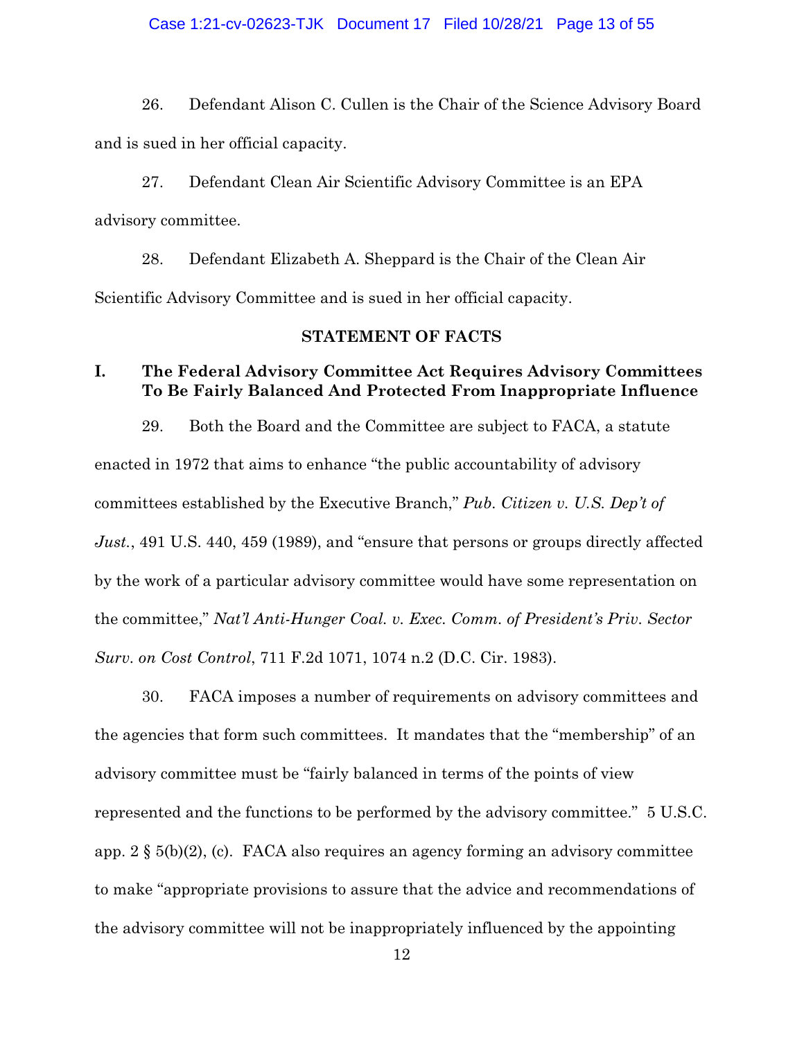26. Defendant Alison C. Cullen is the Chair of the Science Advisory Board and is sued in her official capacity.

27. Defendant Clean Air Scientific Advisory Committee is an EPA advisory committee.

28. Defendant Elizabeth A. Sheppard is the Chair of the Clean Air Scientific Advisory Committee and is sued in her official capacity.

## STATEMENT OF FACTS

### I. The Federal Advisory Committee Act Requires Advisory Committees To Be Fairly Balanced And Protected From Inappropriate Influence

29. Both the Board and the Committee are subject to FACA, a statute enacted in 1972 that aims to enhance "the public accountability of advisory committees established by the Executive Branch," *Pub. Citizen v. U.S. Dep't of Just.*, 491 U.S. 440, 459 (1989), and "ensure that persons or groups directly affected by the work of a particular advisory committee would have some representation on the committee," *Nat'l Anti-Hunger Coal. v. Exec. Comm. of President's Priv. Sector Surv. on Cost Control*, 711 F.2d 1071, 1074 n.2 (D.C. Cir. 1983).

30. FACA imposes a number of requirements on advisory committees and the agencies that form such committees. It mandates that the "membership" of an advisory committee must be "fairly balanced in terms of the points of view represented and the functions to be performed by the advisory committee." 5 U.S.C. app. 2 § 5(b)(2), (c). FACA also requires an agency forming an advisory committee to make "appropriate provisions to assure that the advice and recommendations of the advisory committee will not be inappropriately influenced by the appointing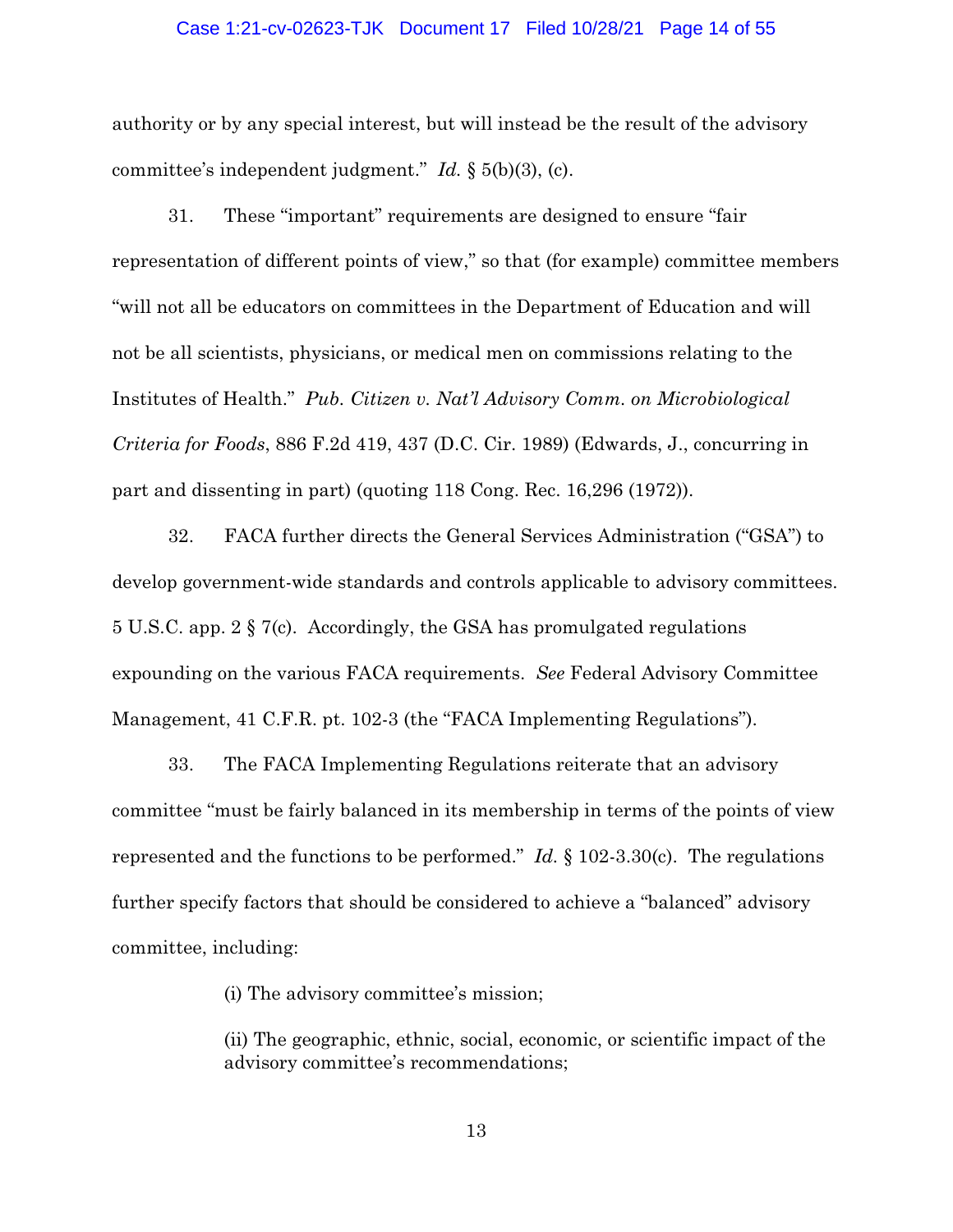authority or by any special interest, but will instead be the result of the advisory committee's independent judgment." *Id.* § 5(b)(3), (c).

31. These "important" requirements are designed to ensure "fair representation of different points of view," so that (for example) committee members "will not all be educators on committees in the Department of Education and will not be all scientists, physicians, or medical men on commissions relating to the Institutes of Health." *Pub. Citizen v. Nat'l Advisory Comm. on Microbiological Criteria for Foods*, 886 F.2d 419, 437 (D.C. Cir. 1989) (Edwards, J., concurring in part and dissenting in part) (quoting 118 Cong. Rec. 16,296 (1972)).

32. FACA further directs the General Services Administration ("GSA") to develop government-wide standards and controls applicable to advisory committees. 5 U.S.C. app. 2 § 7(c). Accordingly, the GSA has promulgated regulations expounding on the various FACA requirements. *See* Federal Advisory Committee Management, 41 C.F.R. pt. 102-3 (the "FACA Implementing Regulations").

33. The FACA Implementing Regulations reiterate that an advisory committee "must be fairly balanced in its membership in terms of the points of view represented and the functions to be performed." *Id.* § 102-3.30(c). The regulations further specify factors that should be considered to achieve a "balanced" advisory committee, including:

> (i) The advisory committee's mission;
>
> (ii) The geographic, ethnic, social, economic, or scientific impact of the advisory committee's recommendations;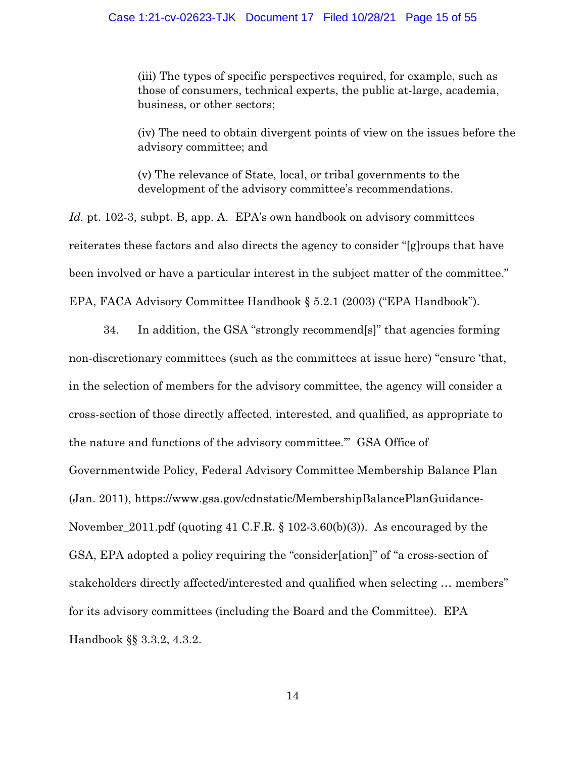> (iii) The types of specific perspectives required, for example, such as those of consumers, technical experts, the public at-large, academia, business, or other sectors;
>
> (iv) The need to obtain divergent points of view on the issues before the advisory committee; and
>
> (v) The relevance of State, local, or tribal governments to the development of the advisory committee's recommendations.

*Id.* pt. 102-3, subpt. B, app. A. EPA's own handbook on advisory committees reiterates these factors and also directs the agency to consider "[g]roups that have been involved or have a particular interest in the subject matter of the committee." EPA, FACA Advisory Committee Handbook § 5.2.1 (2003) ("EPA Handbook").

34. In addition, the GSA "strongly recommend[s]" that agencies forming non-discretionary committees (such as the committees at issue here) "ensure 'that, in the selection of members for the advisory committee, the agency will consider a cross-section of those directly affected, interested, and qualified, as appropriate to the nature and functions of the advisory committee.'" GSA Office of Governmentwide Policy, Federal Advisory Committee Membership Balance Plan (Jan. 2011), https://www.gsa.gov/cdnstatic/MembershipBalancePlanGuidance-November_2011.pdf (quoting 41 C.F.R. § 102-3.60(b)(3)). As encouraged by the GSA, EPA adopted a policy requiring the "consider[ation]" of "a cross-section of stakeholders directly affected/interested and qualified when selecting … members" for its advisory committees (including the Board and the Committee). EPA Handbook §§ 3.3.2, 4.3.2.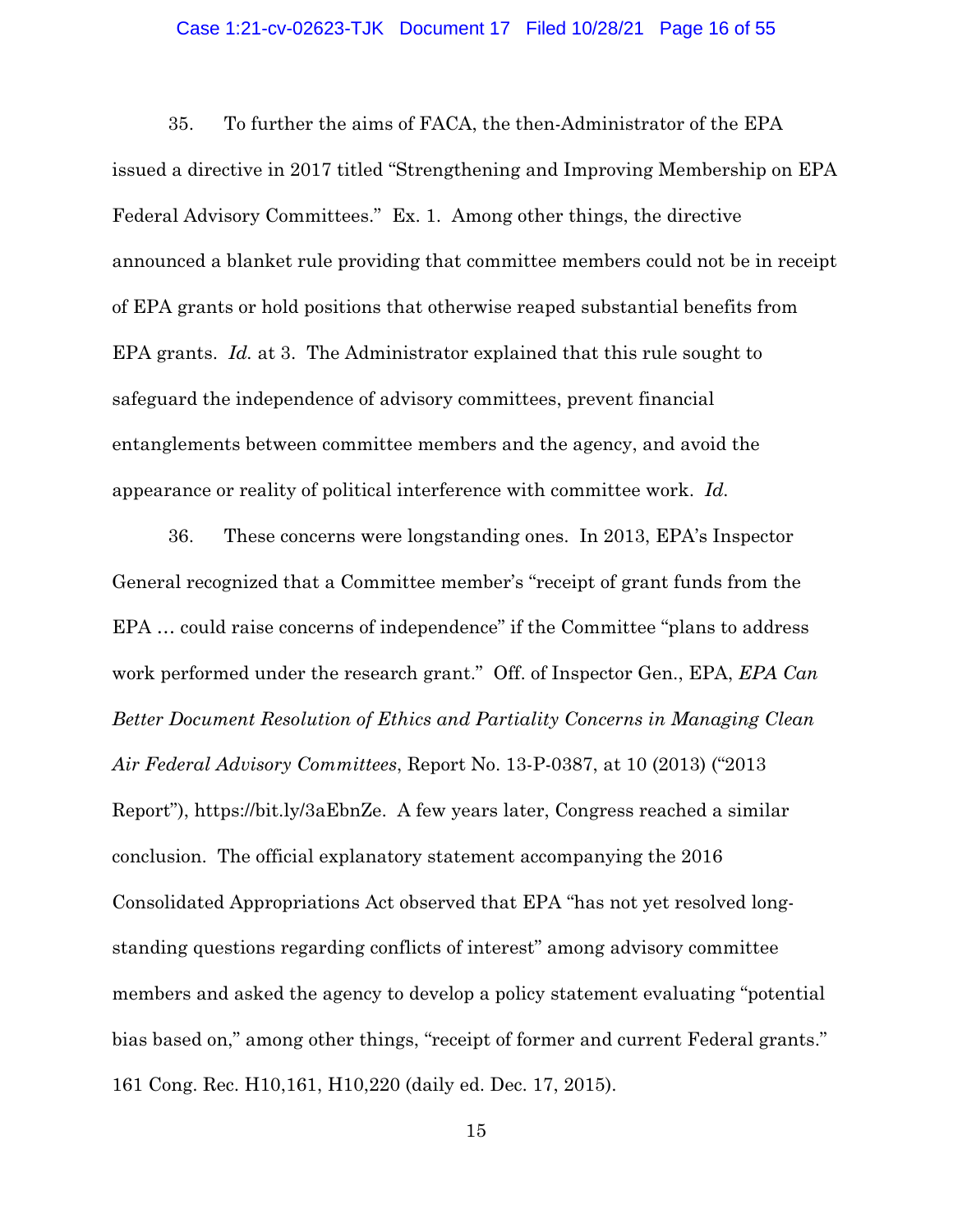35. To further the aims of FACA, the then-Administrator of the EPA issued a directive in 2017 titled "Strengthening and Improving Membership on EPA Federal Advisory Committees." Ex. 1. Among other things, the directive announced a blanket rule providing that committee members could not be in receipt of EPA grants or hold positions that otherwise reaped substantial benefits from EPA grants. *Id.* at 3. The Administrator explained that this rule sought to safeguard the independence of advisory committees, prevent financial entanglements between committee members and the agency, and avoid the appearance or reality of political interference with committee work. *Id.*

36. These concerns were longstanding ones. In 2013, EPA's Inspector General recognized that a Committee member's "receipt of grant funds from the EPA … could raise concerns of independence" if the Committee "plans to address work performed under the research grant." Off. of Inspector Gen., EPA, *EPA Can Better Document Resolution of Ethics and Partiality Concerns in Managing Clean Air Federal Advisory Committees*, Report No. 13-P-0387, at 10 (2013) ("2013 Report"), https://bit.ly/3aEbnZe. A few years later, Congress reached a similar conclusion. The official explanatory statement accompanying the 2016 Consolidated Appropriations Act observed that EPA "has not yet resolved long-standing questions regarding conflicts of interest" among advisory committee members and asked the agency to develop a policy statement evaluating "potential bias based on," among other things, "receipt of former and current Federal grants." 161 Cong. Rec. H10,161, H10,220 (daily ed. Dec. 17, 2015).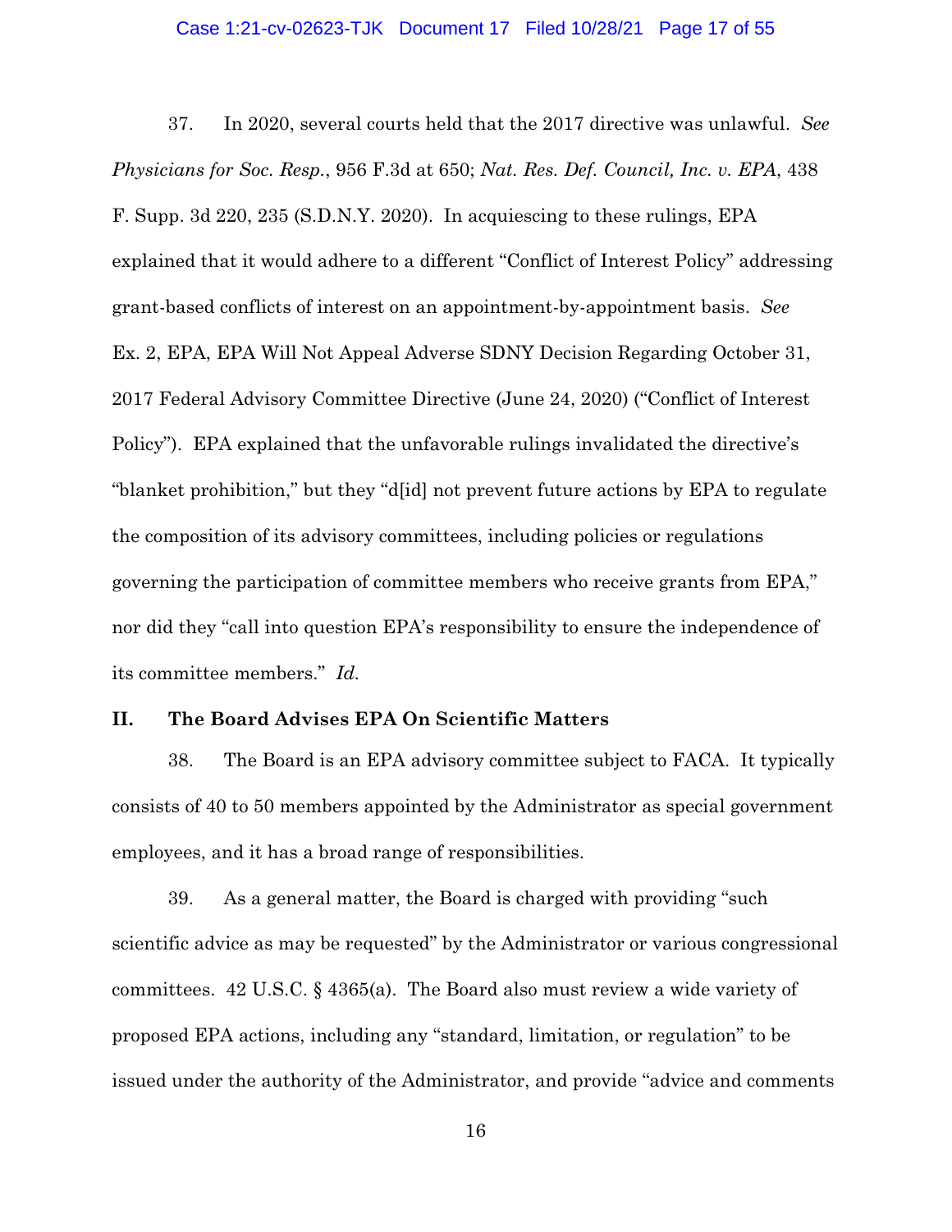37. In 2020, several courts held that the 2017 directive was unlawful. *See Physicians for Soc. Resp.*, 956 F.3d at 650; *Nat. Res. Def. Council, Inc. v. EPA*, 438 F. Supp. 3d 220, 235 (S.D.N.Y. 2020). In acquiescing to these rulings, EPA explained that it would adhere to a different "Conflict of Interest Policy" addressing grant-based conflicts of interest on an appointment-by-appointment basis. *See* Ex. 2, EPA, EPA Will Not Appeal Adverse SDNY Decision Regarding October 31, 2017 Federal Advisory Committee Directive (June 24, 2020) ("Conflict of Interest Policy"). EPA explained that the unfavorable rulings invalidated the directive's "blanket prohibition," but they "d[id] not prevent future actions by EPA to regulate the composition of its advisory committees, including policies or regulations governing the participation of committee members who receive grants from EPA," nor did they "call into question EPA's responsibility to ensure the independence of its committee members." *Id.*

## II. The Board Advises EPA On Scientific Matters

38. The Board is an EPA advisory committee subject to FACA. It typically consists of 40 to 50 members appointed by the Administrator as special government employees, and it has a broad range of responsibilities.

39. As a general matter, the Board is charged with providing "such scientific advice as may be requested" by the Administrator or various congressional committees. 42 U.S.C. § 4365(a). The Board also must review a wide variety of proposed EPA actions, including any "standard, limitation, or regulation" to be issued under the authority of the Administrator, and provide "advice and comments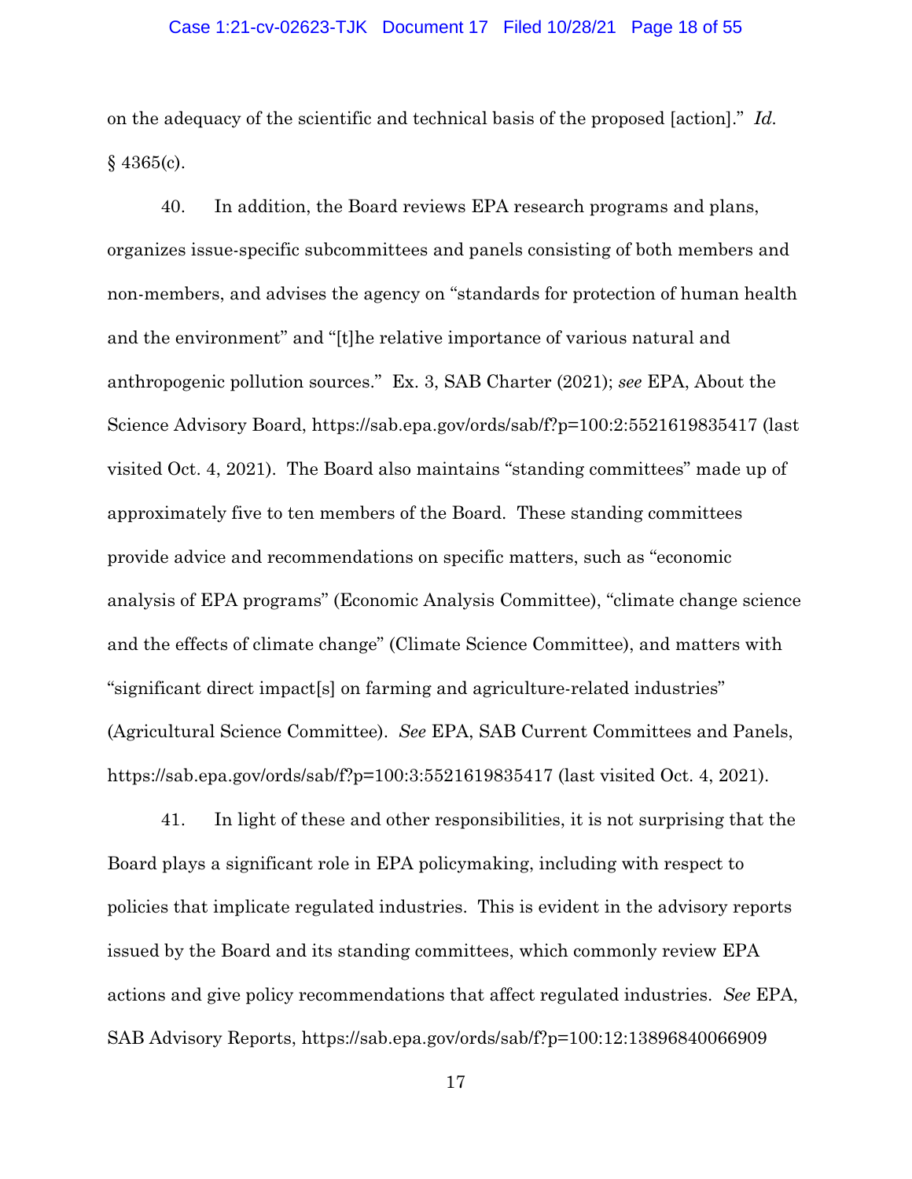on the adequacy of the scientific and technical basis of the proposed [action]." *Id.* § 4365(c).

40. In addition, the Board reviews EPA research programs and plans, organizes issue-specific subcommittees and panels consisting of both members and non-members, and advises the agency on "standards for protection of human health and the environment" and "[t]he relative importance of various natural and anthropogenic pollution sources." Ex. 3, SAB Charter (2021); *see* EPA, About the Science Advisory Board, https://sab.epa.gov/ords/sab/f?p=100:2:5521619835417 (last visited Oct. 4, 2021). The Board also maintains "standing committees" made up of approximately five to ten members of the Board. These standing committees provide advice and recommendations on specific matters, such as "economic analysis of EPA programs" (Economic Analysis Committee), "climate change science and the effects of climate change" (Climate Science Committee), and matters with "significant direct impact[s] on farming and agriculture-related industries" (Agricultural Science Committee). *See* EPA, SAB Current Committees and Panels, https://sab.epa.gov/ords/sab/f?p=100:3:5521619835417 (last visited Oct. 4, 2021).

41. In light of these and other responsibilities, it is not surprising that the Board plays a significant role in EPA policymaking, including with respect to policies that implicate regulated industries. This is evident in the advisory reports issued by the Board and its standing committees, which commonly review EPA actions and give policy recommendations that affect regulated industries. *See* EPA, SAB Advisory Reports, https://sab.epa.gov/ords/sab/f?p=100:12:13896840066909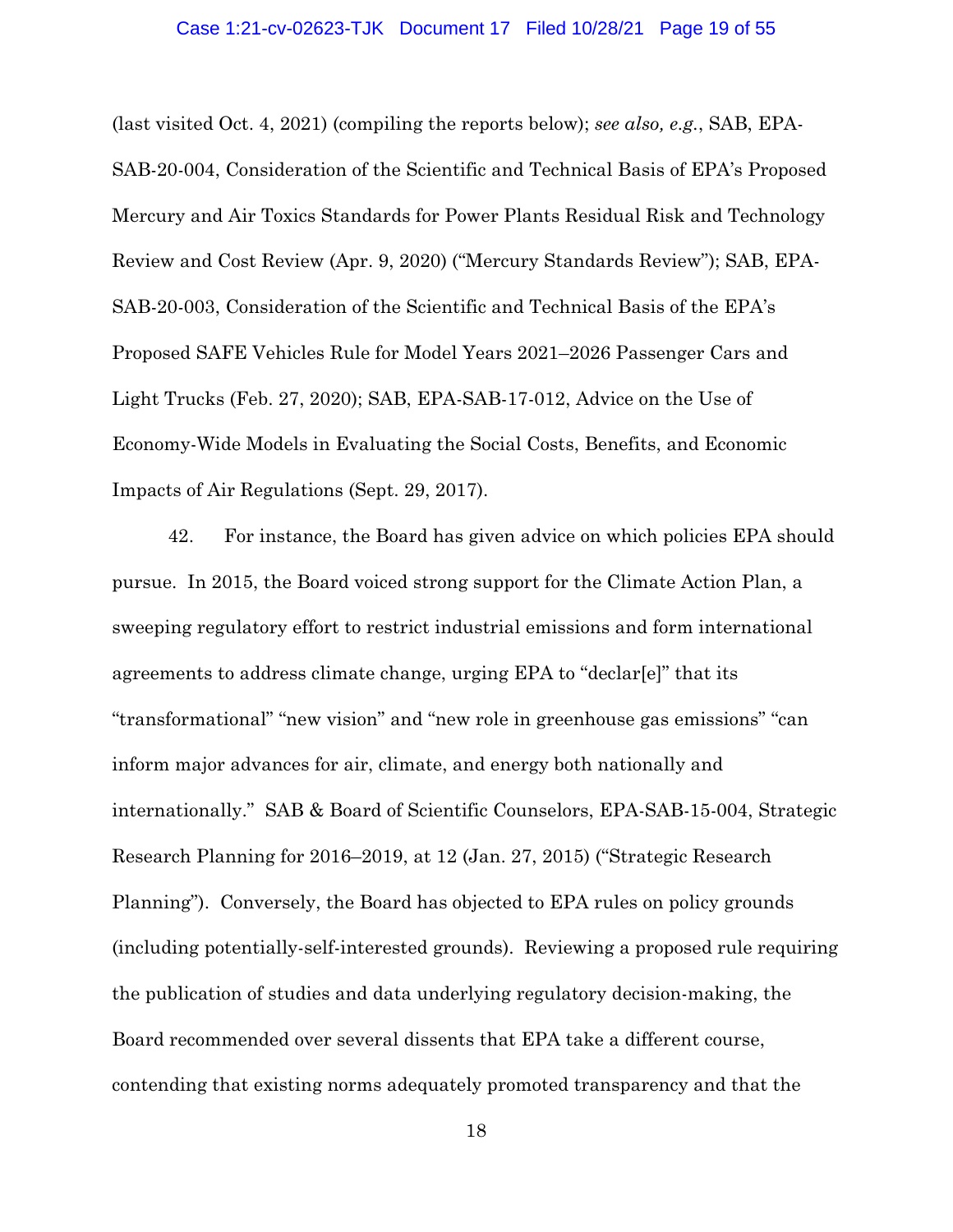(last visited Oct. 4, 2021) (compiling the reports below); *see also, e.g.*, SAB, EPA-SAB-20-004, Consideration of the Scientific and Technical Basis of EPA's Proposed Mercury and Air Toxics Standards for Power Plants Residual Risk and Technology Review and Cost Review (Apr. 9, 2020) ("Mercury Standards Review"); SAB, EPA-SAB-20-003, Consideration of the Scientific and Technical Basis of the EPA's Proposed SAFE Vehicles Rule for Model Years 2021–2026 Passenger Cars and Light Trucks (Feb. 27, 2020); SAB, EPA-SAB-17-012, Advice on the Use of Economy-Wide Models in Evaluating the Social Costs, Benefits, and Economic Impacts of Air Regulations (Sept. 29, 2017).

42. For instance, the Board has given advice on which policies EPA should pursue. In 2015, the Board voiced strong support for the Climate Action Plan, a sweeping regulatory effort to restrict industrial emissions and form international agreements to address climate change, urging EPA to "declar[e]" that its "transformational" "new vision" and "new role in greenhouse gas emissions" "can inform major advances for air, climate, and energy both nationally and internationally." SAB & Board of Scientific Counselors, EPA-SAB-15-004, Strategic Research Planning for 2016–2019, at 12 (Jan. 27, 2015) ("Strategic Research Planning"). Conversely, the Board has objected to EPA rules on policy grounds (including potentially-self-interested grounds). Reviewing a proposed rule requiring the publication of studies and data underlying regulatory decision-making, the Board recommended over several dissents that EPA take a different course, contending that existing norms adequately promoted transparency and that the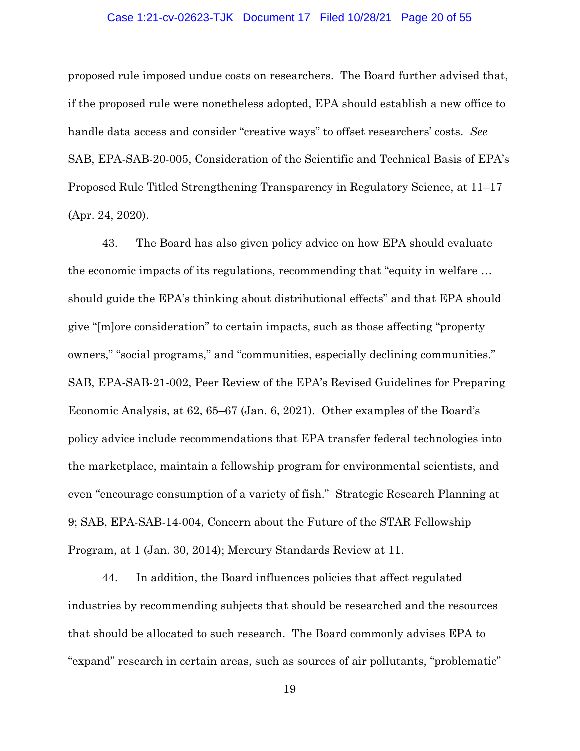proposed rule imposed undue costs on researchers. The Board further advised that, if the proposed rule were nonetheless adopted, EPA should establish a new office to handle data access and consider "creative ways" to offset researchers' costs. *See* SAB, EPA-SAB-20-005, Consideration of the Scientific and Technical Basis of EPA's Proposed Rule Titled Strengthening Transparency in Regulatory Science, at 11–17 (Apr. 24, 2020).

43. The Board has also given policy advice on how EPA should evaluate the economic impacts of its regulations, recommending that "equity in welfare … should guide the EPA's thinking about distributional effects" and that EPA should give "[m]ore consideration" to certain impacts, such as those affecting "property owners," "social programs," and "communities, especially declining communities." SAB, EPA-SAB-21-002, Peer Review of the EPA's Revised Guidelines for Preparing Economic Analysis, at 62, 65–67 (Jan. 6, 2021). Other examples of the Board's policy advice include recommendations that EPA transfer federal technologies into the marketplace, maintain a fellowship program for environmental scientists, and even "encourage consumption of a variety of fish." Strategic Research Planning at 9; SAB, EPA-SAB-14-004, Concern about the Future of the STAR Fellowship Program, at 1 (Jan. 30, 2014); Mercury Standards Review at 11.

44. In addition, the Board influences policies that affect regulated industries by recommending subjects that should be researched and the resources that should be allocated to such research. The Board commonly advises EPA to "expand" research in certain areas, such as sources of air pollutants, "problematic"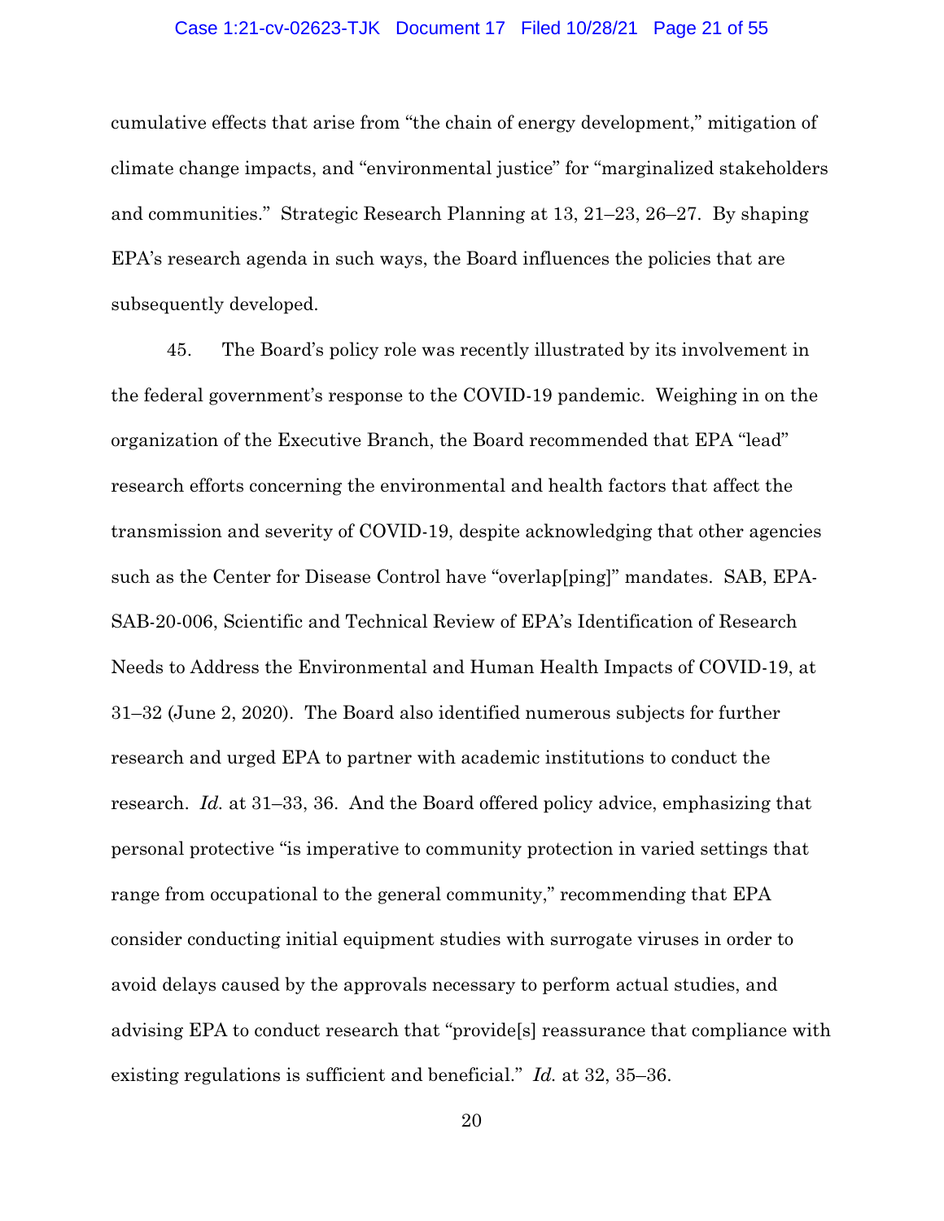cumulative effects that arise from "the chain of energy development," mitigation of climate change impacts, and "environmental justice" for "marginalized stakeholders and communities." Strategic Research Planning at 13, 21–23, 26–27. By shaping EPA's research agenda in such ways, the Board influences the policies that are subsequently developed.

45. The Board's policy role was recently illustrated by its involvement in the federal government's response to the COVID-19 pandemic. Weighing in on the organization of the Executive Branch, the Board recommended that EPA "lead" research efforts concerning the environmental and health factors that affect the transmission and severity of COVID-19, despite acknowledging that other agencies such as the Center for Disease Control have "overlap[ping]" mandates. SAB, EPA-SAB-20-006, Scientific and Technical Review of EPA's Identification of Research Needs to Address the Environmental and Human Health Impacts of COVID-19, at 31–32 (June 2, 2020). The Board also identified numerous subjects for further research and urged EPA to partner with academic institutions to conduct the research. *Id.* at 31–33, 36. And the Board offered policy advice, emphasizing that personal protective "is imperative to community protection in varied settings that range from occupational to the general community," recommending that EPA consider conducting initial equipment studies with surrogate viruses in order to avoid delays caused by the approvals necessary to perform actual studies, and advising EPA to conduct research that "provide[s] reassurance that compliance with existing regulations is sufficient and beneficial." *Id.* at 32, 35–36.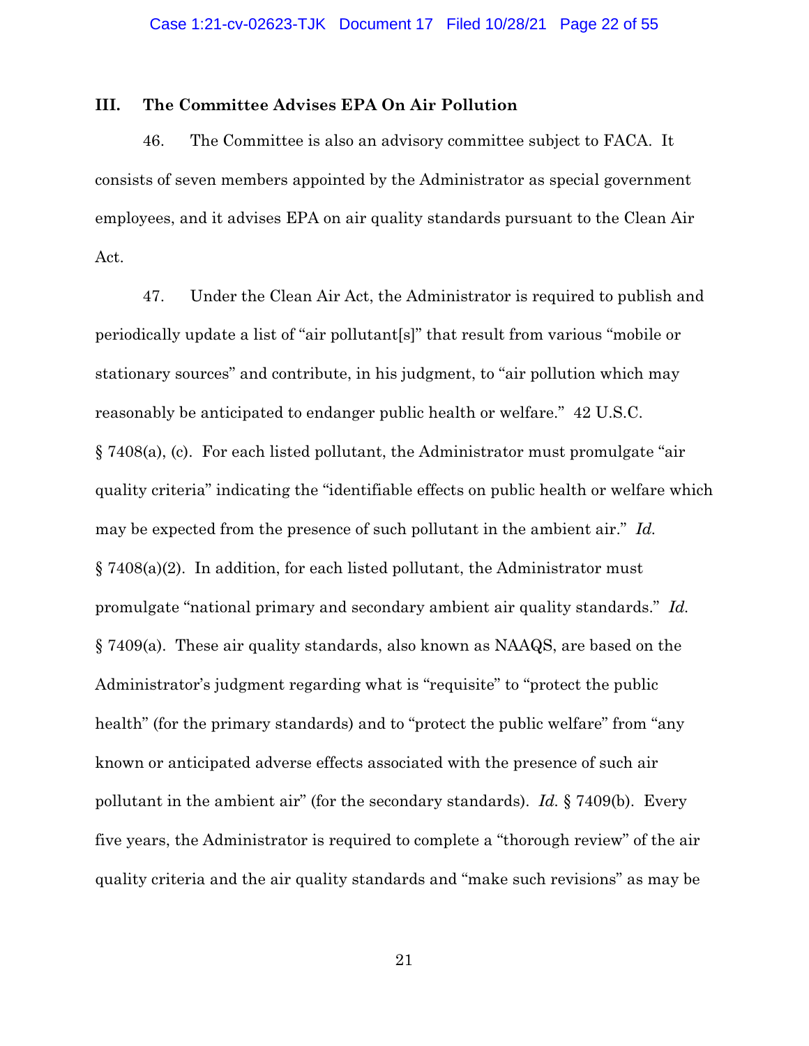## III. The Committee Advises EPA On Air Pollution

46. The Committee is also an advisory committee subject to FACA. It consists of seven members appointed by the Administrator as special government employees, and it advises EPA on air quality standards pursuant to the Clean Air Act.

47. Under the Clean Air Act, the Administrator is required to publish and periodically update a list of "air pollutant[s]" that result from various "mobile or stationary sources" and contribute, in his judgment, to "air pollution which may reasonably be anticipated to endanger public health or welfare." 42 U.S.C. § 7408(a), (c). For each listed pollutant, the Administrator must promulgate "air quality criteria" indicating the "identifiable effects on public health or welfare which may be expected from the presence of such pollutant in the ambient air." *Id.* § 7408(a)(2). In addition, for each listed pollutant, the Administrator must promulgate "national primary and secondary ambient air quality standards." *Id.* § 7409(a). These air quality standards, also known as NAAQS, are based on the Administrator's judgment regarding what is "requisite" to "protect the public health" (for the primary standards) and to "protect the public welfare" from "any known or anticipated adverse effects associated with the presence of such air pollutant in the ambient air" (for the secondary standards). *Id.* § 7409(b). Every five years, the Administrator is required to complete a "thorough review" of the air quality criteria and the air quality standards and "make such revisions" as may be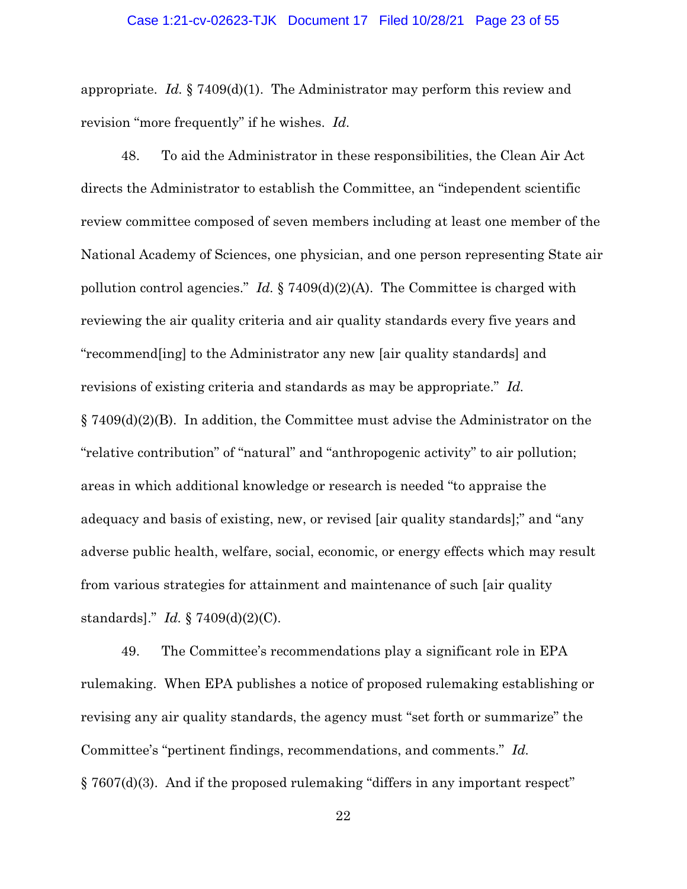appropriate. *Id.* § 7409(d)(1). The Administrator may perform this review and revision "more frequently" if he wishes. *Id.*

48. To aid the Administrator in these responsibilities, the Clean Air Act directs the Administrator to establish the Committee, an "independent scientific review committee composed of seven members including at least one member of the National Academy of Sciences, one physician, and one person representing State air pollution control agencies." *Id.* § 7409(d)(2)(A). The Committee is charged with reviewing the air quality criteria and air quality standards every five years and "recommend[ing] to the Administrator any new [air quality standards] and revisions of existing criteria and standards as may be appropriate." *Id.* § 7409(d)(2)(B). In addition, the Committee must advise the Administrator on the "relative contribution" of "natural" and "anthropogenic activity" to air pollution; areas in which additional knowledge or research is needed "to appraise the adequacy and basis of existing, new, or revised [air quality standards];" and "any adverse public health, welfare, social, economic, or energy effects which may result from various strategies for attainment and maintenance of such [air quality standards]." *Id.* § 7409(d)(2)(C).

49. The Committee's recommendations play a significant role in EPA rulemaking. When EPA publishes a notice of proposed rulemaking establishing or revising any air quality standards, the agency must "set forth or summarize" the Committee's "pertinent findings, recommendations, and comments." *Id.* § 7607(d)(3). And if the proposed rulemaking "differs in any important respect"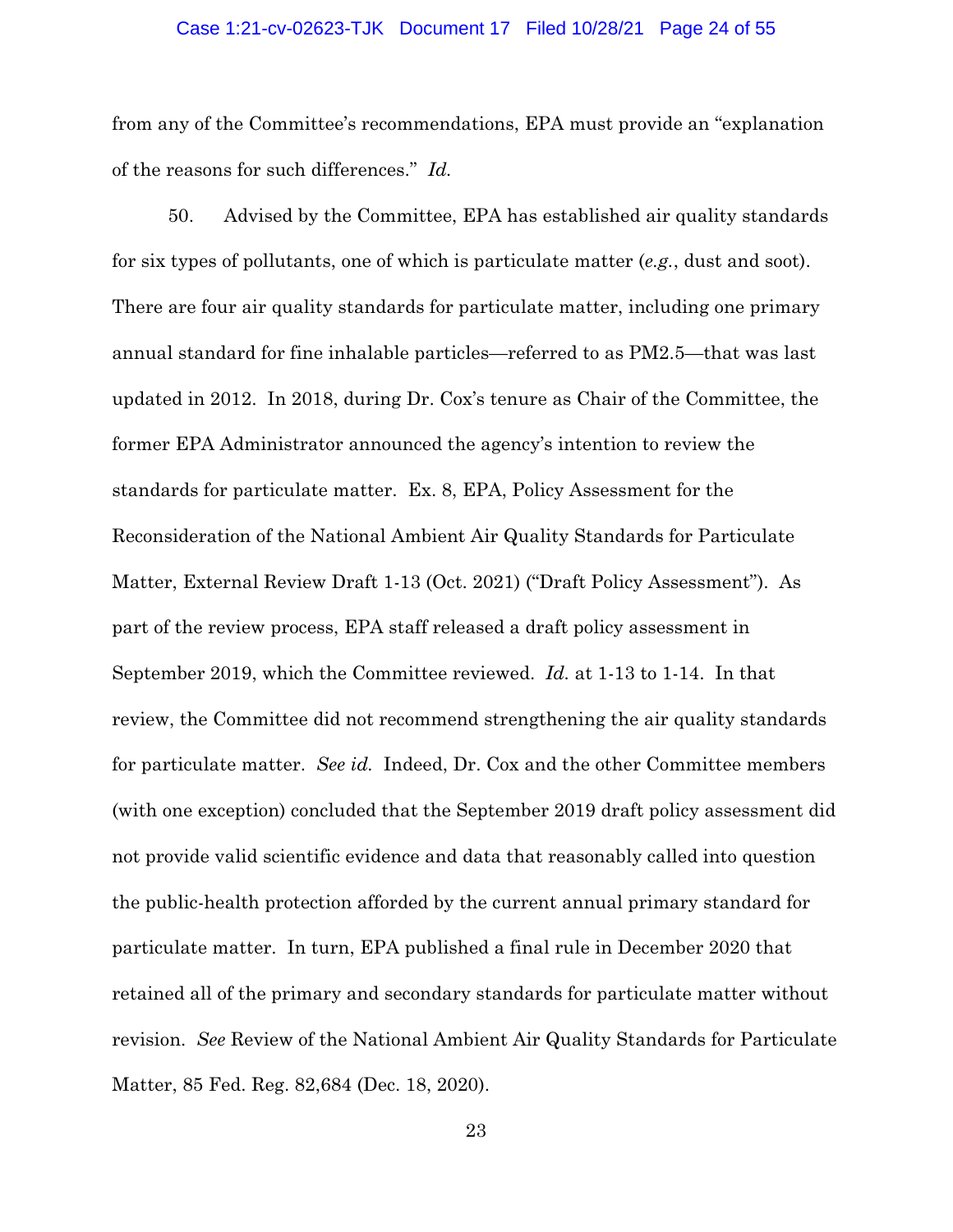from any of the Committee's recommendations, EPA must provide an "explanation of the reasons for such differences." *Id.*

50. Advised by the Committee, EPA has established air quality standards for six types of pollutants, one of which is particulate matter (*e.g.*, dust and soot). There are four air quality standards for particulate matter, including one primary annual standard for fine inhalable particles—referred to as PM2.5—that was last updated in 2012. In 2018, during Dr. Cox's tenure as Chair of the Committee, the former EPA Administrator announced the agency's intention to review the standards for particulate matter. Ex. 8, EPA, Policy Assessment for the Reconsideration of the National Ambient Air Quality Standards for Particulate Matter, External Review Draft 1-13 (Oct. 2021) ("Draft Policy Assessment"). As part of the review process, EPA staff released a draft policy assessment in September 2019, which the Committee reviewed. *Id.* at 1-13 to 1-14. In that review, the Committee did not recommend strengthening the air quality standards for particulate matter. *See id.* Indeed, Dr. Cox and the other Committee members (with one exception) concluded that the September 2019 draft policy assessment did not provide valid scientific evidence and data that reasonably called into question the public-health protection afforded by the current annual primary standard for particulate matter. In turn, EPA published a final rule in December 2020 that retained all of the primary and secondary standards for particulate matter without revision. *See* Review of the National Ambient Air Quality Standards for Particulate Matter, 85 Fed. Reg. 82,684 (Dec. 18, 2020).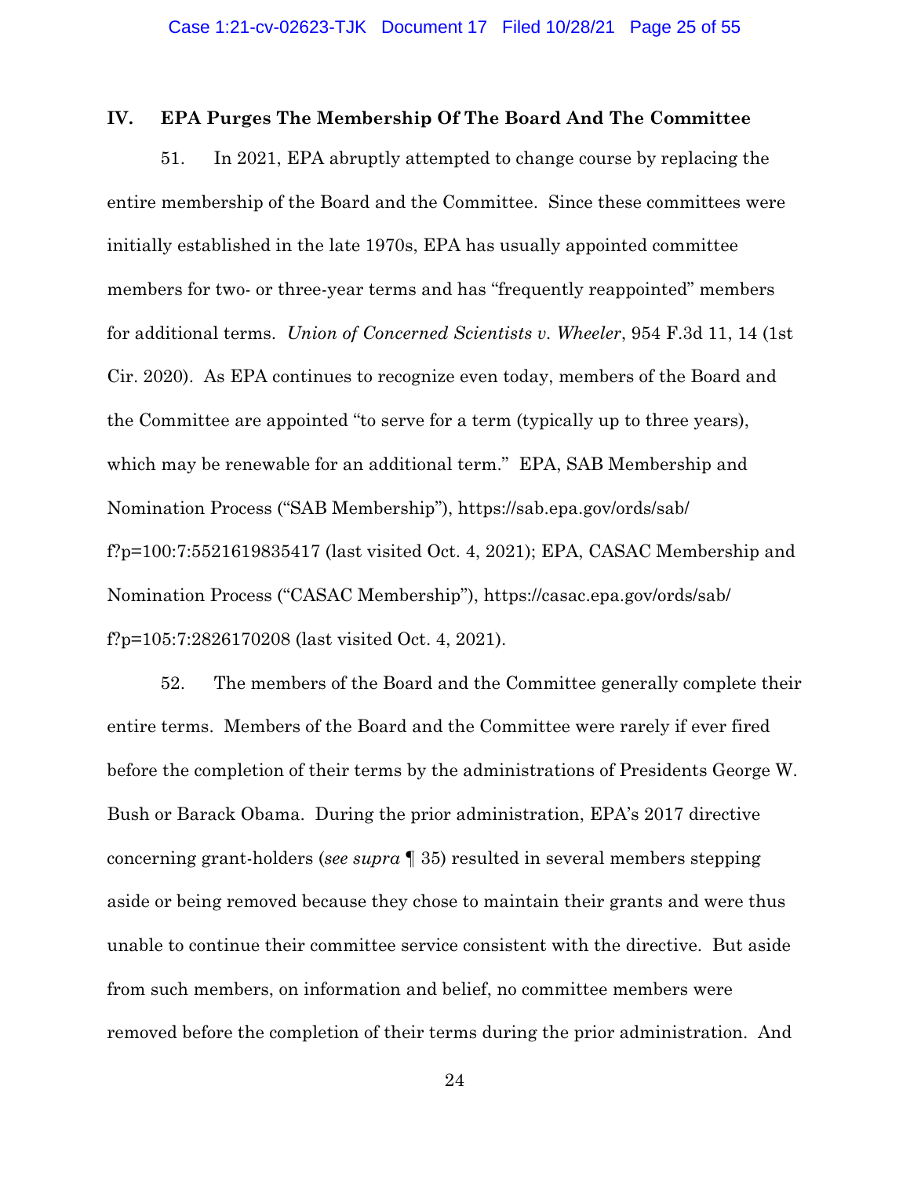## IV. EPA Purges The Membership Of The Board And The Committee

51. In 2021, EPA abruptly attempted to change course by replacing the entire membership of the Board and the Committee. Since these committees were initially established in the late 1970s, EPA has usually appointed committee members for two- or three-year terms and has "frequently reappointed" members for additional terms. *Union of Concerned Scientists v. Wheeler*, 954 F.3d 11, 14 (1st Cir. 2020). As EPA continues to recognize even today, members of the Board and the Committee are appointed "to serve for a term (typically up to three years), which may be renewable for an additional term." EPA, SAB Membership and Nomination Process ("SAB Membership"), https://sab.epa.gov/ords/sab/f?p=100:7:5521619835417 (last visited Oct. 4, 2021); EPA, CASAC Membership and Nomination Process ("CASAC Membership"), https://casac.epa.gov/ords/sab/f?p=105:7:2826170208 (last visited Oct. 4, 2021).

52. The members of the Board and the Committee generally complete their entire terms. Members of the Board and the Committee were rarely if ever fired before the completion of their terms by the administrations of Presidents George W. Bush or Barack Obama. During the prior administration, EPA's 2017 directive concerning grant-holders (*see supra* ¶ 35) resulted in several members stepping aside or being removed because they chose to maintain their grants and were thus unable to continue their committee service consistent with the directive. But aside from such members, on information and belief, no committee members were removed before the completion of their terms during the prior administration. And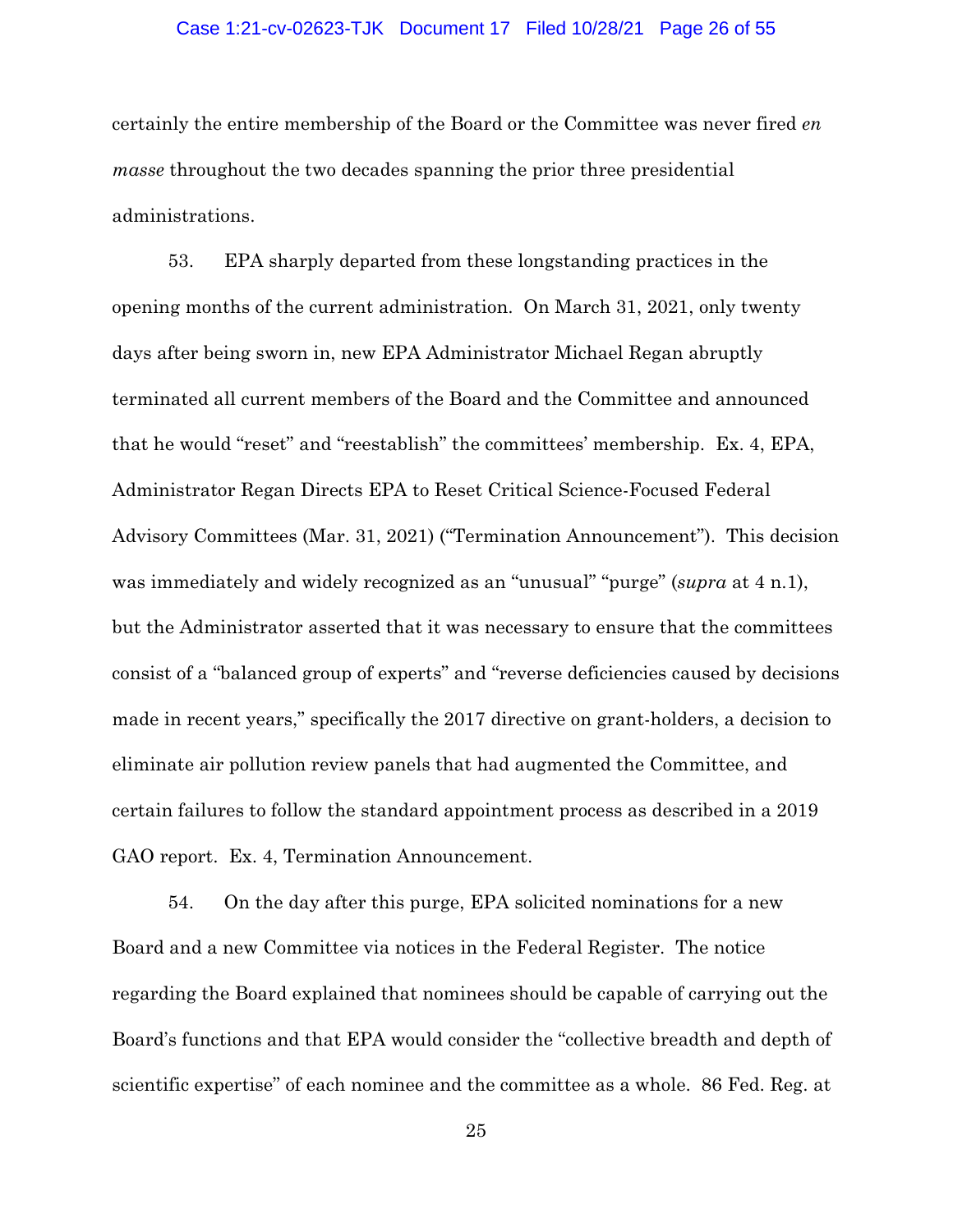certainly the entire membership of the Board or the Committee was never fired *en masse* throughout the two decades spanning the prior three presidential administrations.

53. EPA sharply departed from these longstanding practices in the opening months of the current administration. On March 31, 2021, only twenty days after being sworn in, new EPA Administrator Michael Regan abruptly terminated all current members of the Board and the Committee and announced that he would "reset" and "reestablish" the committees' membership. Ex. 4, EPA, Administrator Regan Directs EPA to Reset Critical Science-Focused Federal Advisory Committees (Mar. 31, 2021) ("Termination Announcement"). This decision was immediately and widely recognized as an "unusual" "purge" (*supra* at 4 n.1), but the Administrator asserted that it was necessary to ensure that the committees consist of a "balanced group of experts" and "reverse deficiencies caused by decisions made in recent years," specifically the 2017 directive on grant-holders, a decision to eliminate air pollution review panels that had augmented the Committee, and certain failures to follow the standard appointment process as described in a 2019 GAO report. Ex. 4, Termination Announcement.

54. On the day after this purge, EPA solicited nominations for a new Board and a new Committee via notices in the Federal Register. The notice regarding the Board explained that nominees should be capable of carrying out the Board's functions and that EPA would consider the "collective breadth and depth of scientific expertise" of each nominee and the committee as a whole. 86 Fed. Reg. at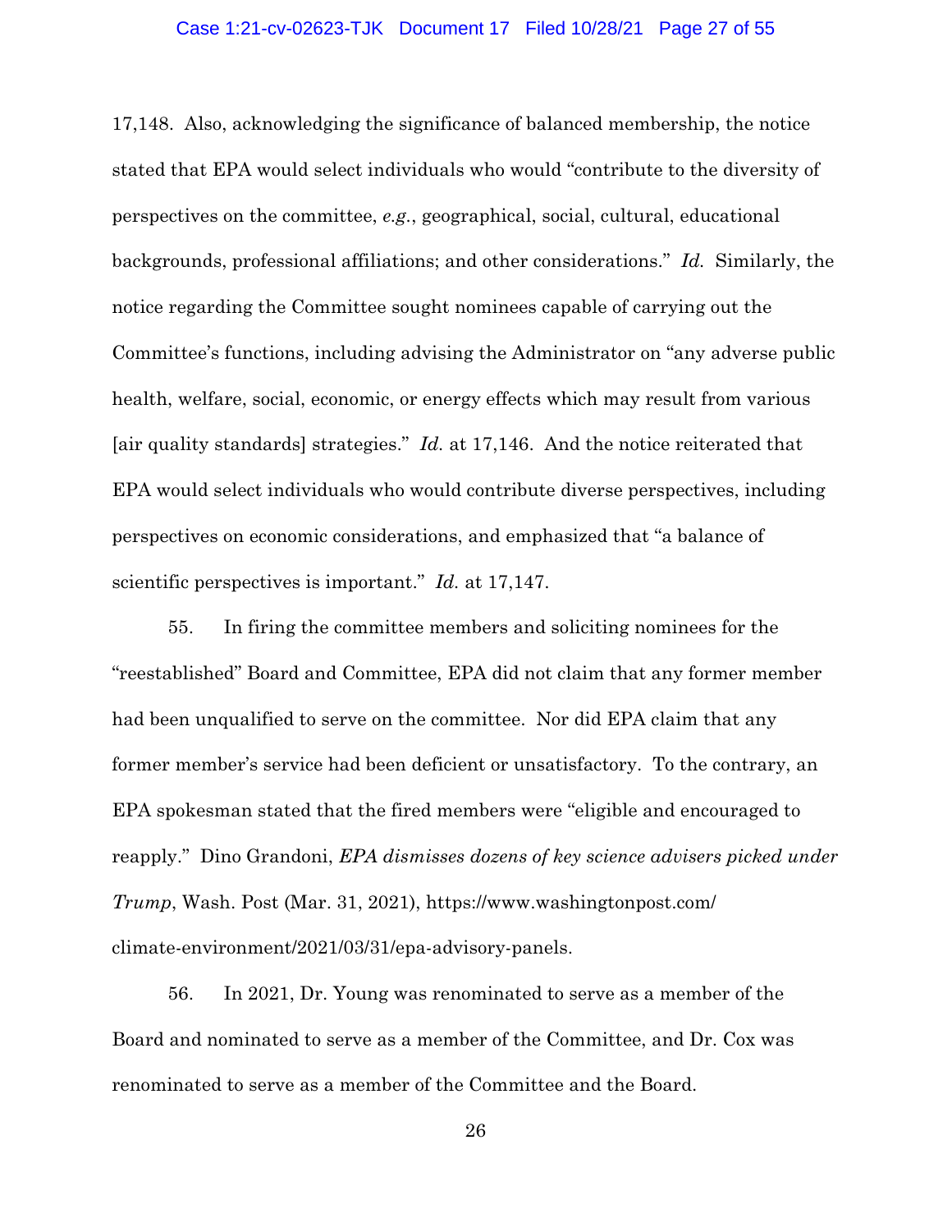17,148. Also, acknowledging the significance of balanced membership, the notice stated that EPA would select individuals who would "contribute to the diversity of perspectives on the committee, *e.g.*, geographical, social, cultural, educational backgrounds, professional affiliations; and other considerations." *Id.* Similarly, the notice regarding the Committee sought nominees capable of carrying out the Committee's functions, including advising the Administrator on "any adverse public health, welfare, social, economic, or energy effects which may result from various [air quality standards] strategies." *Id.* at 17,146. And the notice reiterated that EPA would select individuals who would contribute diverse perspectives, including perspectives on economic considerations, and emphasized that "a balance of scientific perspectives is important." *Id.* at 17,147.

55. In firing the committee members and soliciting nominees for the "reestablished" Board and Committee, EPA did not claim that any former member had been unqualified to serve on the committee. Nor did EPA claim that any former member's service had been deficient or unsatisfactory. To the contrary, an EPA spokesman stated that the fired members were "eligible and encouraged to reapply." Dino Grandoni, *EPA dismisses dozens of key science advisers picked under Trump*, Wash. Post (Mar. 31, 2021), https://www.washingtonpost.com/climate-environment/2021/03/31/epa-advisory-panels.

56. In 2021, Dr. Young was renominated to serve as a member of the Board and nominated to serve as a member of the Committee, and Dr. Cox was renominated to serve as a member of the Committee and the Board.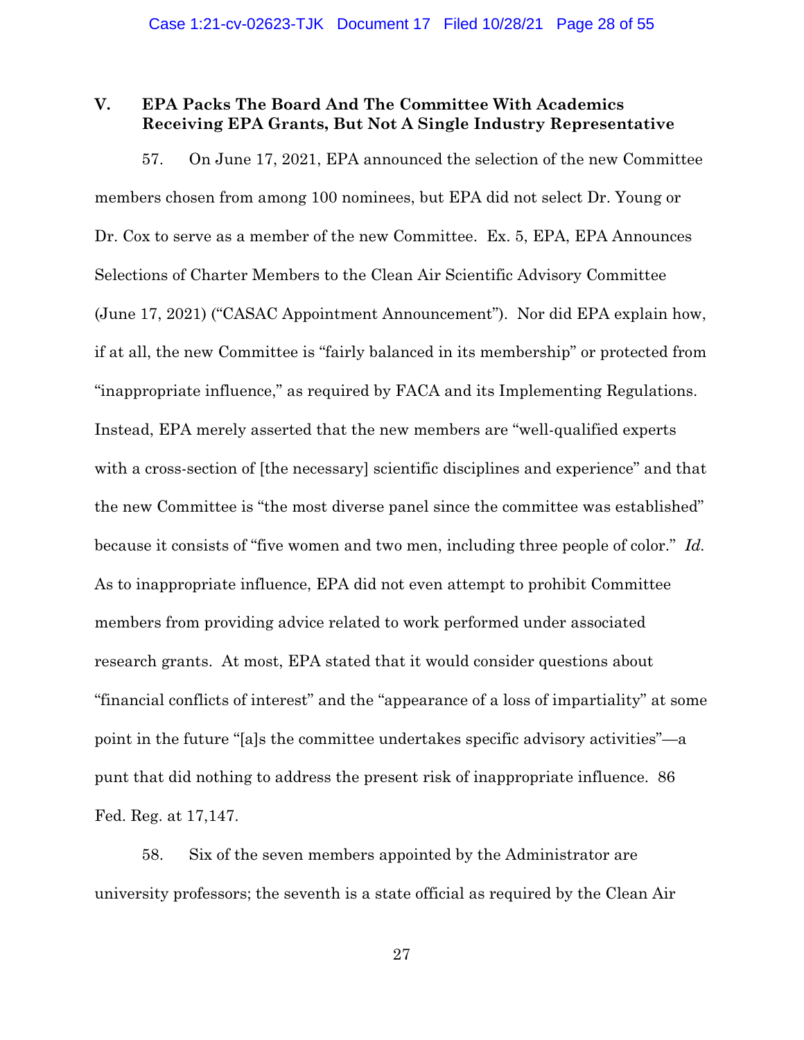## V. EPA Packs The Board And The Committee With Academics Receiving EPA Grants, But Not A Single Industry Representative

57. On June 17, 2021, EPA announced the selection of the new Committee members chosen from among 100 nominees, but EPA did not select Dr. Young or Dr. Cox to serve as a member of the new Committee. Ex. 5, EPA, EPA Announces Selections of Charter Members to the Clean Air Scientific Advisory Committee (June 17, 2021) ("CASAC Appointment Announcement"). Nor did EPA explain how, if at all, the new Committee is "fairly balanced in its membership" or protected from "inappropriate influence," as required by FACA and its Implementing Regulations. Instead, EPA merely asserted that the new members are "well-qualified experts with a cross-section of [the necessary] scientific disciplines and experience" and that the new Committee is "the most diverse panel since the committee was established" because it consists of "five women and two men, including three people of color." *Id.* As to inappropriate influence, EPA did not even attempt to prohibit Committee members from providing advice related to work performed under associated research grants. At most, EPA stated that it would consider questions about "financial conflicts of interest" and the "appearance of a loss of impartiality" at some point in the future "[a]s the committee undertakes specific advisory activities"—a punt that did nothing to address the present risk of inappropriate influence. 86 Fed. Reg. at 17,147.

58. Six of the seven members appointed by the Administrator are university professors; the seventh is a state official as required by the Clean Air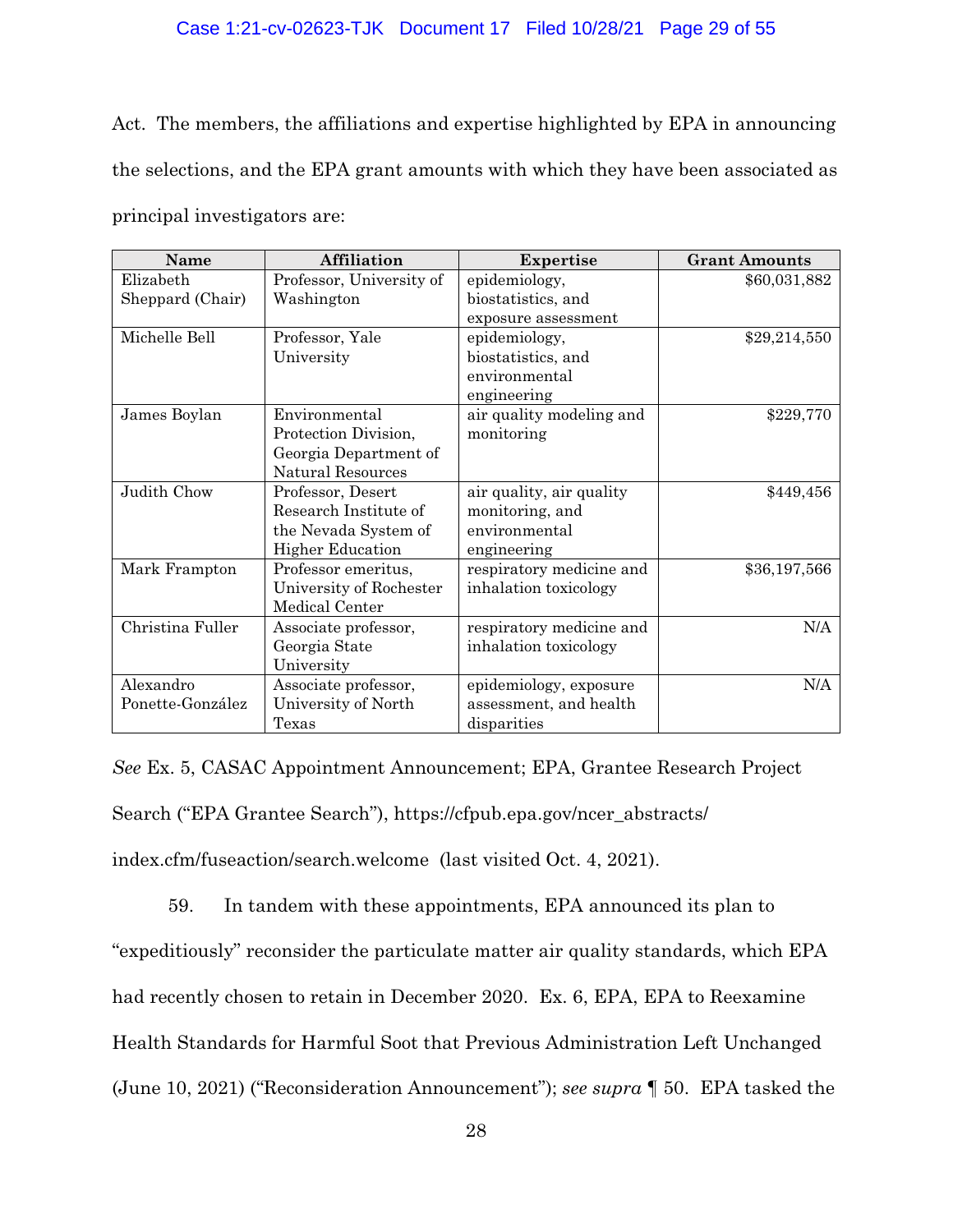Act. The members, the affiliations and expertise highlighted by EPA in announcing the selections, and the EPA grant amounts with which they have been associated as principal investigators are:

| Name | Affiliation | Expertise | Grant Amounts |
|---|---|---|---|
| Elizabeth Sheppard (Chair) | Professor, University of Washington | epidemiology, biostatistics, and exposure assessment | $60,031,882 |
| Michelle Bell | Professor, Yale University | epidemiology, biostatistics, and environmental engineering | $29,214,550 |
| James Boylan | Environmental Protection Division, Georgia Department of Natural Resources | air quality modeling and monitoring | $229,770 |
| Judith Chow | Professor, Desert Research Institute of the Nevada System of Higher Education | air quality, air quality monitoring, and environmental engineering | $449,456 |
| Mark Frampton | Professor emeritus, University of Rochester Medical Center | respiratory medicine and inhalation toxicology | $36,197,566 |
| Christina Fuller | Associate professor, Georgia State University | respiratory medicine and inhalation toxicology | N/A |
| Alexandro Ponette-González | Associate professor, University of North Texas | epidemiology, exposure assessment, and health disparities | N/A |

*See* Ex. 5, CASAC Appointment Announcement; EPA, Grantee Research Project Search ("EPA Grantee Search"), https://cfpub.epa.gov/ncer_abstracts/index.cfm/fuseaction/search.welcome (last visited Oct. 4, 2021).

59. In tandem with these appointments, EPA announced its plan to "expeditiously" reconsider the particulate matter air quality standards, which EPA had recently chosen to retain in December 2020. Ex. 6, EPA, EPA to Reexamine Health Standards for Harmful Soot that Previous Administration Left Unchanged (June 10, 2021) ("Reconsideration Announcement"); *see supra* ¶ 50. EPA tasked the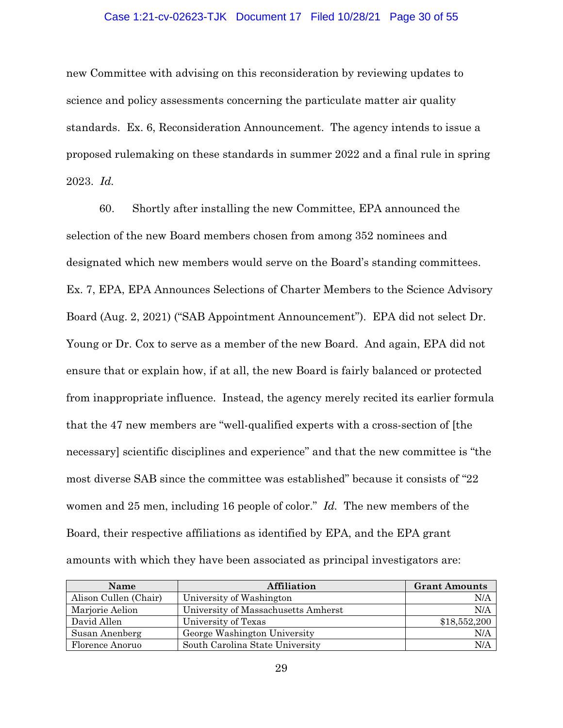new Committee with advising on this reconsideration by reviewing updates to science and policy assessments concerning the particulate matter air quality standards. Ex. 6, Reconsideration Announcement. The agency intends to issue a proposed rulemaking on these standards in summer 2022 and a final rule in spring 2023. *Id.*

60. Shortly after installing the new Committee, EPA announced the selection of the new Board members chosen from among 352 nominees and designated which new members would serve on the Board's standing committees. Ex. 7, EPA, EPA Announces Selections of Charter Members to the Science Advisory Board (Aug. 2, 2021) ("SAB Appointment Announcement"). EPA did not select Dr. Young or Dr. Cox to serve as a member of the new Board. And again, EPA did not ensure that or explain how, if at all, the new Board is fairly balanced or protected from inappropriate influence. Instead, the agency merely recited its earlier formula that the 47 new members are "well-qualified experts with a cross-section of [the necessary] scientific disciplines and experience" and that the new committee is "the most diverse SAB since the committee was established" because it consists of "22 women and 25 men, including 16 people of color." *Id.* The new members of the Board, their respective affiliations as identified by EPA, and the EPA grant amounts with which they have been associated as principal investigators are:

| Name | Affiliation | Grant Amounts |
|---|---|---:|
| Alison Cullen (Chair) | University of Washington | N/A |
| Marjorie Aelion | University of Massachusetts Amherst | N/A |
| David Allen | University of Texas | $18,552,200 |
| Susan Anenberg | George Washington University | N/A |
| Florence Anoruo | South Carolina State University | N/A |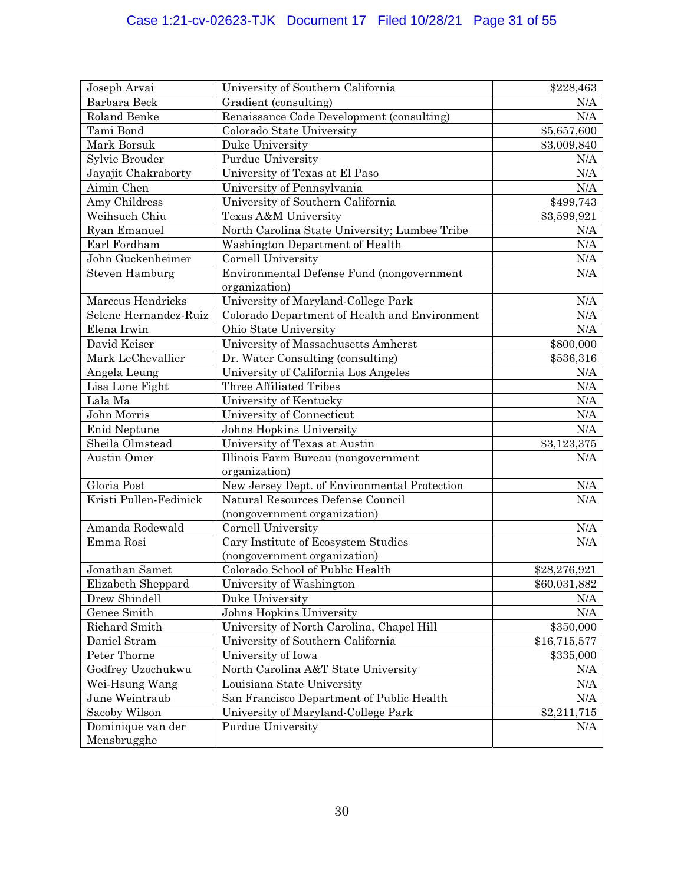| Joseph Arvai | University of Southern California | $228,463 |
|---|---|---|
| Barbara Beck | Gradient (consulting) | N/A |
| Roland Benke | Renaissance Code Development (consulting) | N/A |
| Tami Bond | Colorado State University | $5,657,600 |
| Mark Borsuk | Duke University | $3,009,840 |
| Sylvie Brouder | Purdue University | N/A |
| Jayajit Chakraborty | University of Texas at El Paso | N/A |
| Aimin Chen | University of Pennsylvania | N/A |
| Amy Childress | University of Southern California | $499,743 |
| Weihsueh Chiu | Texas A&M University | $3,599,921 |
| Ryan Emanuel | North Carolina State University; Lumbee Tribe | N/A |
| Earl Fordham | Washington Department of Health | N/A |
| John Guckenheimer | Cornell University | N/A |
| Steven Hamburg | Environmental Defense Fund (nongovernment organization) | N/A |
| Marccus Hendricks | University of Maryland-College Park | N/A |
| Selene Hernandez-Ruiz | Colorado Department of Health and Environment | N/A |
| Elena Irwin | Ohio State University | N/A |
| David Keiser | University of Massachusetts Amherst | $800,000 |
| Mark LeChevallier | Dr. Water Consulting (consulting) | $536,316 |
| Angela Leung | University of California Los Angeles | N/A |
| Lisa Lone Fight | Three Affiliated Tribes | N/A |
| Lala Ma | University of Kentucky | N/A |
| John Morris | University of Connecticut | N/A |
| Enid Neptune | Johns Hopkins University | N/A |
| Sheila Olmstead | University of Texas at Austin | $3,123,375 |
| Austin Omer | Illinois Farm Bureau (nongovernment organization) | N/A |
| Gloria Post | New Jersey Dept. of Environmental Protection | N/A |
| Kristi Pullen-Fedinick | Natural Resources Defense Council (nongovernment organization) | N/A |
| Amanda Rodewald | Cornell University | N/A |
| Emma Rosi | Cary Institute of Ecosystem Studies (nongovernment organization) | N/A |
| Jonathan Samet | Colorado School of Public Health | $28,276,921 |
| Elizabeth Sheppard | University of Washington | $60,031,882 |
| Drew Shindell | Duke University | N/A |
| Genee Smith | Johns Hopkins University | N/A |
| Richard Smith | University of North Carolina, Chapel Hill | $350,000 |
| Daniel Stram | University of Southern California | $16,715,577 |
| Peter Thorne | University of Iowa | $335,000 |
| Godfrey Uzochukwu | North Carolina A&T State University | N/A |
| Wei-Hsung Wang | Louisiana State University | N/A |
| June Weintraub | San Francisco Department of Public Health | N/A |
| Sacoby Wilson | University of Maryland-College Park | $2,211,715 |
| Dominique van der Mensbrugghe | Purdue University | N/A |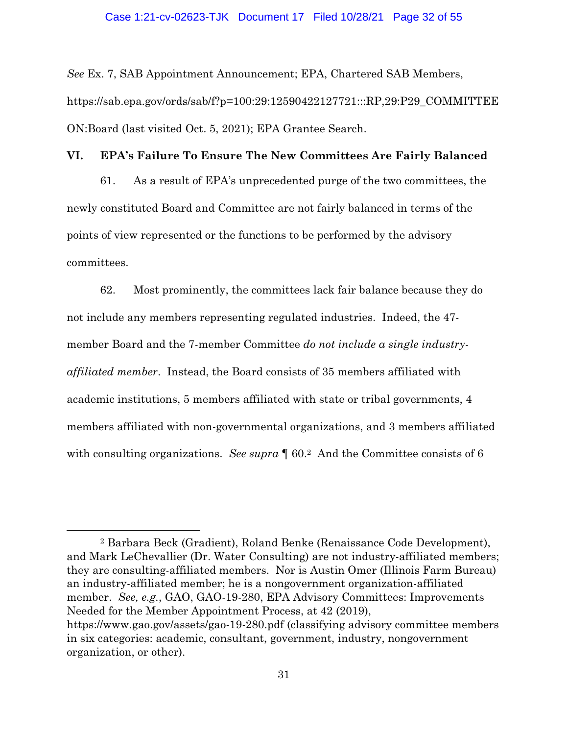*See* Ex. 7, SAB Appointment Announcement; EPA, Chartered SAB Members, https://sab.epa.gov/ords/sab/f?p=100:29:12590422127721:::RP,29:P29_COMMITTEE ON:Board (last visited Oct. 5, 2021); EPA Grantee Search.

## VI. EPA's Failure To Ensure The New Committees Are Fairly Balanced

61. As a result of EPA's unprecedented purge of the two committees, the newly constituted Board and Committee are not fairly balanced in terms of the points of view represented or the functions to be performed by the advisory committees.

62. Most prominently, the committees lack fair balance because they do not include any members representing regulated industries. Indeed, the 47-member Board and the 7-member Committee *do not include a single industry-affiliated member*. Instead, the Board consists of 35 members affiliated with academic institutions, 5 members affiliated with state or tribal governments, 4 members affiliated with non-governmental organizations, and 3 members affiliated with consulting organizations. *See supra* ¶ 60.[2] And the Committee consists of 6

---

[2] Barbara Beck (Gradient), Roland Benke (Renaissance Code Development), and Mark LeChevallier (Dr. Water Consulting) are not industry-affiliated members; they are consulting-affiliated members. Nor is Austin Omer (Illinois Farm Bureau) an industry-affiliated member; he is a nongovernment organization-affiliated member. *See, e.g.*, GAO, GAO-19-280, EPA Advisory Committees: Improvements Needed for the Member Appointment Process, at 42 (2019), https://www.gao.gov/assets/gao-19-280.pdf (classifying advisory committee members in six categories: academic, consultant, government, industry, nongovernment organization, or other).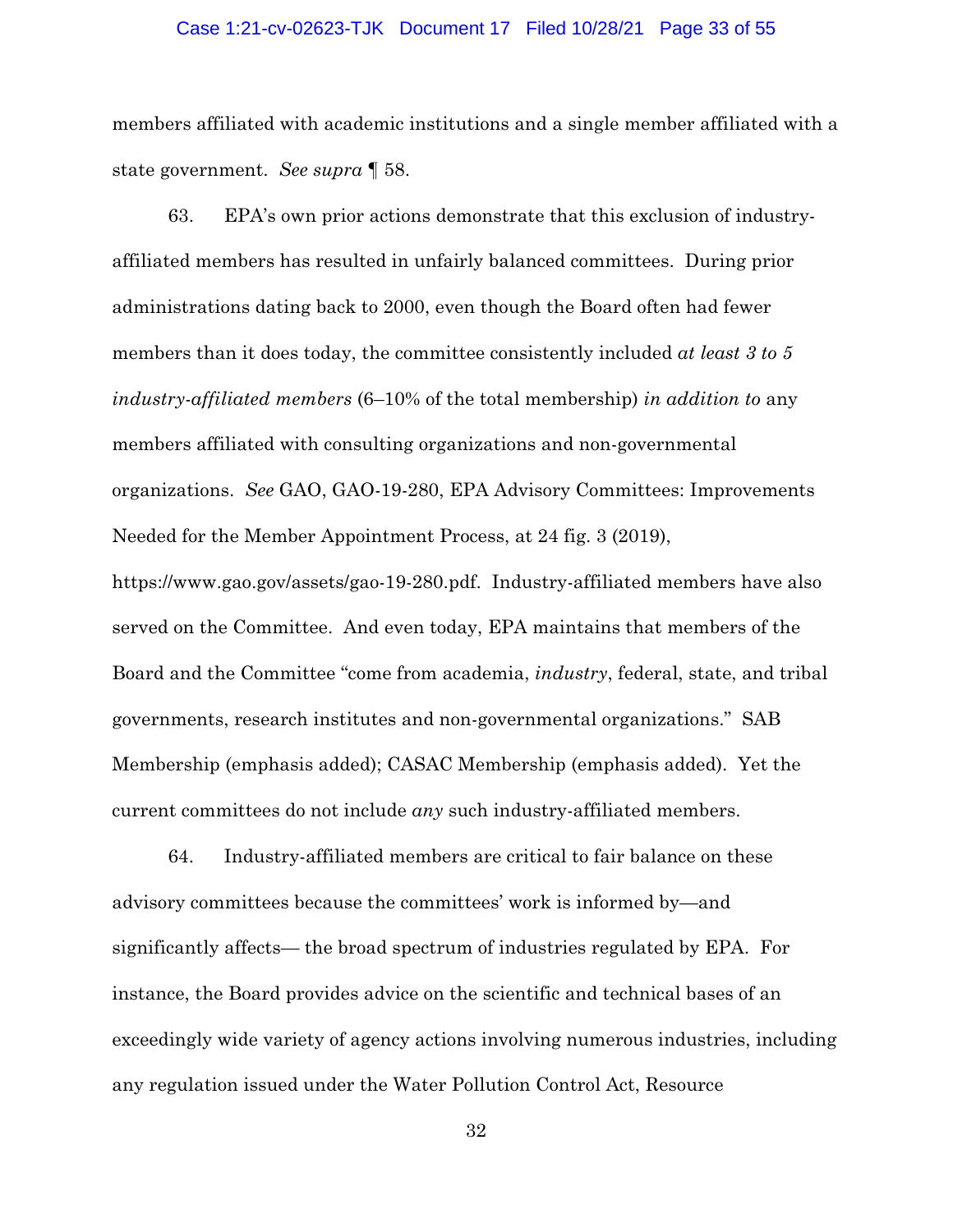members affiliated with academic institutions and a single member affiliated with a state government. *See supra* ¶ 58.

63. EPA's own prior actions demonstrate that this exclusion of industry-affiliated members has resulted in unfairly balanced committees. During prior administrations dating back to 2000, even though the Board often had fewer members than it does today, the committee consistently included *at least 3 to 5 industry-affiliated members* (6–10% of the total membership) *in addition to* any members affiliated with consulting organizations and non-governmental organizations. *See* GAO, GAO-19-280, EPA Advisory Committees: Improvements Needed for the Member Appointment Process, at 24 fig. 3 (2019), https://www.gao.gov/assets/gao-19-280.pdf. Industry-affiliated members have also served on the Committee. And even today, EPA maintains that members of the Board and the Committee "come from academia, *industry*, federal, state, and tribal governments, research institutes and non-governmental organizations." SAB Membership (emphasis added); CASAC Membership (emphasis added). Yet the current committees do not include *any* such industry-affiliated members.

64. Industry-affiliated members are critical to fair balance on these advisory committees because the committees' work is informed by—and significantly affects— the broad spectrum of industries regulated by EPA. For instance, the Board provides advice on the scientific and technical bases of an exceedingly wide variety of agency actions involving numerous industries, including any regulation issued under the Water Pollution Control Act, Resource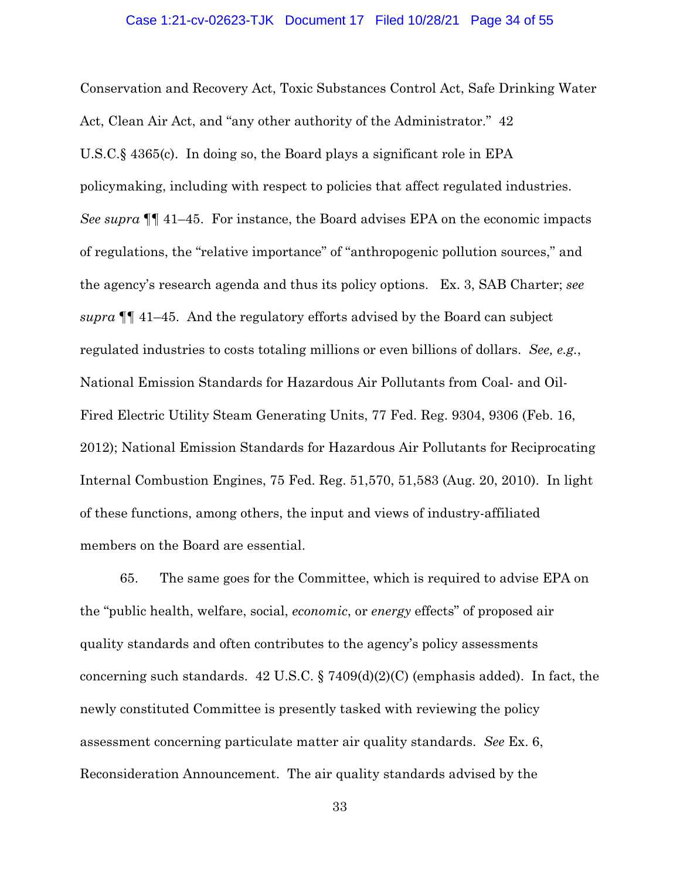Conservation and Recovery Act, Toxic Substances Control Act, Safe Drinking Water Act, Clean Air Act, and "any other authority of the Administrator." 42 U.S.C.§ 4365(c). In doing so, the Board plays a significant role in EPA policymaking, including with respect to policies that affect regulated industries. *See supra* ¶¶ 41–45. For instance, the Board advises EPA on the economic impacts of regulations, the "relative importance" of "anthropogenic pollution sources," and the agency's research agenda and thus its policy options. Ex. 3, SAB Charter; *see supra* ¶¶ 41–45. And the regulatory efforts advised by the Board can subject regulated industries to costs totaling millions or even billions of dollars. *See, e.g.*, National Emission Standards for Hazardous Air Pollutants from Coal- and Oil-Fired Electric Utility Steam Generating Units, 77 Fed. Reg. 9304, 9306 (Feb. 16, 2012); National Emission Standards for Hazardous Air Pollutants for Reciprocating Internal Combustion Engines, 75 Fed. Reg. 51,570, 51,583 (Aug. 20, 2010). In light of these functions, among others, the input and views of industry-affiliated members on the Board are essential.

65. The same goes for the Committee, which is required to advise EPA on the "public health, welfare, social, *economic*, or *energy* effects" of proposed air quality standards and often contributes to the agency's policy assessments concerning such standards. 42 U.S.C. § 7409(d)(2)(C) (emphasis added). In fact, the newly constituted Committee is presently tasked with reviewing the policy assessment concerning particulate matter air quality standards. *See* Ex. 6, Reconsideration Announcement. The air quality standards advised by the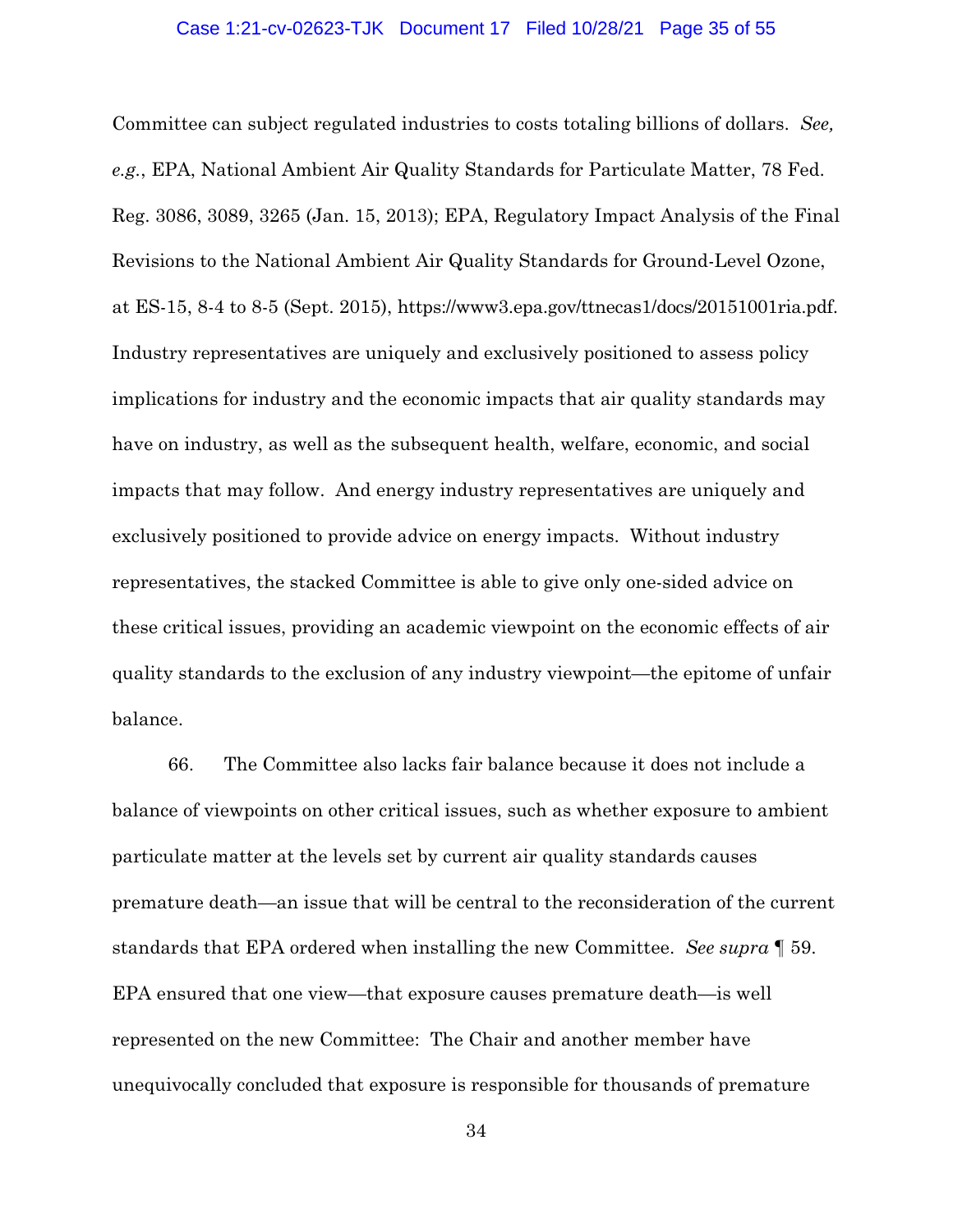Committee can subject regulated industries to costs totaling billions of dollars. *See, e.g.*, EPA, National Ambient Air Quality Standards for Particulate Matter, 78 Fed. Reg. 3086, 3089, 3265 (Jan. 15, 2013); EPA, Regulatory Impact Analysis of the Final Revisions to the National Ambient Air Quality Standards for Ground-Level Ozone, at ES-15, 8-4 to 8-5 (Sept. 2015), https://www3.epa.gov/ttnecas1/docs/20151001ria.pdf. Industry representatives are uniquely and exclusively positioned to assess policy implications for industry and the economic impacts that air quality standards may have on industry, as well as the subsequent health, welfare, economic, and social impacts that may follow. And energy industry representatives are uniquely and exclusively positioned to provide advice on energy impacts. Without industry representatives, the stacked Committee is able to give only one-sided advice on these critical issues, providing an academic viewpoint on the economic effects of air quality standards to the exclusion of any industry viewpoint—the epitome of unfair balance.

66. The Committee also lacks fair balance because it does not include a balance of viewpoints on other critical issues, such as whether exposure to ambient particulate matter at the levels set by current air quality standards causes premature death—an issue that will be central to the reconsideration of the current standards that EPA ordered when installing the new Committee. *See supra* ¶ 59. EPA ensured that one view—that exposure causes premature death—is well represented on the new Committee: The Chair and another member have unequivocally concluded that exposure is responsible for thousands of premature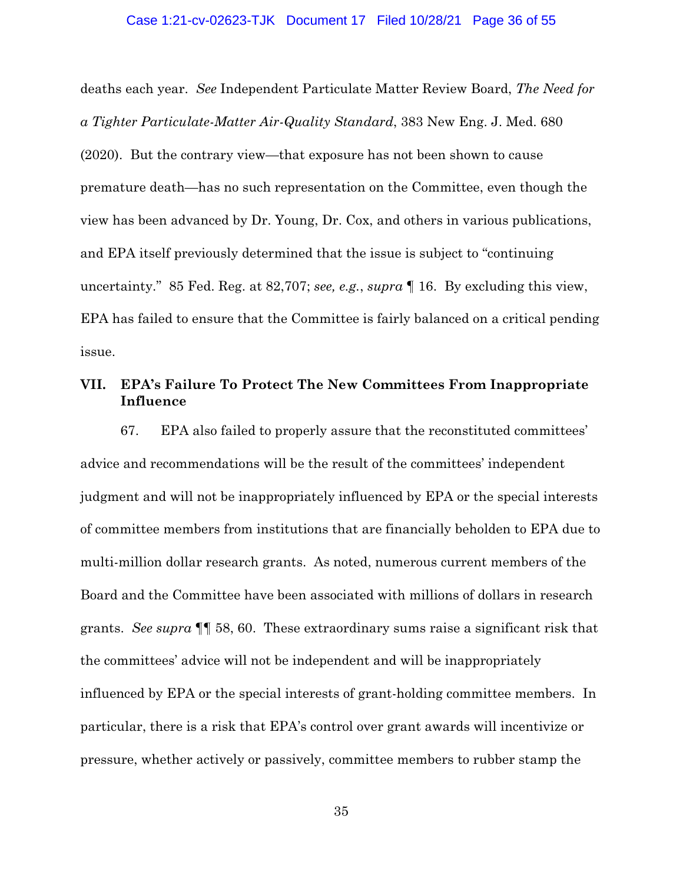deaths each year. *See* Independent Particulate Matter Review Board, *The Need for a Tighter Particulate-Matter Air-Quality Standard*, 383 New Eng. J. Med. 680 (2020). But the contrary view—that exposure has not been shown to cause premature death—has no such representation on the Committee, even though the view has been advanced by Dr. Young, Dr. Cox, and others in various publications, and EPA itself previously determined that the issue is subject to "continuing uncertainty." 85 Fed. Reg. at 82,707; *see, e.g.*, *supra* ¶ 16. By excluding this view, EPA has failed to ensure that the Committee is fairly balanced on a critical pending issue.

## VII. EPA's Failure To Protect The New Committees From Inappropriate Influence

67. EPA also failed to properly assure that the reconstituted committees' advice and recommendations will be the result of the committees' independent judgment and will not be inappropriately influenced by EPA or the special interests of committee members from institutions that are financially beholden to EPA due to multi-million dollar research grants. As noted, numerous current members of the Board and the Committee have been associated with millions of dollars in research grants. *See supra* ¶¶ 58, 60. These extraordinary sums raise a significant risk that the committees' advice will not be independent and will be inappropriately influenced by EPA or the special interests of grant-holding committee members. In particular, there is a risk that EPA's control over grant awards will incentivize or pressure, whether actively or passively, committee members to rubber stamp the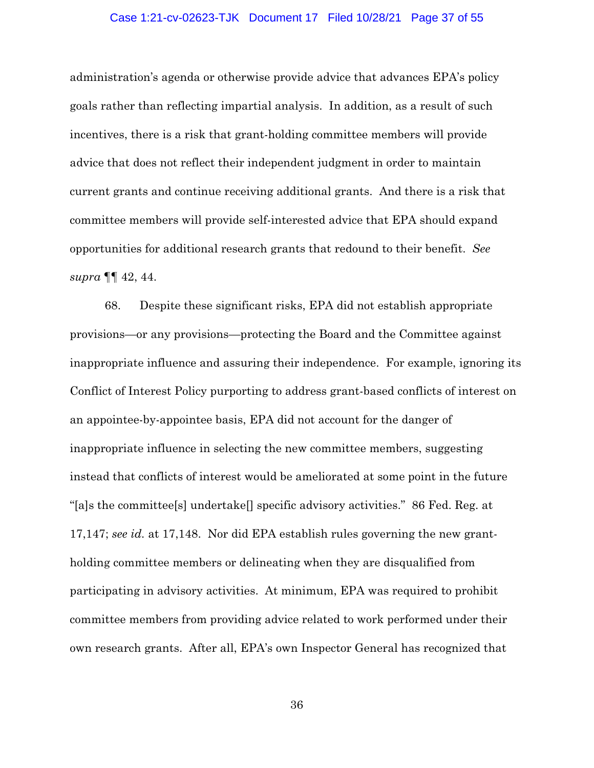administration's agenda or otherwise provide advice that advances EPA's policy goals rather than reflecting impartial analysis. In addition, as a result of such incentives, there is a risk that grant-holding committee members will provide advice that does not reflect their independent judgment in order to maintain current grants and continue receiving additional grants. And there is a risk that committee members will provide self-interested advice that EPA should expand opportunities for additional research grants that redound to their benefit. *See supra* ¶¶ 42, 44.

68. Despite these significant risks, EPA did not establish appropriate provisions—or any provisions—protecting the Board and the Committee against inappropriate influence and assuring their independence. For example, ignoring its Conflict of Interest Policy purporting to address grant-based conflicts of interest on an appointee-by-appointee basis, EPA did not account for the danger of inappropriate influence in selecting the new committee members, suggesting instead that conflicts of interest would be ameliorated at some point in the future "[a]s the committee[s] undertake[] specific advisory activities." 86 Fed. Reg. at 17,147; *see id.* at 17,148. Nor did EPA establish rules governing the new grant-holding committee members or delineating when they are disqualified from participating in advisory activities. At minimum, EPA was required to prohibit committee members from providing advice related to work performed under their own research grants. After all, EPA's own Inspector General has recognized that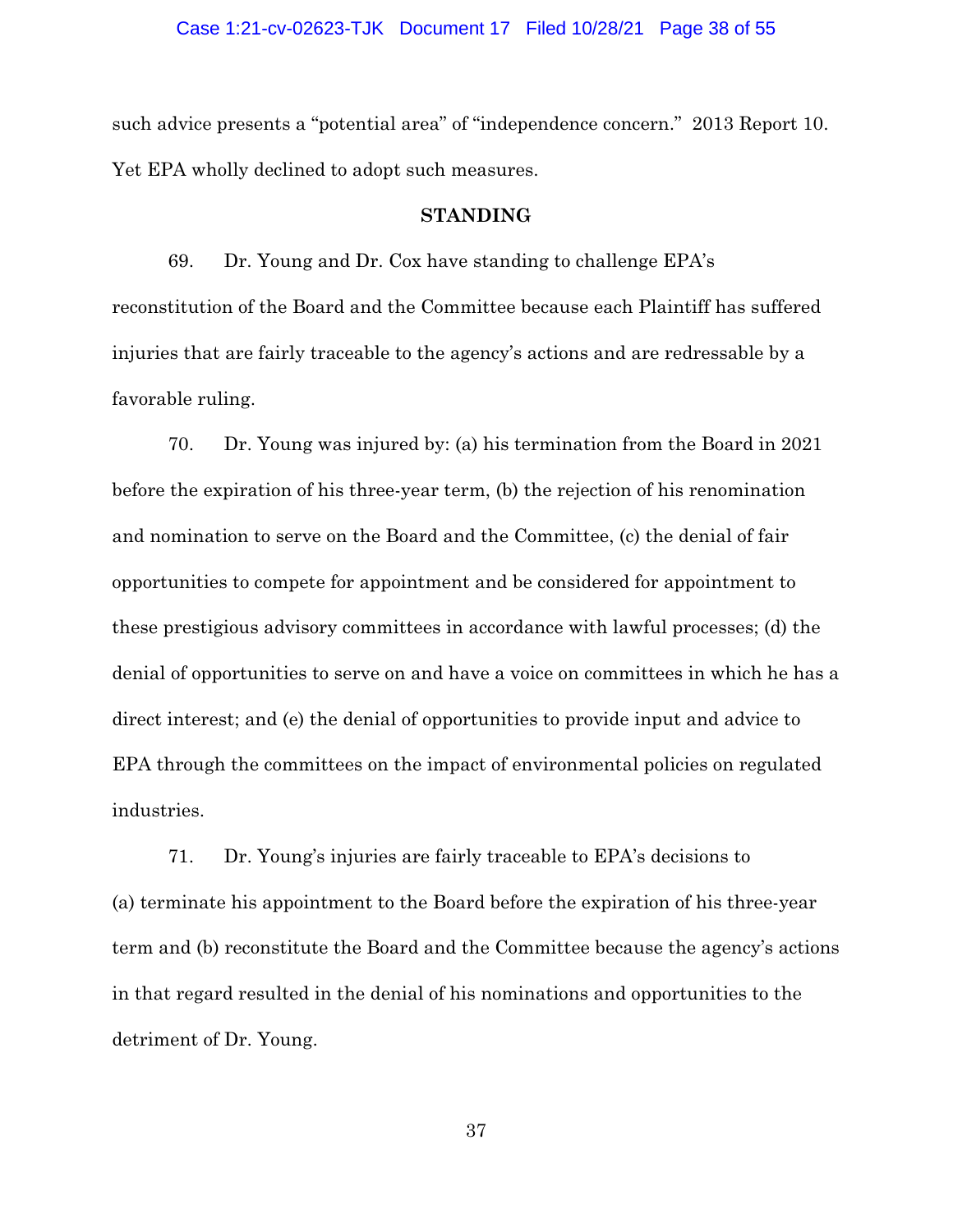such advice presents a "potential area" of "independence concern." 2013 Report 10. Yet EPA wholly declined to adopt such measures.

## STANDING

69. Dr. Young and Dr. Cox have standing to challenge EPA's reconstitution of the Board and the Committee because each Plaintiff has suffered injuries that are fairly traceable to the agency's actions and are redressable by a favorable ruling.

70. Dr. Young was injured by: (a) his termination from the Board in 2021 before the expiration of his three-year term, (b) the rejection of his renomination and nomination to serve on the Board and the Committee, (c) the denial of fair opportunities to compete for appointment and be considered for appointment to these prestigious advisory committees in accordance with lawful processes; (d) the denial of opportunities to serve on and have a voice on committees in which he has a direct interest; and (e) the denial of opportunities to provide input and advice to EPA through the committees on the impact of environmental policies on regulated industries.

71. Dr. Young's injuries are fairly traceable to EPA's decisions to (a) terminate his appointment to the Board before the expiration of his three-year term and (b) reconstitute the Board and the Committee because the agency's actions in that regard resulted in the denial of his nominations and opportunities to the detriment of Dr. Young.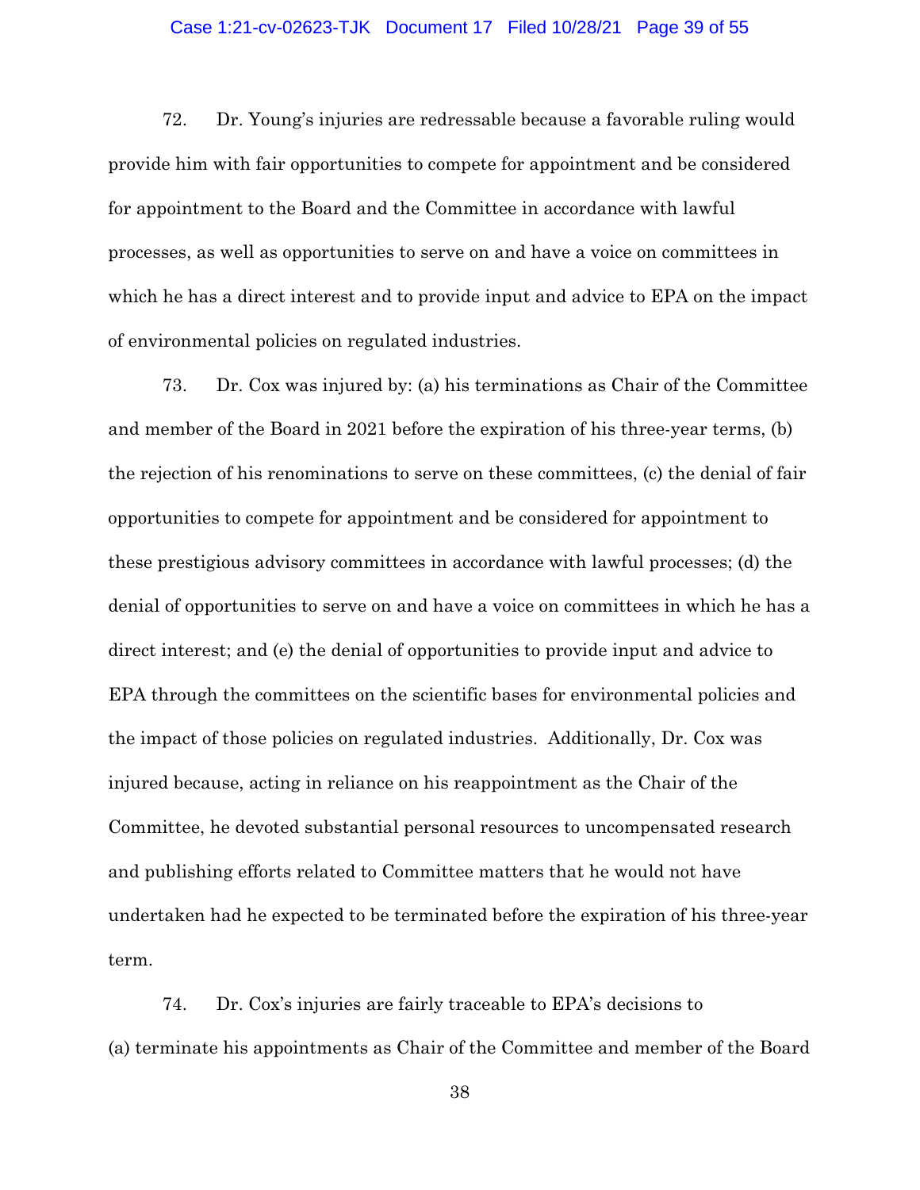72. Dr. Young's injuries are redressable because a favorable ruling would provide him with fair opportunities to compete for appointment and be considered for appointment to the Board and the Committee in accordance with lawful processes, as well as opportunities to serve on and have a voice on committees in which he has a direct interest and to provide input and advice to EPA on the impact of environmental policies on regulated industries.

73. Dr. Cox was injured by: (a) his terminations as Chair of the Committee and member of the Board in 2021 before the expiration of his three-year terms, (b) the rejection of his renominations to serve on these committees, (c) the denial of fair opportunities to compete for appointment and be considered for appointment to these prestigious advisory committees in accordance with lawful processes; (d) the denial of opportunities to serve on and have a voice on committees in which he has a direct interest; and (e) the denial of opportunities to provide input and advice to EPA through the committees on the scientific bases for environmental policies and the impact of those policies on regulated industries. Additionally, Dr. Cox was injured because, acting in reliance on his reappointment as the Chair of the Committee, he devoted substantial personal resources to uncompensated research and publishing efforts related to Committee matters that he would not have undertaken had he expected to be terminated before the expiration of his three-year term.

74. Dr. Cox's injuries are fairly traceable to EPA's decisions to (a) terminate his appointments as Chair of the Committee and member of the Board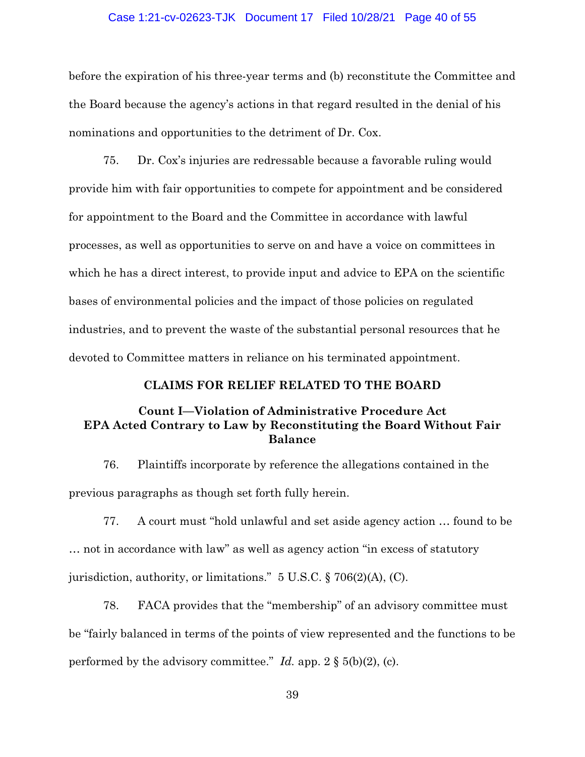before the expiration of his three-year terms and (b) reconstitute the Committee and the Board because the agency's actions in that regard resulted in the denial of his nominations and opportunities to the detriment of Dr. Cox.

75. Dr. Cox's injuries are redressable because a favorable ruling would provide him with fair opportunities to compete for appointment and be considered for appointment to the Board and the Committee in accordance with lawful processes, as well as opportunities to serve on and have a voice on committees in which he has a direct interest, to provide input and advice to EPA on the scientific bases of environmental policies and the impact of those policies on regulated industries, and to prevent the waste of the substantial personal resources that he devoted to Committee matters in reliance on his terminated appointment.

## CLAIMS FOR RELIEF RELATED TO THE BOARD

### Count I—Violation of Administrative Procedure Act EPA Acted Contrary to Law by Reconstituting the Board Without Fair Balance

76. Plaintiffs incorporate by reference the allegations contained in the previous paragraphs as though set forth fully herein.

77. A court must "hold unlawful and set aside agency action … found to be … not in accordance with law" as well as agency action "in excess of statutory jurisdiction, authority, or limitations." 5 U.S.C. § 706(2)(A), (C).

78. FACA provides that the "membership" of an advisory committee must be "fairly balanced in terms of the points of view represented and the functions to be performed by the advisory committee." *Id.* app. 2 § 5(b)(2), (c).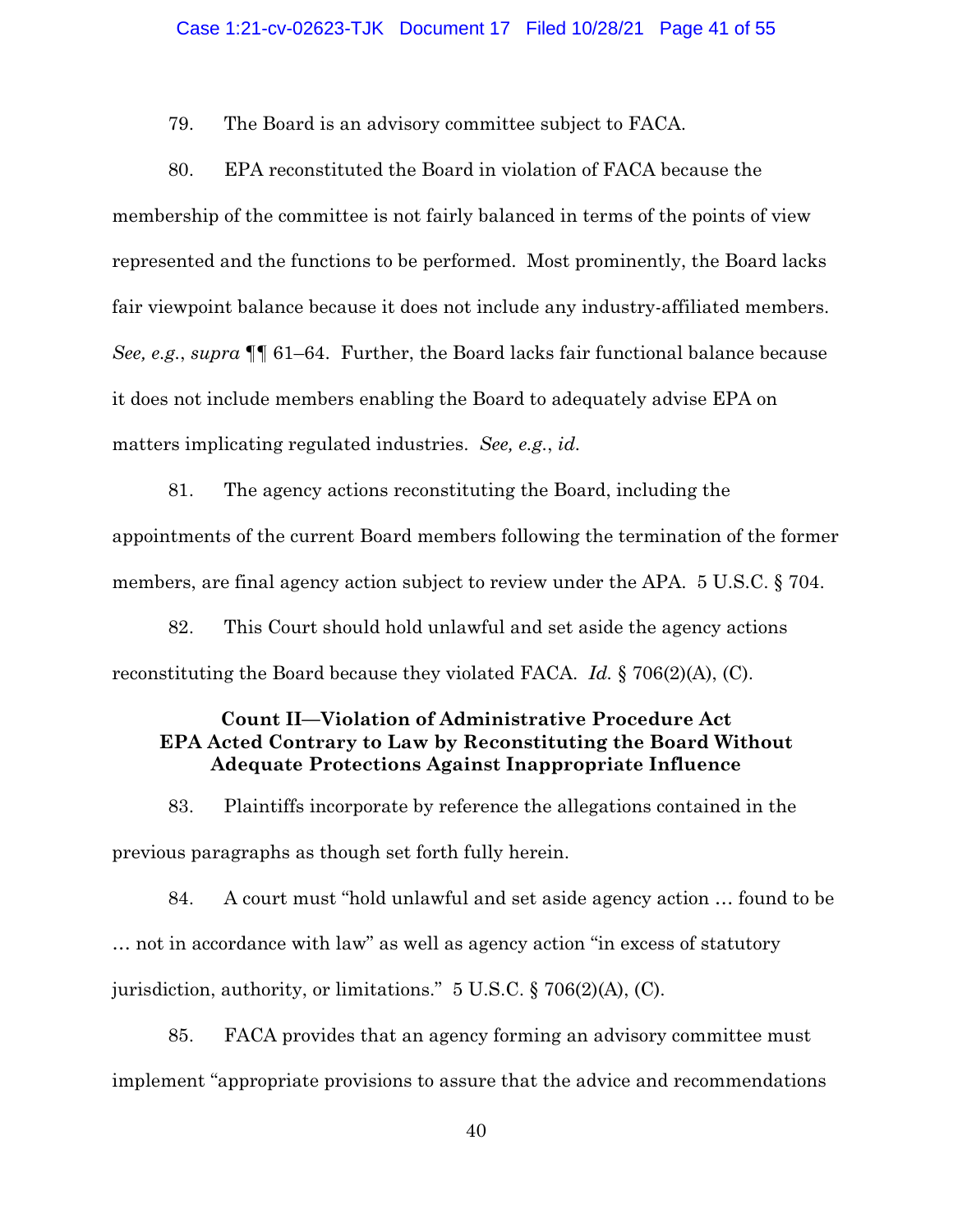79. The Board is an advisory committee subject to FACA.

80. EPA reconstituted the Board in violation of FACA because the membership of the committee is not fairly balanced in terms of the points of view represented and the functions to be performed. Most prominently, the Board lacks fair viewpoint balance because it does not include any industry-affiliated members. *See, e.g.*, *supra* ¶¶ 61–64. Further, the Board lacks fair functional balance because it does not include members enabling the Board to adequately advise EPA on matters implicating regulated industries. *See, e.g.*, *id.*

81. The agency actions reconstituting the Board, including the appointments of the current Board members following the termination of the former members, are final agency action subject to review under the APA. 5 U.S.C. § 704.

82. This Court should hold unlawful and set aside the agency actions reconstituting the Board because they violated FACA. *Id.* § 706(2)(A), (C).

### Count II—Violation of Administrative Procedure Act EPA Acted Contrary to Law by Reconstituting the Board Without Adequate Protections Against Inappropriate Influence

83. Plaintiffs incorporate by reference the allegations contained in the previous paragraphs as though set forth fully herein.

84. A court must "hold unlawful and set aside agency action … found to be … not in accordance with law" as well as agency action "in excess of statutory jurisdiction, authority, or limitations." 5 U.S.C. § 706(2)(A), (C).

85. FACA provides that an agency forming an advisory committee must implement "appropriate provisions to assure that the advice and recommendations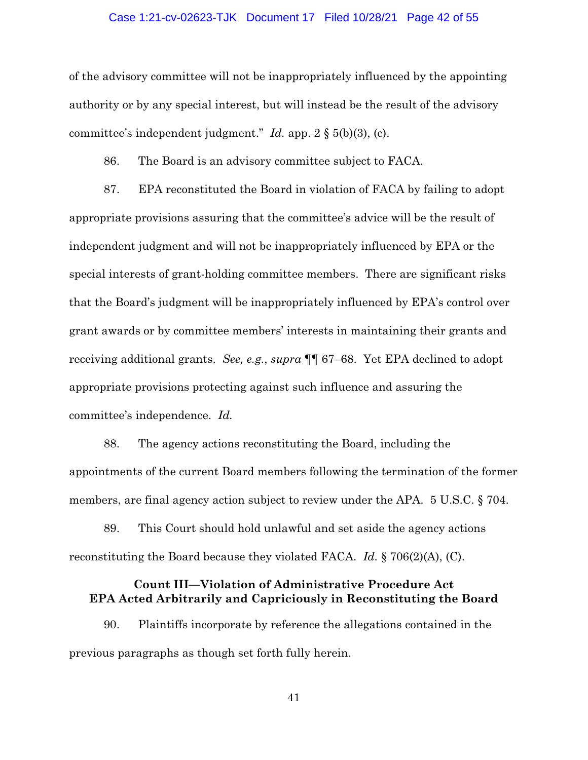of the advisory committee will not be inappropriately influenced by the appointing authority or by any special interest, but will instead be the result of the advisory committee's independent judgment." *Id.* app. 2 § 5(b)(3), (c).

86. The Board is an advisory committee subject to FACA.

87. EPA reconstituted the Board in violation of FACA by failing to adopt appropriate provisions assuring that the committee's advice will be the result of independent judgment and will not be inappropriately influenced by EPA or the special interests of grant-holding committee members. There are significant risks that the Board's judgment will be inappropriately influenced by EPA's control over grant awards or by committee members' interests in maintaining their grants and receiving additional grants. *See, e.g.*, *supra* ¶¶ 67–68. Yet EPA declined to adopt appropriate provisions protecting against such influence and assuring the committee's independence. *Id.*

88. The agency actions reconstituting the Board, including the appointments of the current Board members following the termination of the former members, are final agency action subject to review under the APA. 5 U.S.C. § 704.

89. This Court should hold unlawful and set aside the agency actions reconstituting the Board because they violated FACA. *Id.* § 706(2)(A), (C).

### Count III—Violation of Administrative Procedure Act
### EPA Acted Arbitrarily and Capriciously in Reconstituting the Board

90. Plaintiffs incorporate by reference the allegations contained in the previous paragraphs as though set forth fully herein.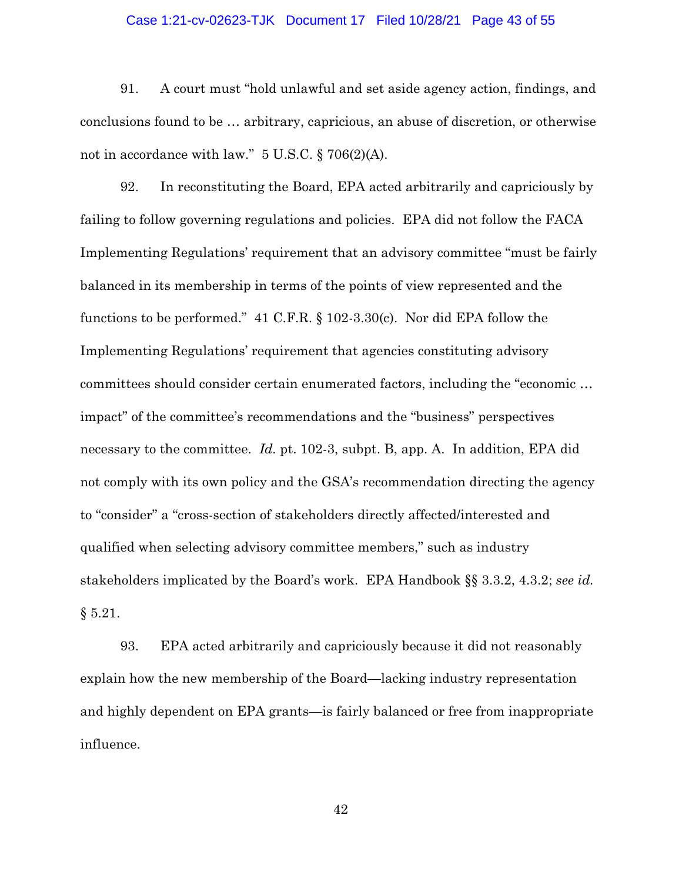91. A court must "hold unlawful and set aside agency action, findings, and conclusions found to be … arbitrary, capricious, an abuse of discretion, or otherwise not in accordance with law." 5 U.S.C. § 706(2)(A).

92. In reconstituting the Board, EPA acted arbitrarily and capriciously by failing to follow governing regulations and policies. EPA did not follow the FACA Implementing Regulations' requirement that an advisory committee "must be fairly balanced in its membership in terms of the points of view represented and the functions to be performed." 41 C.F.R. § 102-3.30(c). Nor did EPA follow the Implementing Regulations' requirement that agencies constituting advisory committees should consider certain enumerated factors, including the "economic … impact" of the committee's recommendations and the "business" perspectives necessary to the committee. *Id.* pt. 102-3, subpt. B, app. A. In addition, EPA did not comply with its own policy and the GSA's recommendation directing the agency to "consider" a "cross-section of stakeholders directly affected/interested and qualified when selecting advisory committee members," such as industry stakeholders implicated by the Board's work. EPA Handbook §§ 3.3.2, 4.3.2; *see id.* § 5.21.

93. EPA acted arbitrarily and capriciously because it did not reasonably explain how the new membership of the Board—lacking industry representation and highly dependent on EPA grants—is fairly balanced or free from inappropriate influence.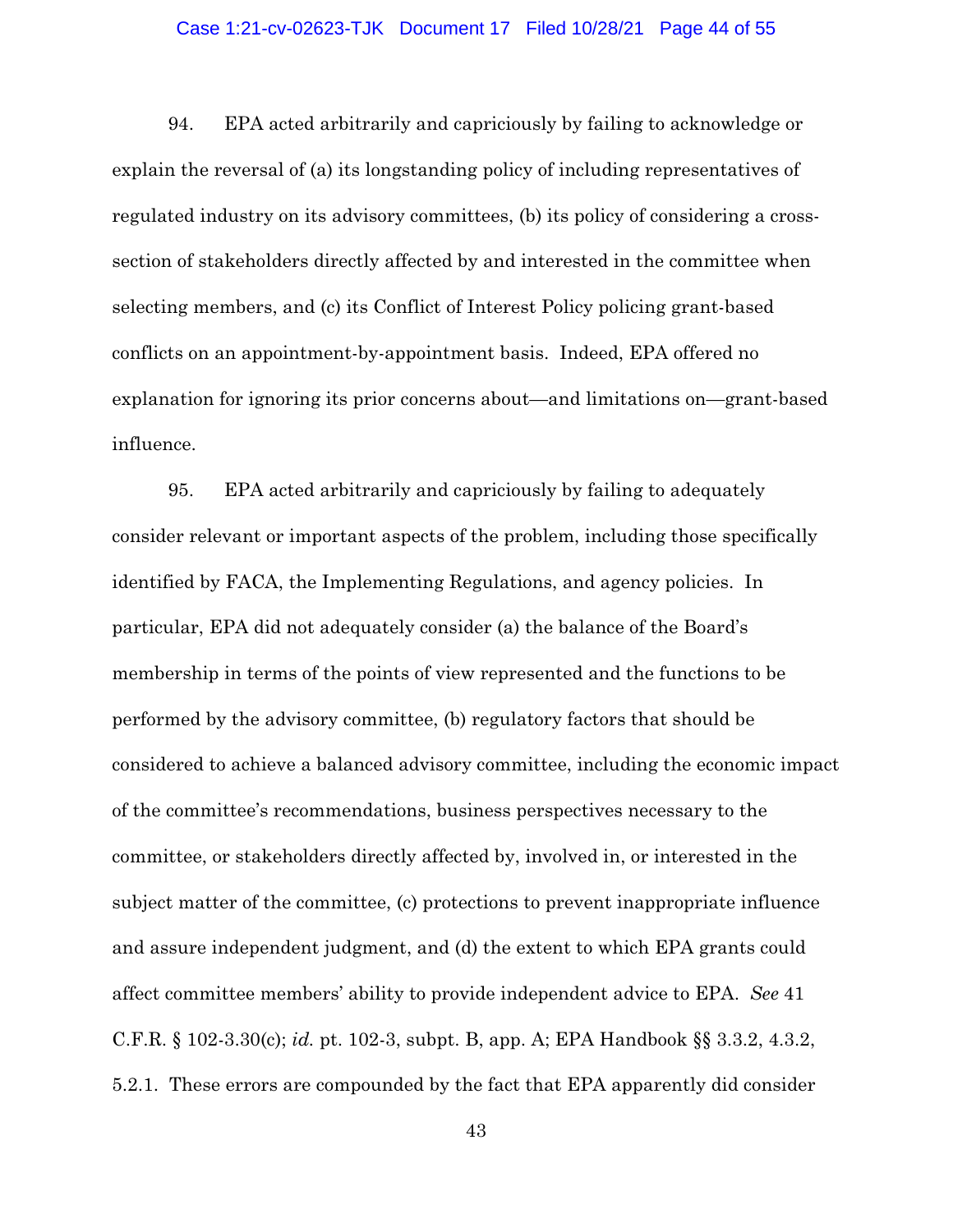94. EPA acted arbitrarily and capriciously by failing to acknowledge or explain the reversal of (a) its longstanding policy of including representatives of regulated industry on its advisory committees, (b) its policy of considering a cross-section of stakeholders directly affected by and interested in the committee when selecting members, and (c) its Conflict of Interest Policy policing grant-based conflicts on an appointment-by-appointment basis. Indeed, EPA offered no explanation for ignoring its prior concerns about—and limitations on—grant-based influence.

95. EPA acted arbitrarily and capriciously by failing to adequately consider relevant or important aspects of the problem, including those specifically identified by FACA, the Implementing Regulations, and agency policies. In particular, EPA did not adequately consider (a) the balance of the Board's membership in terms of the points of view represented and the functions to be performed by the advisory committee, (b) regulatory factors that should be considered to achieve a balanced advisory committee, including the economic impact of the committee's recommendations, business perspectives necessary to the committee, or stakeholders directly affected by, involved in, or interested in the subject matter of the committee, (c) protections to prevent inappropriate influence and assure independent judgment, and (d) the extent to which EPA grants could affect committee members' ability to provide independent advice to EPA. *See* 41 C.F.R. § 102-3.30(c); *id.* pt. 102-3, subpt. B, app. A; EPA Handbook §§ 3.3.2, 4.3.2, 5.2.1. These errors are compounded by the fact that EPA apparently did consider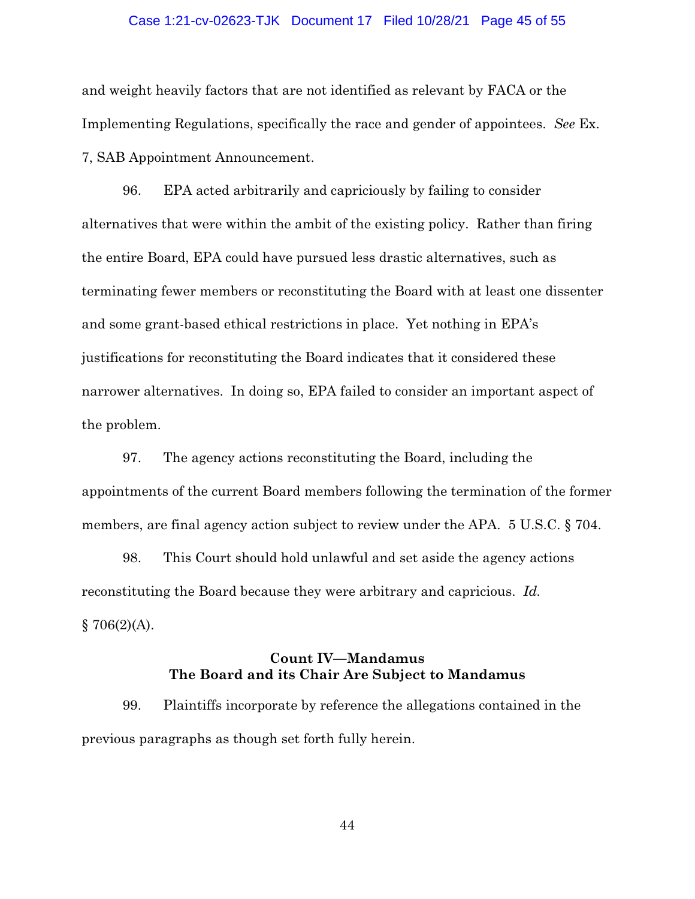and weight heavily factors that are not identified as relevant by FACA or the Implementing Regulations, specifically the race and gender of appointees. *See* Ex. 7, SAB Appointment Announcement.

96. EPA acted arbitrarily and capriciously by failing to consider alternatives that were within the ambit of the existing policy. Rather than firing the entire Board, EPA could have pursued less drastic alternatives, such as terminating fewer members or reconstituting the Board with at least one dissenter and some grant-based ethical restrictions in place. Yet nothing in EPA's justifications for reconstituting the Board indicates that it considered these narrower alternatives. In doing so, EPA failed to consider an important aspect of the problem.

97. The agency actions reconstituting the Board, including the appointments of the current Board members following the termination of the former members, are final agency action subject to review under the APA. 5 U.S.C. § 704.

98. This Court should hold unlawful and set aside the agency actions reconstituting the Board because they were arbitrary and capricious. *Id.* § 706(2)(A).

**Count IV—Mandamus**
**The Board and its Chair Are Subject to Mandamus**

99. Plaintiffs incorporate by reference the allegations contained in the previous paragraphs as though set forth fully herein.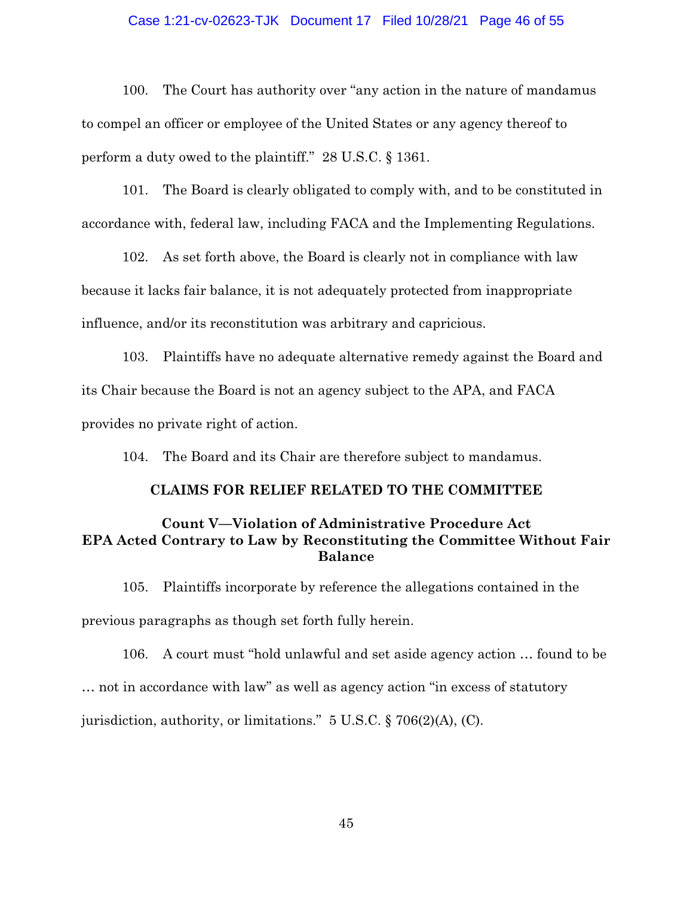100. The Court has authority over "any action in the nature of mandamus to compel an officer or employee of the United States or any agency thereof to perform a duty owed to the plaintiff." 28 U.S.C. § 1361.

101. The Board is clearly obligated to comply with, and to be constituted in accordance with, federal law, including FACA and the Implementing Regulations.

102. As set forth above, the Board is clearly not in compliance with law because it lacks fair balance, it is not adequately protected from inappropriate influence, and/or its reconstitution was arbitrary and capricious.

103. Plaintiffs have no adequate alternative remedy against the Board and its Chair because the Board is not an agency subject to the APA, and FACA provides no private right of action.

104. The Board and its Chair are therefore subject to mandamus.

## CLAIMS FOR RELIEF RELATED TO THE COMMITTEE

### Count V—Violation of Administrative Procedure Act EPA Acted Contrary to Law by Reconstituting the Committee Without Fair Balance

105. Plaintiffs incorporate by reference the allegations contained in the previous paragraphs as though set forth fully herein.

106. A court must "hold unlawful and set aside agency action … found to be … not in accordance with law" as well as agency action "in excess of statutory jurisdiction, authority, or limitations." 5 U.S.C. § 706(2)(A), (C).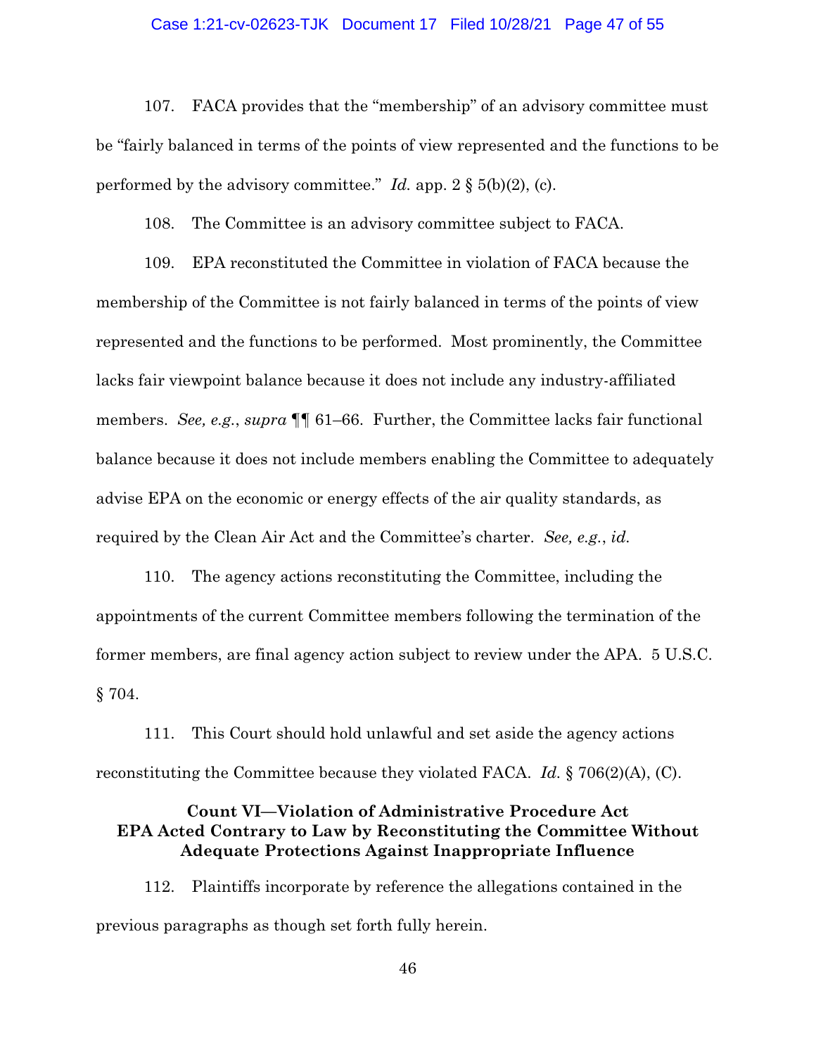107. FACA provides that the "membership" of an advisory committee must be "fairly balanced in terms of the points of view represented and the functions to be performed by the advisory committee." *Id.* app. 2 § 5(b)(2), (c).

108. The Committee is an advisory committee subject to FACA.

109. EPA reconstituted the Committee in violation of FACA because the membership of the Committee is not fairly balanced in terms of the points of view represented and the functions to be performed. Most prominently, the Committee lacks fair viewpoint balance because it does not include any industry-affiliated members. *See, e.g.*, *supra* ¶¶ 61–66. Further, the Committee lacks fair functional balance because it does not include members enabling the Committee to adequately advise EPA on the economic or energy effects of the air quality standards, as required by the Clean Air Act and the Committee's charter. *See, e.g.*, *id.*

110. The agency actions reconstituting the Committee, including the appointments of the current Committee members following the termination of the former members, are final agency action subject to review under the APA. 5 U.S.C. § 704.

111. This Court should hold unlawful and set aside the agency actions reconstituting the Committee because they violated FACA. *Id.* § 706(2)(A), (C).

### Count VI—Violation of Administrative Procedure Act EPA Acted Contrary to Law by Reconstituting the Committee Without Adequate Protections Against Inappropriate Influence

112. Plaintiffs incorporate by reference the allegations contained in the previous paragraphs as though set forth fully herein.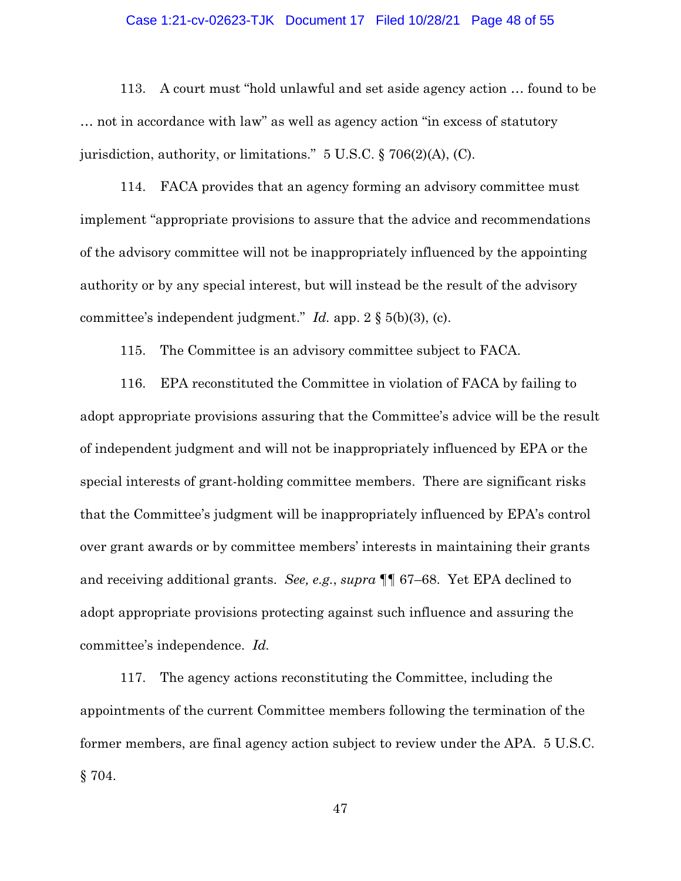113. A court must "hold unlawful and set aside agency action … found to be … not in accordance with law" as well as agency action "in excess of statutory jurisdiction, authority, or limitations." 5 U.S.C. § 706(2)(A), (C).

114. FACA provides that an agency forming an advisory committee must implement "appropriate provisions to assure that the advice and recommendations of the advisory committee will not be inappropriately influenced by the appointing authority or by any special interest, but will instead be the result of the advisory committee's independent judgment." *Id.* app. 2 § 5(b)(3), (c).

115. The Committee is an advisory committee subject to FACA.

116. EPA reconstituted the Committee in violation of FACA by failing to adopt appropriate provisions assuring that the Committee's advice will be the result of independent judgment and will not be inappropriately influenced by EPA or the special interests of grant-holding committee members. There are significant risks that the Committee's judgment will be inappropriately influenced by EPA's control over grant awards or by committee members' interests in maintaining their grants and receiving additional grants. *See, e.g.*, *supra* ¶¶ 67–68. Yet EPA declined to adopt appropriate provisions protecting against such influence and assuring the committee's independence. *Id.*

117. The agency actions reconstituting the Committee, including the appointments of the current Committee members following the termination of the former members, are final agency action subject to review under the APA. 5 U.S.C. § 704.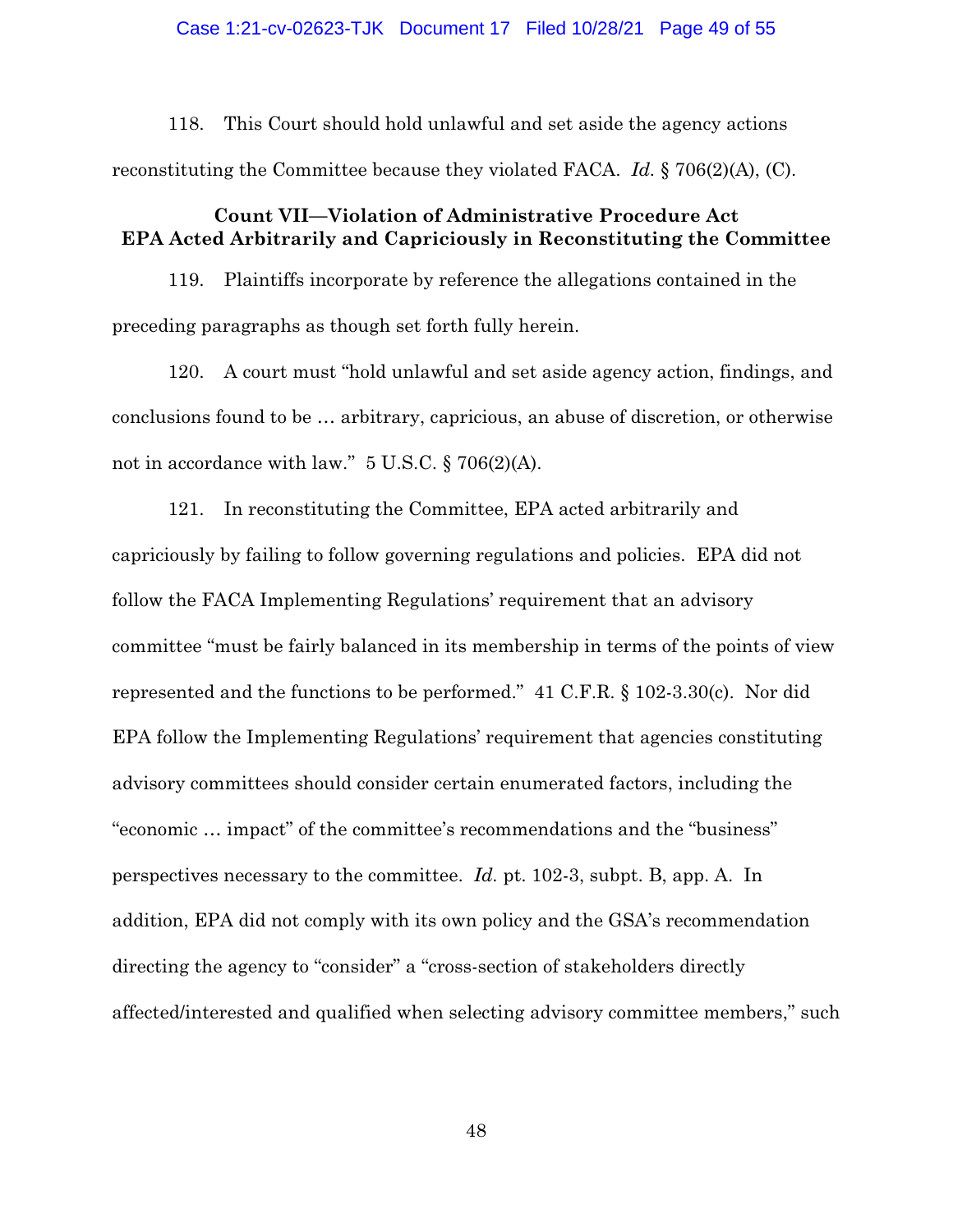118. This Court should hold unlawful and set aside the agency actions reconstituting the Committee because they violated FACA. *Id.* § 706(2)(A), (C).

### Count VII—Violation of Administrative Procedure Act
### EPA Acted Arbitrarily and Capriciously in Reconstituting the Committee

119. Plaintiffs incorporate by reference the allegations contained in the preceding paragraphs as though set forth fully herein.

120. A court must "hold unlawful and set aside agency action, findings, and conclusions found to be … arbitrary, capricious, an abuse of discretion, or otherwise not in accordance with law." 5 U.S.C. § 706(2)(A).

121. In reconstituting the Committee, EPA acted arbitrarily and capriciously by failing to follow governing regulations and policies. EPA did not follow the FACA Implementing Regulations' requirement that an advisory committee "must be fairly balanced in its membership in terms of the points of view represented and the functions to be performed." 41 C.F.R. § 102-3.30(c). Nor did EPA follow the Implementing Regulations' requirement that agencies constituting advisory committees should consider certain enumerated factors, including the "economic … impact" of the committee's recommendations and the "business" perspectives necessary to the committee. *Id.* pt. 102-3, subpt. B, app. A. In addition, EPA did not comply with its own policy and the GSA's recommendation directing the agency to "consider" a "cross-section of stakeholders directly affected/interested and qualified when selecting advisory committee members," such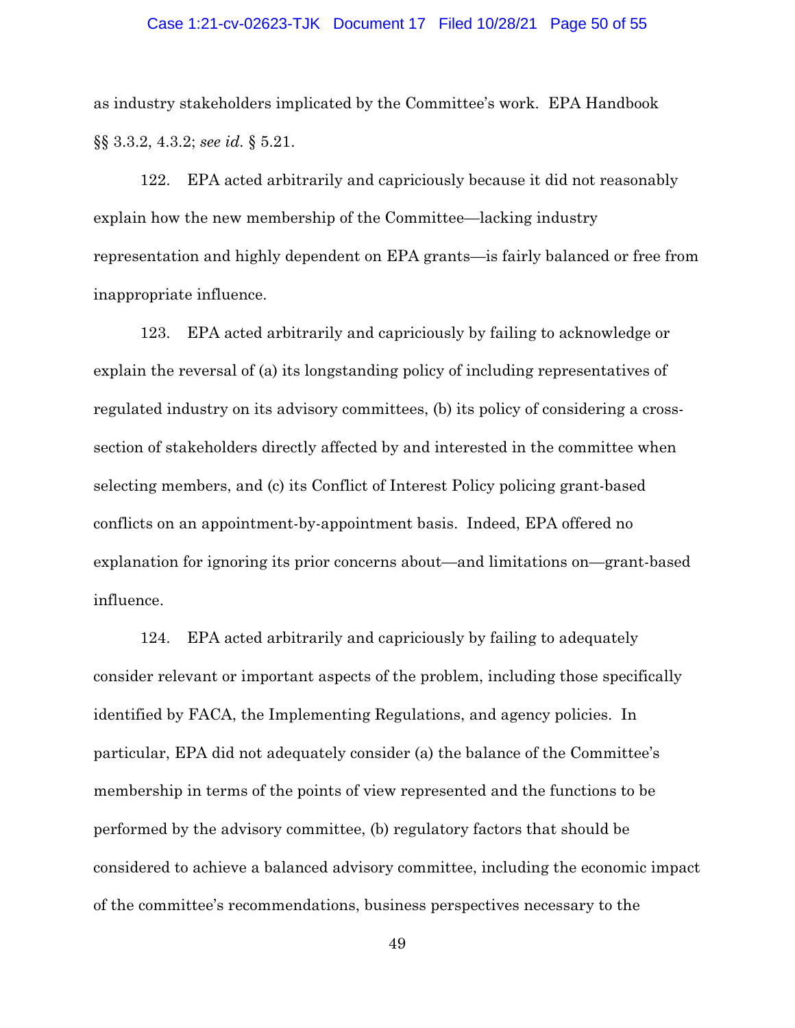as industry stakeholders implicated by the Committee's work. EPA Handbook §§ 3.3.2, 4.3.2; *see id.* § 5.21.

122. EPA acted arbitrarily and capriciously because it did not reasonably explain how the new membership of the Committee—lacking industry representation and highly dependent on EPA grants—is fairly balanced or free from inappropriate influence.

123. EPA acted arbitrarily and capriciously by failing to acknowledge or explain the reversal of (a) its longstanding policy of including representatives of regulated industry on its advisory committees, (b) its policy of considering a cross-section of stakeholders directly affected by and interested in the committee when selecting members, and (c) its Conflict of Interest Policy policing grant-based conflicts on an appointment-by-appointment basis. Indeed, EPA offered no explanation for ignoring its prior concerns about—and limitations on—grant-based influence.

124. EPA acted arbitrarily and capriciously by failing to adequately consider relevant or important aspects of the problem, including those specifically identified by FACA, the Implementing Regulations, and agency policies. In particular, EPA did not adequately consider (a) the balance of the Committee's membership in terms of the points of view represented and the functions to be performed by the advisory committee, (b) regulatory factors that should be considered to achieve a balanced advisory committee, including the economic impact of the committee's recommendations, business perspectives necessary to the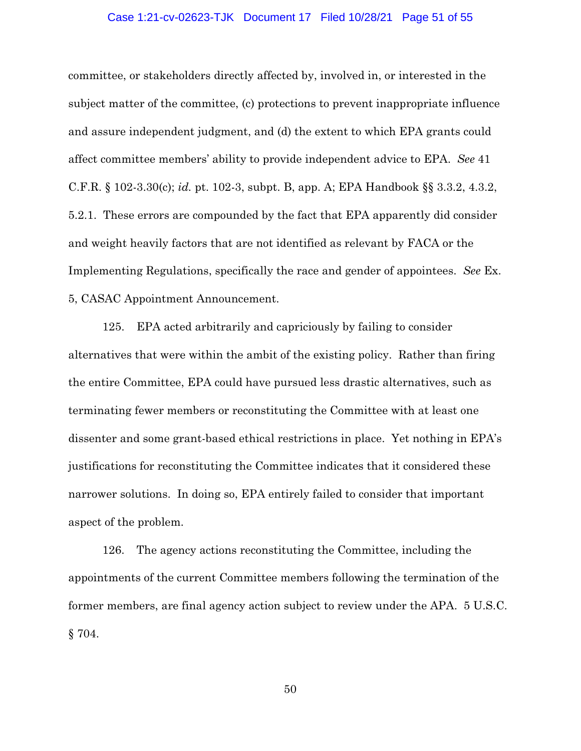committee, or stakeholders directly affected by, involved in, or interested in the subject matter of the committee, (c) protections to prevent inappropriate influence and assure independent judgment, and (d) the extent to which EPA grants could affect committee members' ability to provide independent advice to EPA. *See* 41 C.F.R. § 102-3.30(c); *id.* pt. 102-3, subpt. B, app. A; EPA Handbook §§ 3.3.2, 4.3.2, 5.2.1. These errors are compounded by the fact that EPA apparently did consider and weight heavily factors that are not identified as relevant by FACA or the Implementing Regulations, specifically the race and gender of appointees. *See* Ex. 5, CASAC Appointment Announcement.

125. EPA acted arbitrarily and capriciously by failing to consider alternatives that were within the ambit of the existing policy. Rather than firing the entire Committee, EPA could have pursued less drastic alternatives, such as terminating fewer members or reconstituting the Committee with at least one dissenter and some grant-based ethical restrictions in place. Yet nothing in EPA's justifications for reconstituting the Committee indicates that it considered these narrower solutions. In doing so, EPA entirely failed to consider that important aspect of the problem.

126. The agency actions reconstituting the Committee, including the appointments of the current Committee members following the termination of the former members, are final agency action subject to review under the APA. 5 U.S.C. § 704.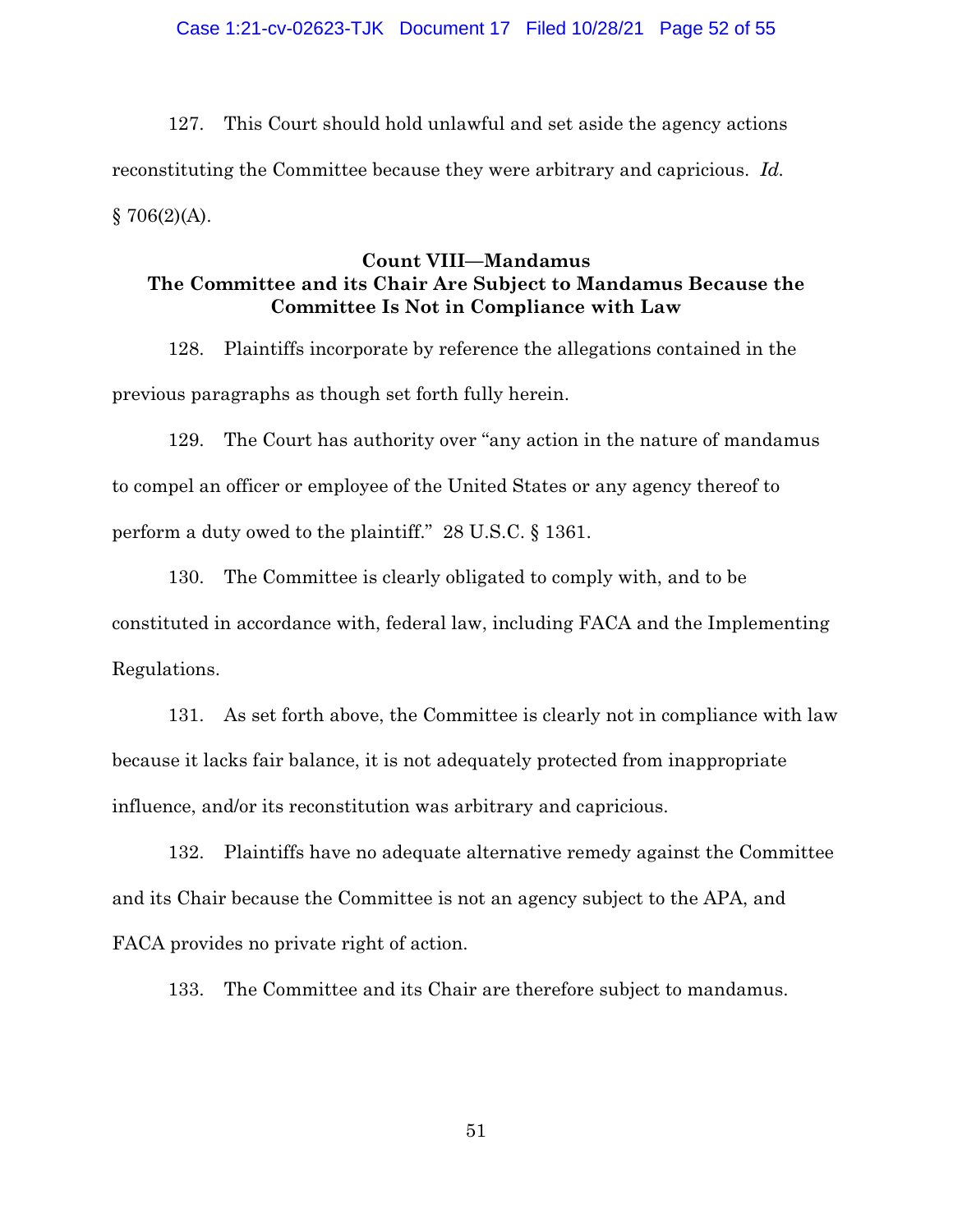127. This Court should hold unlawful and set aside the agency actions reconstituting the Committee because they were arbitrary and capricious. *Id.* § 706(2)(A).

**Count VIII—Mandamus**
**The Committee and its Chair Are Subject to Mandamus Because the Committee Is Not in Compliance with Law**

128. Plaintiffs incorporate by reference the allegations contained in the previous paragraphs as though set forth fully herein.

129. The Court has authority over "any action in the nature of mandamus to compel an officer or employee of the United States or any agency thereof to perform a duty owed to the plaintiff." 28 U.S.C. § 1361.

130. The Committee is clearly obligated to comply with, and to be constituted in accordance with, federal law, including FACA and the Implementing Regulations.

131. As set forth above, the Committee is clearly not in compliance with law because it lacks fair balance, it is not adequately protected from inappropriate influence, and/or its reconstitution was arbitrary and capricious.

132. Plaintiffs have no adequate alternative remedy against the Committee and its Chair because the Committee is not an agency subject to the APA, and FACA provides no private right of action.

133. The Committee and its Chair are therefore subject to mandamus.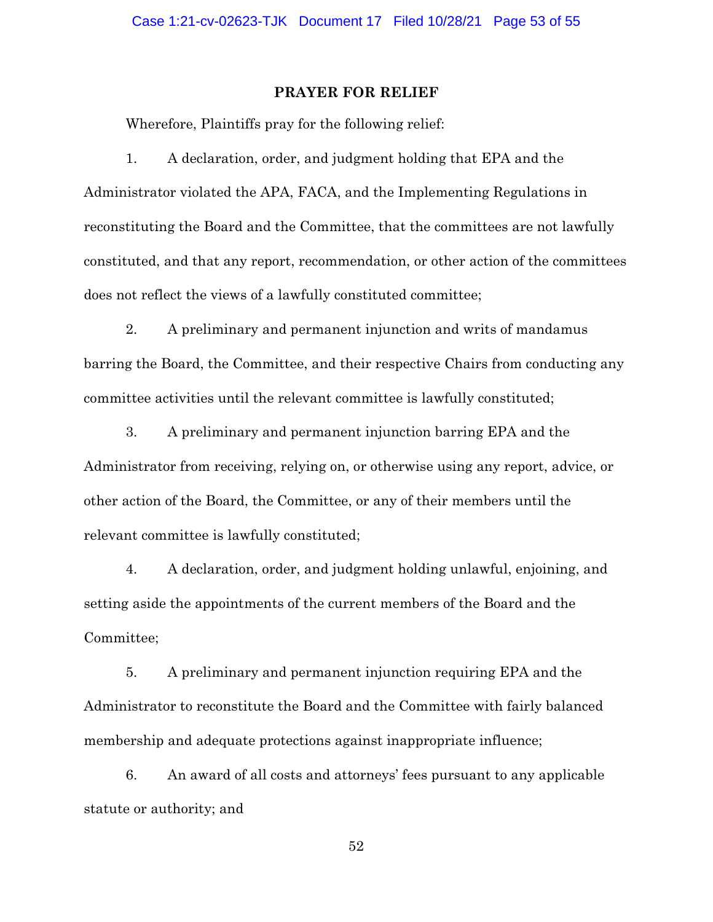## PRAYER FOR RELIEF

Wherefore, Plaintiffs pray for the following relief:

1. A declaration, order, and judgment holding that EPA and the Administrator violated the APA, FACA, and the Implementing Regulations in reconstituting the Board and the Committee, that the committees are not lawfully constituted, and that any report, recommendation, or other action of the committees does not reflect the views of a lawfully constituted committee;

2. A preliminary and permanent injunction and writs of mandamus barring the Board, the Committee, and their respective Chairs from conducting any committee activities until the relevant committee is lawfully constituted;

3. A preliminary and permanent injunction barring EPA and the Administrator from receiving, relying on, or otherwise using any report, advice, or other action of the Board, the Committee, or any of their members until the relevant committee is lawfully constituted;

4. A declaration, order, and judgment holding unlawful, enjoining, and setting aside the appointments of the current members of the Board and the Committee;

5. A preliminary and permanent injunction requiring EPA and the Administrator to reconstitute the Board and the Committee with fairly balanced membership and adequate protections against inappropriate influence;

6. An award of all costs and attorneys' fees pursuant to any applicable statute or authority; and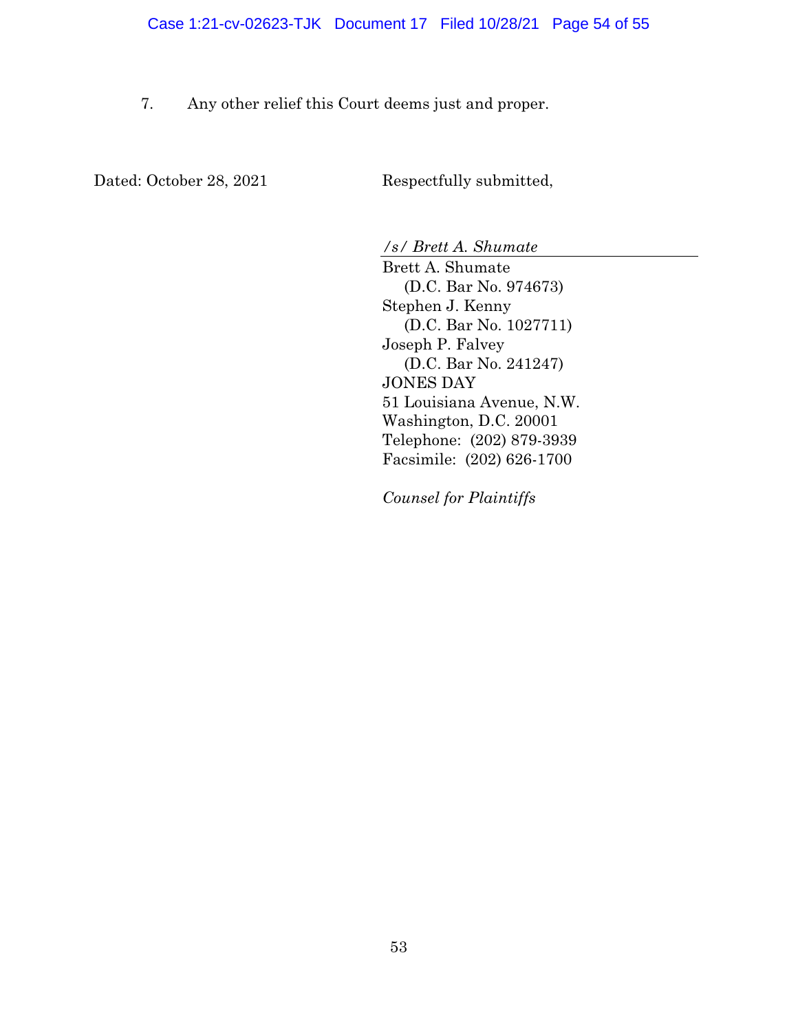7. Any other relief this Court deems just and proper.

Dated: October 28, 2021

Respectfully submitted,

*/s/ Brett A. Shumate*
Brett A. Shumate
(D.C. Bar No. 974673)
Stephen J. Kenny
(D.C. Bar No. 1027711)
Joseph P. Falvey
(D.C. Bar No. 241247)
JONES DAY
51 Louisiana Avenue, N.W.
Washington, D.C. 20001
Telephone: (202) 879-3939
Facsimile: (202) 626-1700

*Counsel for Plaintiffs*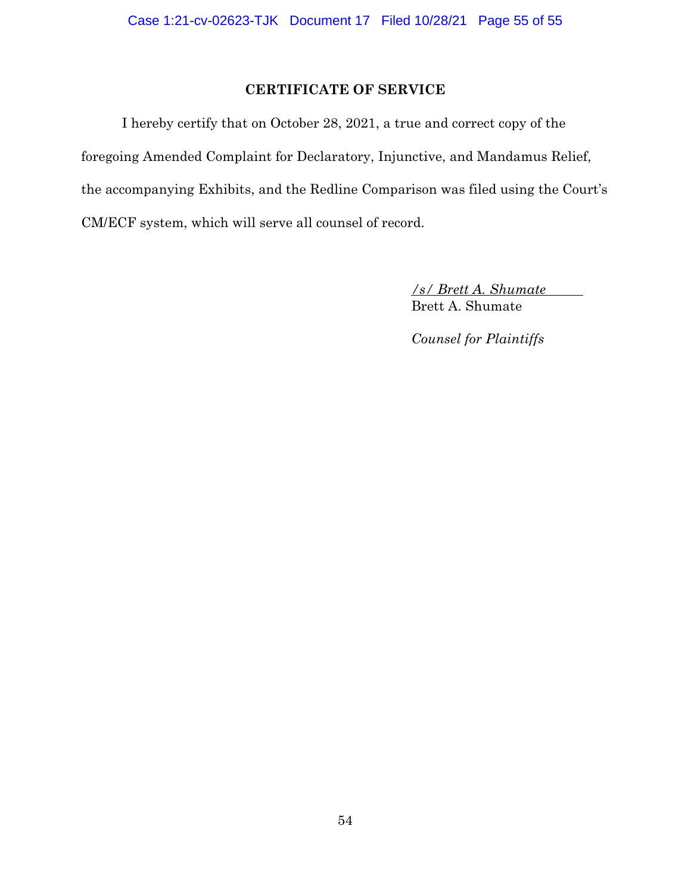# CERTIFICATE OF SERVICE

I hereby certify that on October 28, 2021, a true and correct copy of the foregoing Amended Complaint for Declaratory, Injunctive, and Mandamus Relief, the accompanying Exhibits, and the Redline Comparison was filed using the Court's CM/ECF system, which will serve all counsel of record.

*/s/ Brett A. Shumate*
Brett A. Shumate

*Counsel for Plaintiffs*